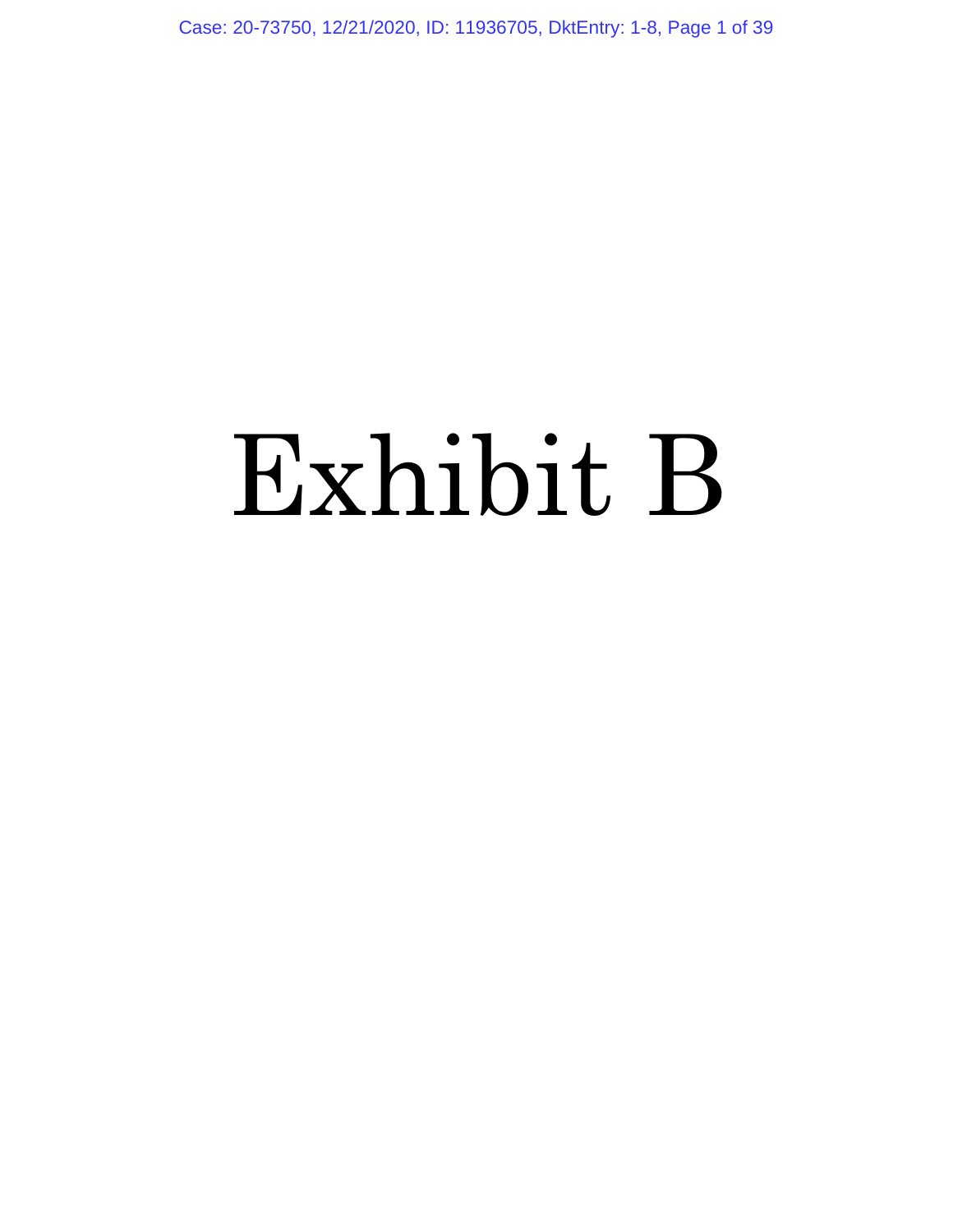# Exhibit B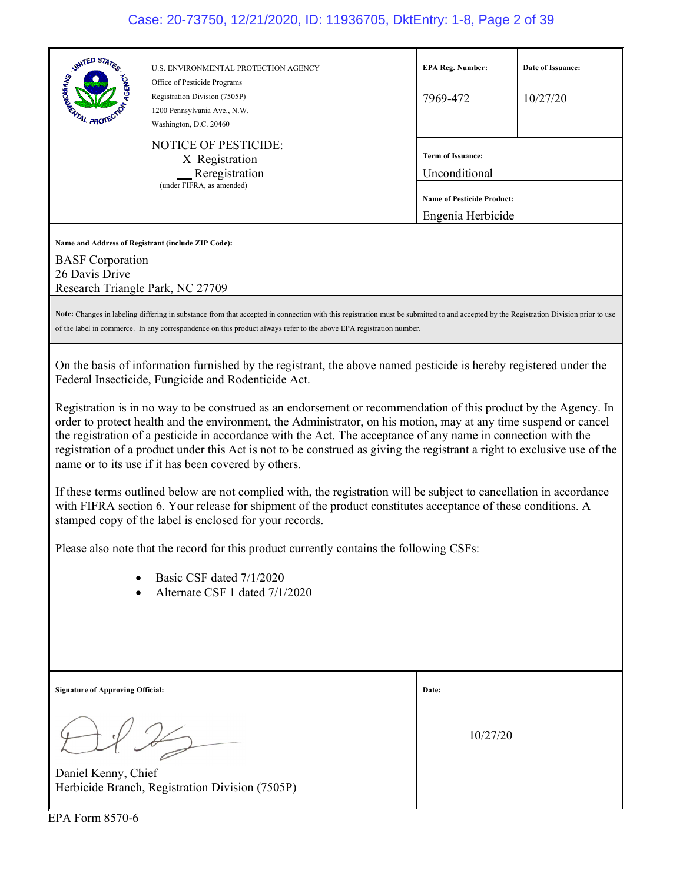U.S. ENVIRONMENTAL PROTECTION AGENCY
Office of Pesticide Programs
Registration Division (7505P)
1200 Pennsylvania Ave., N.W.
Washington, D.C. 20460

NOTICE OF PESTICIDE:
_X_ Registration
__ Reregistration
(under FIFRA, as amended)

| EPA Reg. Number: | Date of Issuance: |
| --- | --- |
| 7969-472 | 10/27/20 |

**Term of Issuance:**
Unconditional

**Name of Pesticide Product:**
Engenia Herbicide

**Name and Address of Registrant (include ZIP Code):**

BASF Corporation
26 Davis Drive
Research Triangle Park, NC 27709

**Note:** Changes in labeling differing in substance from that accepted in connection with this registration must be submitted to and accepted by the Registration Division prior to use of the label in commerce. In any correspondence on this product always refer to the above EPA registration number.

On the basis of information furnished by the registrant, the above named pesticide is hereby registered under the Federal Insecticide, Fungicide and Rodenticide Act.

Registration is in no way to be construed as an endorsement or recommendation of this product by the Agency. In order to protect health and the environment, the Administrator, on his motion, may at any time suspend or cancel the registration of a pesticide in accordance with the Act. The acceptance of any name in connection with the registration of a product under this Act is not to be construed as giving the registrant a right to exclusive use of the name or to its use if it has been covered by others.

If these terms outlined below are not complied with, the registration will be subject to cancellation in accordance with FIFRA section 6. Your release for shipment of the product constitutes acceptance of these conditions. A stamped copy of the label is enclosed for your records.

Please also note that the record for this product currently contains the following CSFs:

- Basic CSF dated 7/1/2020
- Alternate CSF 1 dated 7/1/2020

**Signature of Approving Official:**

Daniel Kenny, Chief
Herbicide Branch, Registration Division (7505P)

**Date:**
10/27/20

EPA Form 8570-6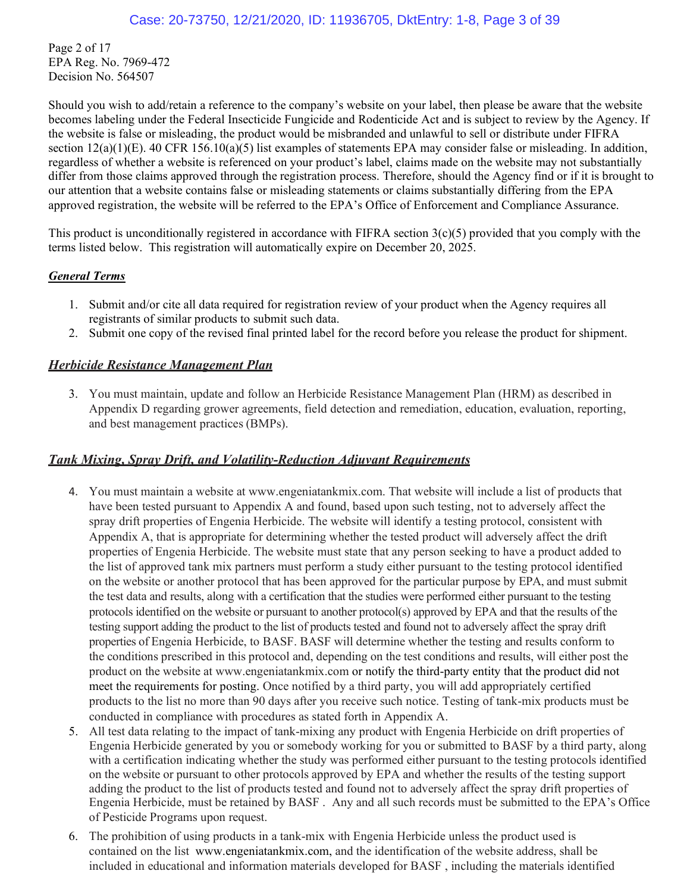Page 2 of 17
EPA Reg. No. 7969-472
Decision No. 564507

Should you wish to add/retain a reference to the company's website on your label, then please be aware that the website becomes labeling under the Federal Insecticide Fungicide and Rodenticide Act and is subject to review by the Agency. If the website is false or misleading, the product would be misbranded and unlawful to sell or distribute under FIFRA section 12(a)(1)(E). 40 CFR 156.10(a)(5) list examples of statements EPA may consider false or misleading. In addition, regardless of whether a website is referenced on your product's label, claims made on the website may not substantially differ from those claims approved through the registration process. Therefore, should the Agency find or if it is brought to our attention that a website contains false or misleading statements or claims substantially differing from the EPA approved registration, the website will be referred to the EPA's Office of Enforcement and Compliance Assurance.

This product is unconditionally registered in accordance with FIFRA section 3(c)(5) provided that you comply with the terms listed below. This registration will automatically expire on December 20, 2025.

***General Terms***

1. Submit and/or cite all data required for registration review of your product when the Agency requires all registrants of similar products to submit such data.
2. Submit one copy of the revised final printed label for the record before you release the product for shipment.

***Herbicide Resistance Management Plan***

3. You must maintain, update and follow an Herbicide Resistance Management Plan (HRM) as described in Appendix D regarding grower agreements, field detection and remediation, education, evaluation, reporting, and best management practices (BMPs).

***Tank Mixing, Spray Drift, and Volatility-Reduction Adjuvant Requirements***

4. You must maintain a website at www.engeniatankmix.com. That website will include a list of products that have been tested pursuant to Appendix A and found, based upon such testing, not to adversely affect the spray drift properties of Engenia Herbicide. The website will identify a testing protocol, consistent with Appendix A, that is appropriate for determining whether the tested product will adversely affect the drift properties of Engenia Herbicide. The website must state that any person seeking to have a product added to the list of approved tank mix partners must perform a study either pursuant to the testing protocol identified on the website or another protocol that has been approved for the particular purpose by EPA, and must submit the test data and results, along with a certification that the studies were performed either pursuant to the testing protocols identified on the website or pursuant to another protocol(s) approved by EPA and that the results of the testing support adding the product to the list of products tested and found not to adversely affect the spray drift properties of Engenia Herbicide, to BASF. BASF will determine whether the testing and results conform to the conditions prescribed in this protocol and, depending on the test conditions and results, will either post the product on the website at www.engeniatankmix.com or notify the third-party entity that the product did not meet the requirements for posting. Once notified by a third party, you will add appropriately certified products to the list no more than 90 days after you receive such notice. Testing of tank-mix products must be conducted in compliance with procedures as stated forth in Appendix A.
5. All test data relating to the impact of tank-mixing any product with Engenia Herbicide on drift properties of Engenia Herbicide generated by you or somebody working for you or submitted to BASF by a third party, along with a certification indicating whether the study was performed either pursuant to the testing protocols identified on the website or pursuant to other protocols approved by EPA and whether the results of the testing support adding the product to the list of products tested and found not to adversely affect the spray drift properties of Engenia Herbicide, must be retained by BASF . Any and all such records must be submitted to the EPA's Office of Pesticide Programs upon request.
6. The prohibition of using products in a tank-mix with Engenia Herbicide unless the product used is contained on the list www.engeniatankmix.com, and the identification of the website address, shall be included in educational and information materials developed for BASF , including the materials identified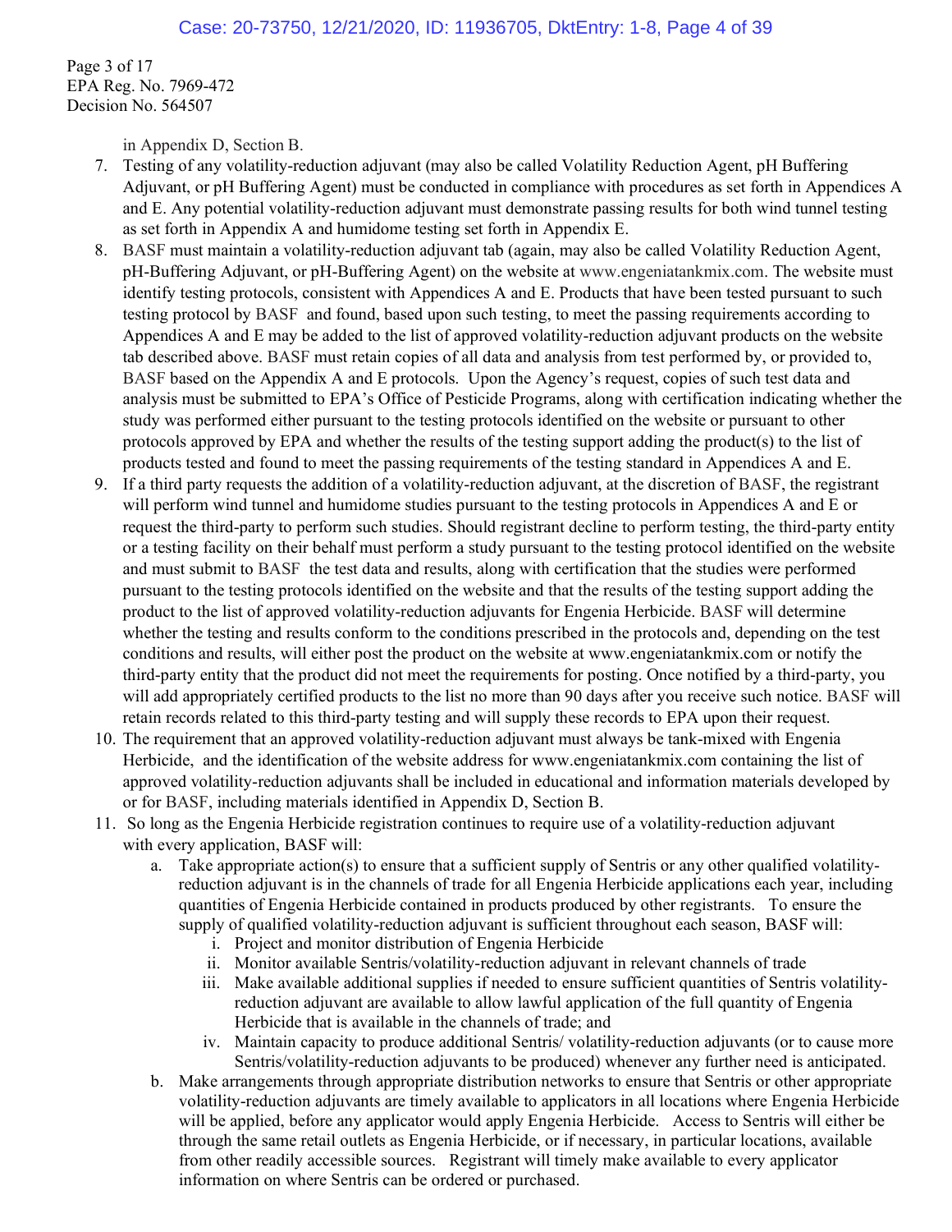in Appendix D, Section B.

7. Testing of any volatility-reduction adjuvant (may also be called Volatility Reduction Agent, pH Buffering Adjuvant, or pH Buffering Agent) must be conducted in compliance with procedures as set forth in Appendices A and E. Any potential volatility-reduction adjuvant must demonstrate passing results for both wind tunnel testing as set forth in Appendix A and humidome testing set forth in Appendix E.
8. BASF must maintain a volatility-reduction adjuvant tab (again, may also be called Volatility Reduction Agent, pH-Buffering Adjuvant, or pH-Buffering Agent) on the website at www.engeniatankmix.com. The website must identify testing protocols, consistent with Appendices A and E. Products that have been tested pursuant to such testing protocol by BASF and found, based upon such testing, to meet the passing requirements according to Appendices A and E may be added to the list of approved volatility-reduction adjuvant products on the website tab described above. BASF must retain copies of all data and analysis from test performed by, or provided to, BASF based on the Appendix A and E protocols. Upon the Agency's request, copies of such test data and analysis must be submitted to EPA's Office of Pesticide Programs, along with certification indicating whether the study was performed either pursuant to the testing protocols identified on the website or pursuant to other protocols approved by EPA and whether the results of the testing support adding the product(s) to the list of products tested and found to meet the passing requirements of the testing standard in Appendices A and E.
9. If a third party requests the addition of a volatility-reduction adjuvant, at the discretion of BASF, the registrant will perform wind tunnel and humidome studies pursuant to the testing protocols in Appendices A and E or request the third-party to perform such studies. Should registrant decline to perform testing, the third-party entity or a testing facility on their behalf must perform a study pursuant to the testing protocol identified on the website and must submit to BASF the test data and results, along with certification that the studies were performed pursuant to the testing protocols identified on the website and that the results of the testing support adding the product to the list of approved volatility-reduction adjuvants for Engenia Herbicide. BASF will determine whether the testing and results conform to the conditions prescribed in the protocols and, depending on the test conditions and results, will either post the product on the website at www.engeniatankmix.com or notify the third-party entity that the product did not meet the requirements for posting. Once notified by a third-party, you will add appropriately certified products to the list no more than 90 days after you receive such notice. BASF will retain records related to this third-party testing and will supply these records to EPA upon their request.
10. The requirement that an approved volatility-reduction adjuvant must always be tank-mixed with Engenia Herbicide, and the identification of the website address for www.engeniatankmix.com containing the list of approved volatility-reduction adjuvants shall be included in educational and information materials developed by or for BASF, including materials identified in Appendix D, Section B.
11. So long as the Engenia Herbicide registration continues to require use of a volatility-reduction adjuvant with every application, BASF will:
    a. Take appropriate action(s) to ensure that a sufficient supply of Sentris or any other qualified volatility-reduction adjuvant is in the channels of trade for all Engenia Herbicide applications each year, including quantities of Engenia Herbicide contained in products produced by other registrants. To ensure the supply of qualified volatility-reduction adjuvant is sufficient throughout each season, BASF will:
        i. Project and monitor distribution of Engenia Herbicide
        ii. Monitor available Sentris/volatility-reduction adjuvant in relevant channels of trade
        iii. Make available additional supplies if needed to ensure sufficient quantities of Sentris volatility-reduction adjuvant are available to allow lawful application of the full quantity of Engenia Herbicide that is available in the channels of trade; and
        iv. Maintain capacity to produce additional Sentris/ volatility-reduction adjuvants (or to cause more Sentris/volatility-reduction adjuvants to be produced) whenever any further need is anticipated.
    b. Make arrangements through appropriate distribution networks to ensure that Sentris or other appropriate volatility-reduction adjuvants are timely available to applicators in all locations where Engenia Herbicide will be applied, before any applicator would apply Engenia Herbicide. Access to Sentris will either be through the same retail outlets as Engenia Herbicide, or if necessary, in particular locations, available from other readily accessible sources. Registrant will timely make available to every applicator information on where Sentris can be ordered or purchased.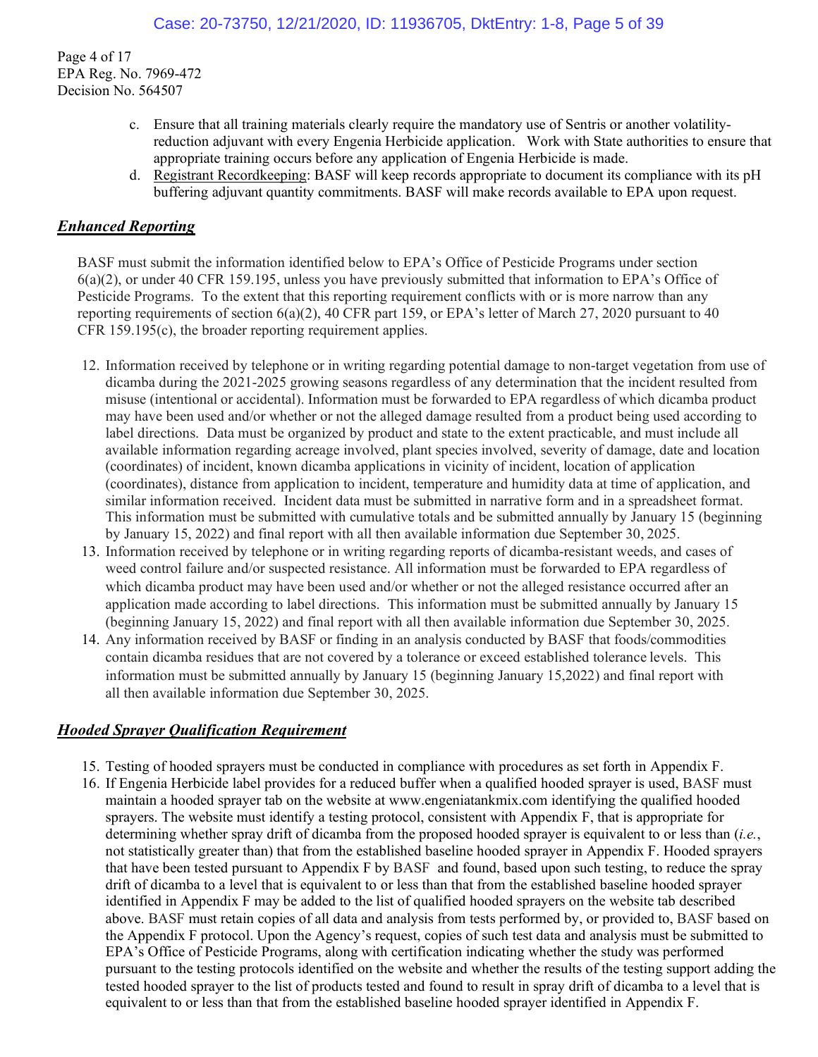Page 4 of 17
EPA Reg. No. 7969-472
Decision No. 564507

c. Ensure that all training materials clearly require the mandatory use of Sentris or another volatility-reduction adjuvant with every Engenia Herbicide application. Work with State authorities to ensure that appropriate training occurs before any application of Engenia Herbicide is made.
d. Registrant Recordkeeping: BASF will keep records appropriate to document its compliance with its pH buffering adjuvant quantity commitments. BASF will make records available to EPA upon request.

## ***Enhanced Reporting***

BASF must submit the information identified below to EPA's Office of Pesticide Programs under section 6(a)(2), or under 40 CFR 159.195, unless you have previously submitted that information to EPA's Office of Pesticide Programs. To the extent that this reporting requirement conflicts with or is more narrow than any reporting requirements of section 6(a)(2), 40 CFR part 159, or EPA's letter of March 27, 2020 pursuant to 40 CFR 159.195(c), the broader reporting requirement applies.

12. Information received by telephone or in writing regarding potential damage to non-target vegetation from use of dicamba during the 2021-2025 growing seasons regardless of any determination that the incident resulted from misuse (intentional or accidental). Information must be forwarded to EPA regardless of which dicamba product may have been used and/or whether or not the alleged damage resulted from a product being used according to label directions. Data must be organized by product and state to the extent practicable, and must include all available information regarding acreage involved, plant species involved, severity of damage, date and location (coordinates) of incident, known dicamba applications in vicinity of incident, location of application (coordinates), distance from application to incident, temperature and humidity data at time of application, and similar information received. Incident data must be submitted in narrative form and in a spreadsheet format. This information must be submitted with cumulative totals and be submitted annually by January 15 (beginning by January 15, 2022) and final report with all then available information due September 30, 2025.
13. Information received by telephone or in writing regarding reports of dicamba-resistant weeds, and cases of weed control failure and/or suspected resistance. All information must be forwarded to EPA regardless of which dicamba product may have been used and/or whether or not the alleged resistance occurred after an application made according to label directions. This information must be submitted annually by January 15 (beginning January 15, 2022) and final report with all then available information due September 30, 2025.
14. Any information received by BASF or finding in an analysis conducted by BASF that foods/commodities contain dicamba residues that are not covered by a tolerance or exceed established tolerance levels. This information must be submitted annually by January 15 (beginning January 15,2022) and final report with all then available information due September 30, 2025.

## ***Hooded Sprayer Qualification Requirement***

15. Testing of hooded sprayers must be conducted in compliance with procedures as set forth in Appendix F.
16. If Engenia Herbicide label provides for a reduced buffer when a qualified hooded sprayer is used, BASF must maintain a hooded sprayer tab on the website at www.engeniatankmix.com identifying the qualified hooded sprayers. The website must identify a testing protocol, consistent with Appendix F, that is appropriate for determining whether spray drift of dicamba from the proposed hooded sprayer is equivalent to or less than (*i.e.*, not statistically greater than) that from the established baseline hooded sprayer in Appendix F. Hooded sprayers that have been tested pursuant to Appendix F by BASF and found, based upon such testing, to reduce the spray drift of dicamba to a level that is equivalent to or less than that from the established baseline hooded sprayer identified in Appendix F may be added to the list of qualified hooded sprayers on the website tab described above. BASF must retain copies of all data and analysis from tests performed by, or provided to, BASF based on the Appendix F protocol. Upon the Agency's request, copies of such test data and analysis must be submitted to EPA's Office of Pesticide Programs, along with certification indicating whether the study was performed pursuant to the testing protocols identified on the website and whether the results of the testing support adding the tested hooded sprayer to the list of products tested and found to result in spray drift of dicamba to a level that is equivalent to or less than that from the established baseline hooded sprayer identified in Appendix F.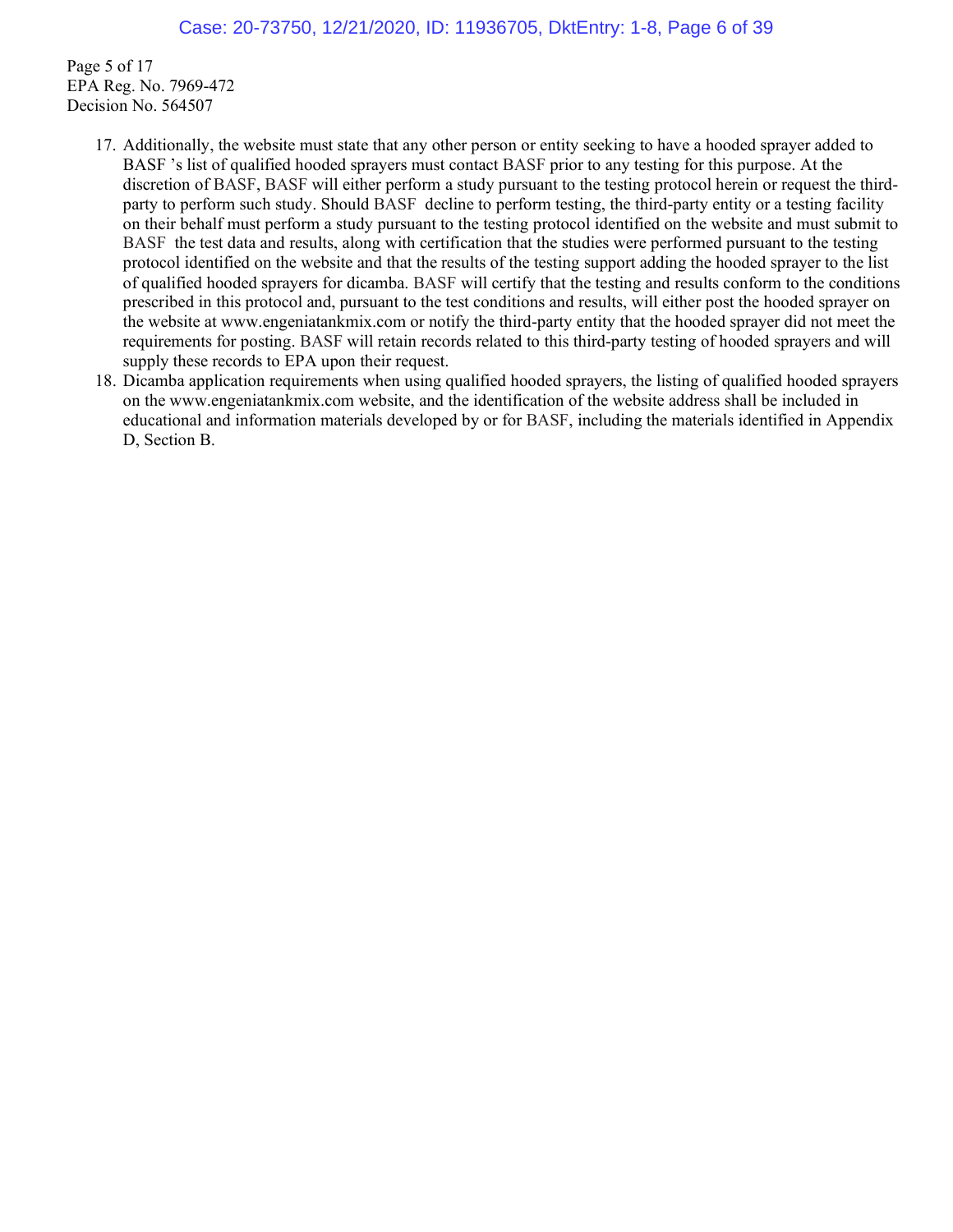Page 5 of 17
EPA Reg. No. 7969-472
Decision No. 564507

17. Additionally, the website must state that any other person or entity seeking to have a hooded sprayer added to BASF 's list of qualified hooded sprayers must contact BASF prior to any testing for this purpose. At the discretion of BASF, BASF will either perform a study pursuant to the testing protocol herein or request the third-party to perform such study. Should BASF decline to perform testing, the third-party entity or a testing facility on their behalf must perform a study pursuant to the testing protocol identified on the website and must submit to BASF the test data and results, along with certification that the studies were performed pursuant to the testing protocol identified on the website and that the results of the testing support adding the hooded sprayer to the list of qualified hooded sprayers for dicamba. BASF will certify that the testing and results conform to the conditions prescribed in this protocol and, pursuant to the test conditions and results, will either post the hooded sprayer on the website at www.engeniatankmix.com or notify the third-party entity that the hooded sprayer did not meet the requirements for posting. BASF will retain records related to this third-party testing of hooded sprayers and will supply these records to EPA upon their request.
18. Dicamba application requirements when using qualified hooded sprayers, the listing of qualified hooded sprayers on the www.engeniatankmix.com website, and the identification of the website address shall be included in educational and information materials developed by or for BASF, including the materials identified in Appendix D, Section B.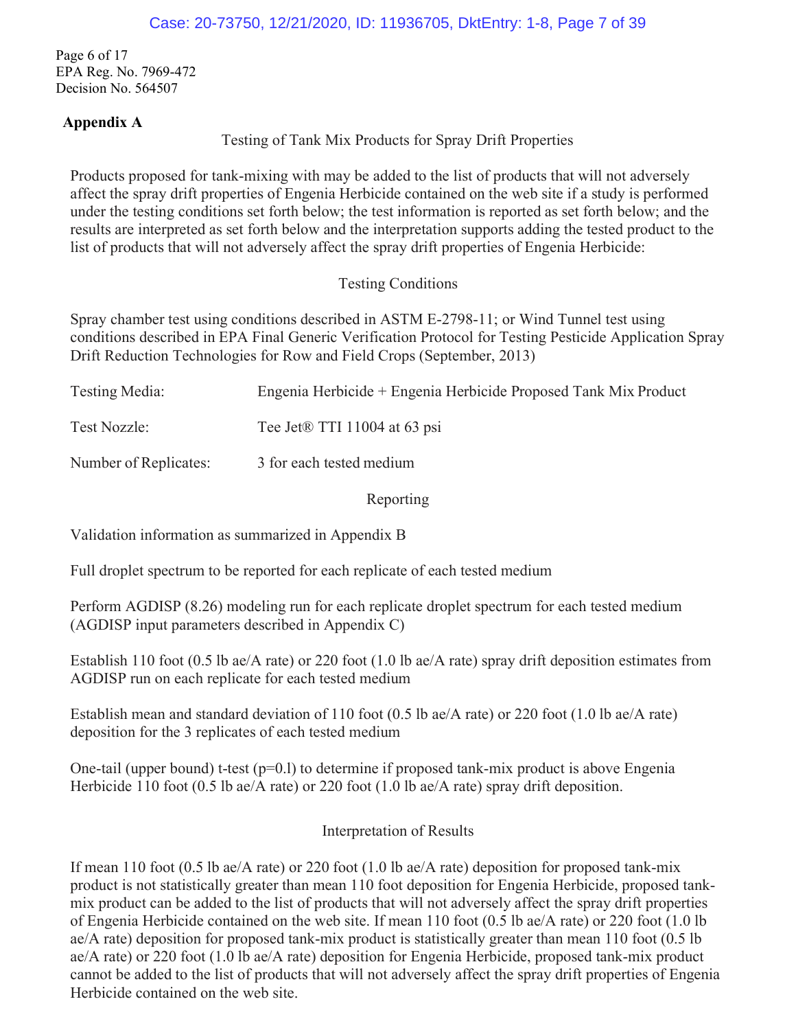Page 6 of 17
EPA Reg. No. 7969-472
Decision No. 564507

**Appendix A**

Testing of Tank Mix Products for Spray Drift Properties

Products proposed for tank-mixing with may be added to the list of products that will not adversely affect the spray drift properties of Engenia Herbicide contained on the web site if a study is performed under the testing conditions set forth below; the test information is reported as set forth below; and the results are interpreted as set forth below and the interpretation supports adding the tested product to the list of products that will not adversely affect the spray drift properties of Engenia Herbicide:

Testing Conditions

Spray chamber test using conditions described in ASTM E-2798-11; or Wind Tunnel test using conditions described in EPA Final Generic Verification Protocol for Testing Pesticide Application Spray Drift Reduction Technologies for Row and Field Crops (September, 2013)

| | |
|---|---|
| Testing Media: | Engenia Herbicide + Engenia Herbicide Proposed Tank Mix Product |
| Test Nozzle: | Tee Jet® TTI 11004 at 63 psi |
| Number of Replicates: | 3 for each tested medium |

Reporting

Validation information as summarized in Appendix B

Full droplet spectrum to be reported for each replicate of each tested medium

Perform AGDISP (8.26) modeling run for each replicate droplet spectrum for each tested medium (AGDISP input parameters described in Appendix C)

Establish 110 foot (0.5 lb ae/A rate) or 220 foot (1.0 lb ae/A rate) spray drift deposition estimates from AGDISP run on each replicate for each tested medium

Establish mean and standard deviation of 110 foot (0.5 lb ae/A rate) or 220 foot (1.0 lb ae/A rate) deposition for the 3 replicates of each tested medium

One-tail (upper bound) t-test (p=0.l) to determine if proposed tank-mix product is above Engenia Herbicide 110 foot (0.5 lb ae/A rate) or 220 foot (1.0 lb ae/A rate) spray drift deposition.

Interpretation of Results

If mean 110 foot (0.5 lb ae/A rate) or 220 foot (1.0 lb ae/A rate) deposition for proposed tank-mix product is not statistically greater than mean 110 foot deposition for Engenia Herbicide, proposed tank-mix product can be added to the list of products that will not adversely affect the spray drift properties of Engenia Herbicide contained on the web site. If mean 110 foot (0.5 lb ae/A rate) or 220 foot (1.0 lb ae/A rate) deposition for proposed tank-mix product is statistically greater than mean 110 foot (0.5 lb ae/A rate) or 220 foot (1.0 lb ae/A rate) deposition for Engenia Herbicide, proposed tank-mix product cannot be added to the list of products that will not adversely affect the spray drift properties of Engenia Herbicide contained on the web site.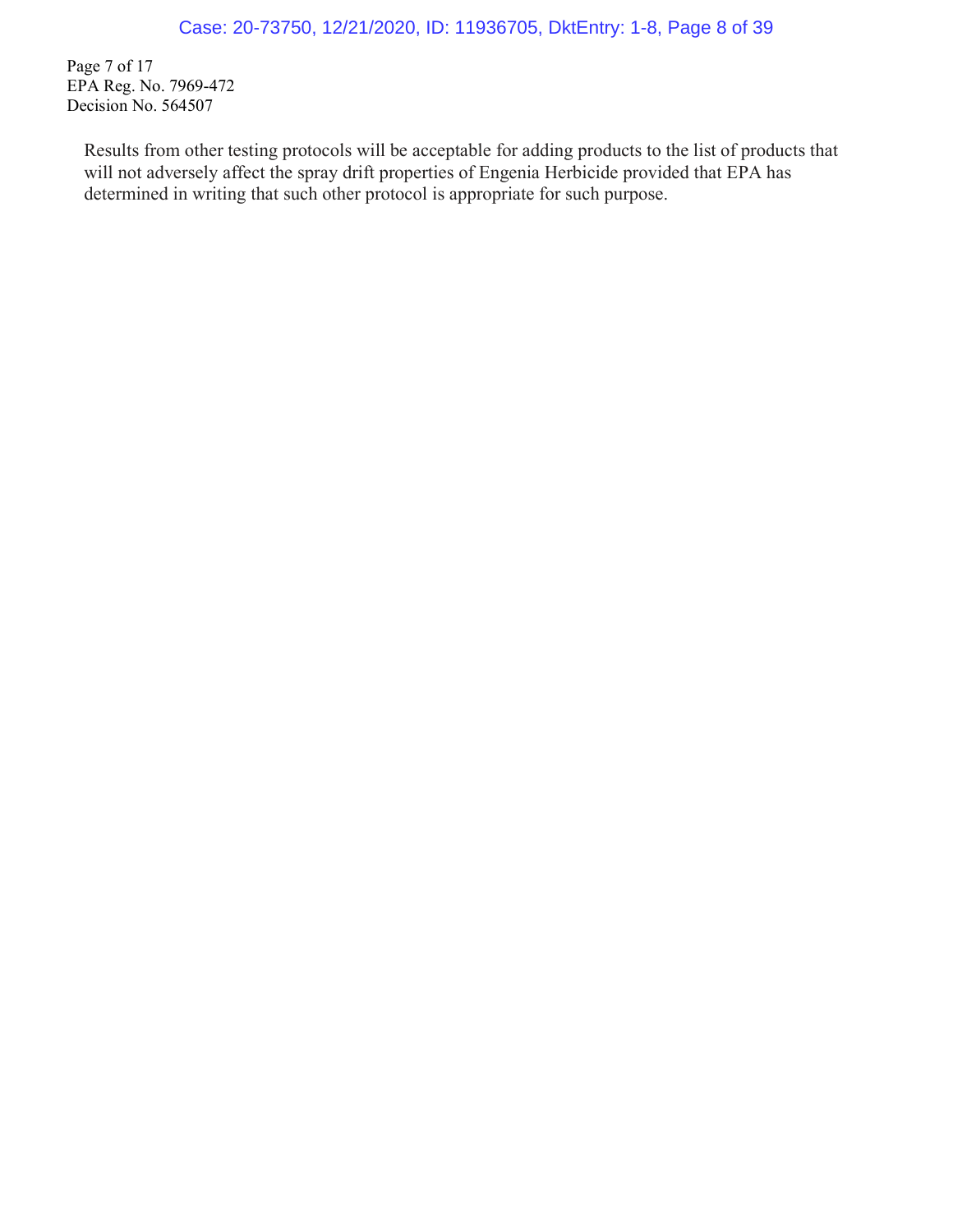Results from other testing protocols will be acceptable for adding products to the list of products that will not adversely affect the spray drift properties of Engenia Herbicide provided that EPA has determined in writing that such other protocol is appropriate for such purpose.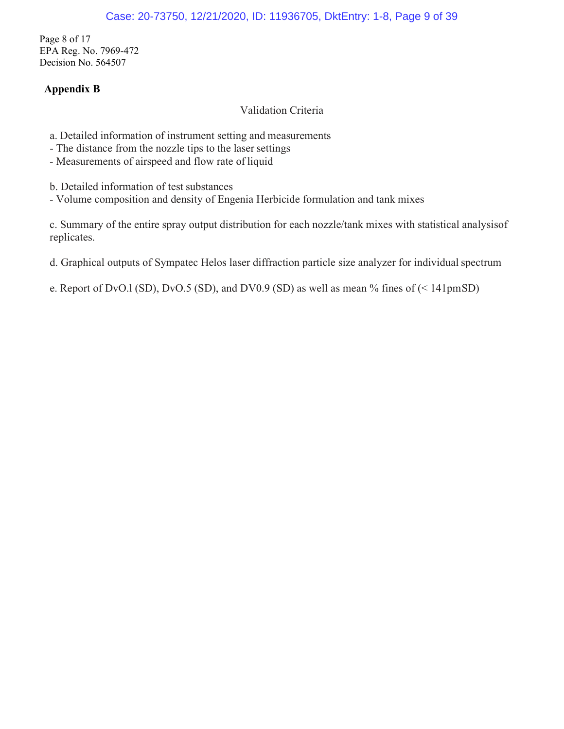Page 8 of 17
EPA Reg. No. 7969-472
Decision No. 564507

## Appendix B

Validation Criteria

a. Detailed information of instrument setting and measurements
- The distance from the nozzle tips to the laser settings
- Measurements of airspeed and flow rate of liquid

b. Detailed information of test substances
- Volume composition and density of Engenia Herbicide formulation and tank mixes

c. Summary of the entire spray output distribution for each nozzle/tank mixes with statistical analysisof replicates.

d. Graphical outputs of Sympatec Helos laser diffraction particle size analyzer for individual spectrum

e. Report of DvO.l (SD), DvO.5 (SD), and DV0.9 (SD) as well as mean % fines of (< 141pmSD)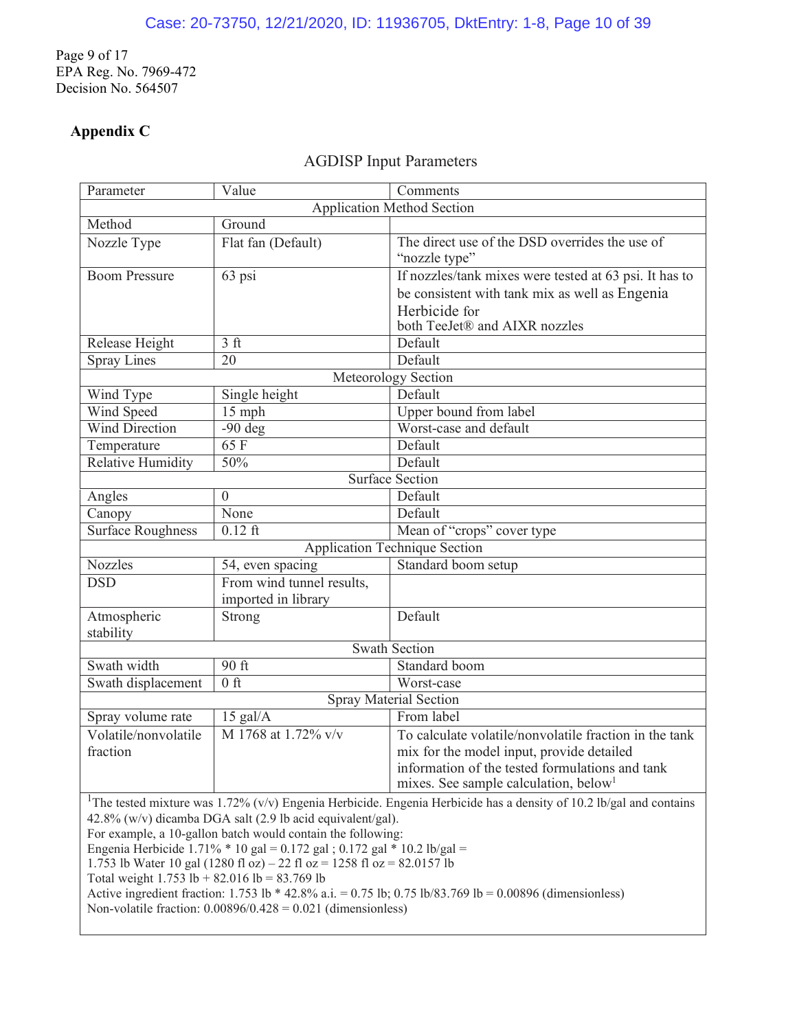Page 9 of 17
EPA Reg. No. 7969-472
Decision No. 564507

## Appendix C

AGDISP Input Parameters

| Parameter | Value | Comments |
|---|---|---|
| **Application Method Section** | | |
| Method | Ground | |
| Nozzle Type | Flat fan (Default) | The direct use of the DSD overrides the use of "nozzle type" |
| Boom Pressure | 63 psi | If nozzles/tank mixes were tested at 63 psi. It has to be consistent with tank mix as well as Engenia Herbicide for both TeeJet® and AIXR nozzles |
| Release Height | 3 ft | Default |
| Spray Lines | 20 | Default |
| **Meteorology Section** | | |
| Wind Type | Single height | Default |
| Wind Speed | 15 mph | Upper bound from label |
| Wind Direction | -90 deg | Worst-case and default |
| Temperature | 65 F | Default |
| Relative Humidity | 50% | Default |
| **Surface Section** | | |
| Angles | 0 | Default |
| Canopy | None | Default |
| Surface Roughness | 0.12 ft | Mean of "crops" cover type |
| **Application Technique Section** | | |
| Nozzles | 54, even spacing | Standard boom setup |
| DSD | From wind tunnel results, imported in library | |
| Atmospheric stability | Strong | Default |
| **Swath Section** | | |
| Swath width | 90 ft | Standard boom |
| Swath displacement | 0 ft | Worst-case |
| **Spray Material Section** | | |
| Spray volume rate | 15 gal/A | From label |
| Volatile/nonvolatile fraction | M 1768 at 1.72% v/v | To calculate volatile/nonvolatile fraction in the tank mix for the model input, provide detailed information of the tested formulations and tank mixes. See sample calculation, below[1] |

[1]The tested mixture was 1.72% (v/v) Engenia Herbicide. Engenia Herbicide has a density of 10.2 lb/gal and contains 42.8% (w/v) dicamba DGA salt (2.9 lb acid equivalent/gal).
For example, a 10-gallon batch would contain the following:
Engenia Herbicide 1.71% * 10 gal = 0.172 gal ; 0.172 gal * 10.2 lb/gal =
1.753 lb Water 10 gal (1280 fl oz) – 22 fl oz = 1258 fl oz = 82.0157 lb
Total weight 1.753 lb + 82.016 lb = 83.769 lb
Active ingredient fraction: 1.753 lb * 42.8% a.i. = 0.75 lb; 0.75 lb/83.769 lb = 0.00896 (dimensionless)
Non-volatile fraction: 0.00896/0.428 = 0.021 (dimensionless)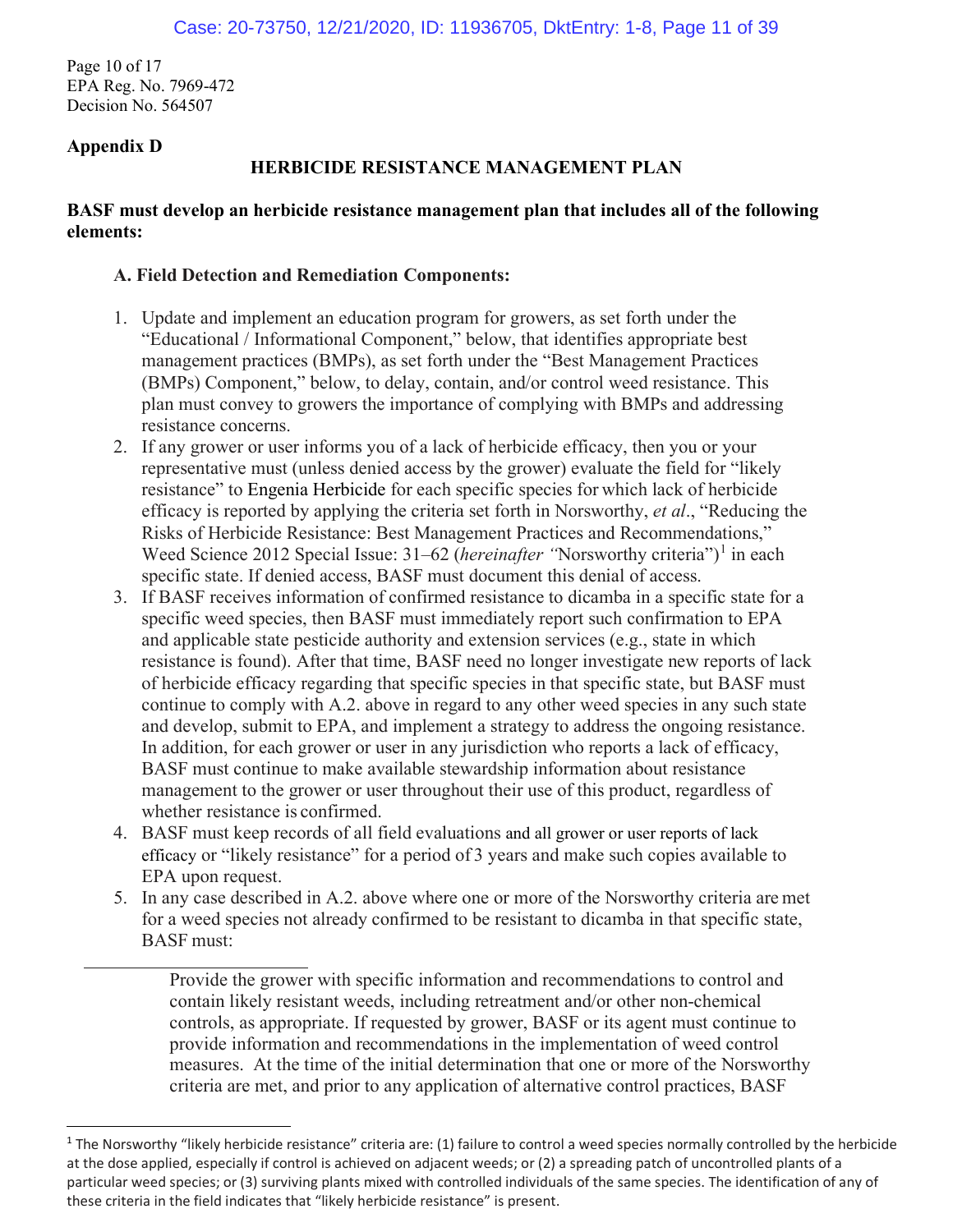Page 10 of 17
EPA Reg. No. 7969-472
Decision No. 564507

**Appendix D**

## HERBICIDE RESISTANCE MANAGEMENT PLAN

**BASF must develop an herbicide resistance management plan that includes all of the following elements:**

### A. Field Detection and Remediation Components:

1. Update and implement an education program for growers, as set forth under the "Educational / Informational Component," below, that identifies appropriate best management practices (BMPs), as set forth under the "Best Management Practices (BMPs) Component," below, to delay, contain, and/or control weed resistance. This plan must convey to growers the importance of complying with BMPs and addressing resistance concerns.
2. If any grower or user informs you of a lack of herbicide efficacy, then you or your representative must (unless denied access by the grower) evaluate the field for "likely resistance" to Engenia Herbicide for each specific species for which lack of herbicide efficacy is reported by applying the criteria set forth in Norsworthy, *et al*., "Reducing the Risks of Herbicide Resistance: Best Management Practices and Recommendations," Weed Science 2012 Special Issue: 31–62 (*hereinafter "*Norsworthy criteria")[1] in each specific state. If denied access, BASF must document this denial of access.
3. If BASF receives information of confirmed resistance to dicamba in a specific state for a specific weed species, then BASF must immediately report such confirmation to EPA and applicable state pesticide authority and extension services (e.g., state in which resistance is found). After that time, BASF need no longer investigate new reports of lack of herbicide efficacy regarding that specific species in that specific state, but BASF must continue to comply with A.2. above in regard to any other weed species in any such state and develop, submit to EPA, and implement a strategy to address the ongoing resistance. In addition, for each grower or user in any jurisdiction who reports a lack of efficacy, BASF must continue to make available stewardship information about resistance management to the grower or user throughout their use of this product, regardless of whether resistance is confirmed.
4. BASF must keep records of all field evaluations and all grower or user reports of lack efficacy or "likely resistance" for a period of 3 years and make such copies available to EPA upon request.
5. In any case described in A.2. above where one or more of the Norsworthy criteria are met for a weed species not already confirmed to be resistant to dicamba in that specific state, BASF must:

   Provide the grower with specific information and recommendations to control and contain likely resistant weeds, including retreatment and/or other non-chemical controls, as appropriate. If requested by grower, BASF or its agent must continue to provide information and recommendations in the implementation of weed control measures. At the time of the initial determination that one or more of the Norsworthy criteria are met, and prior to any application of alternative control practices, BASF

---

[1] The Norsworthy "likely herbicide resistance" criteria are: (1) failure to control a weed species normally controlled by the herbicide at the dose applied, especially if control is achieved on adjacent weeds; or (2) a spreading patch of uncontrolled plants of a particular weed species; or (3) surviving plants mixed with controlled individuals of the same species. The identification of any of these criteria in the field indicates that "likely herbicide resistance" is present.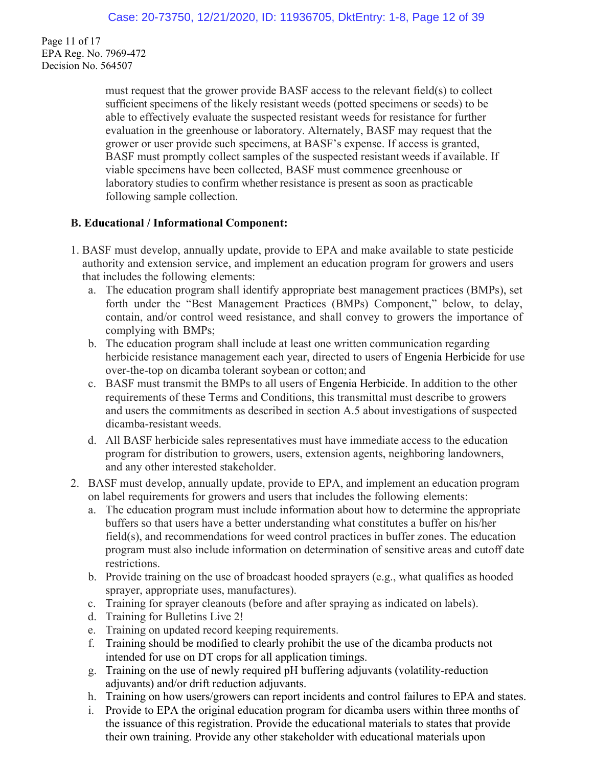must request that the grower provide BASF access to the relevant field(s) to collect sufficient specimens of the likely resistant weeds (potted specimens or seeds) to be able to effectively evaluate the suspected resistant weeds for resistance for further evaluation in the greenhouse or laboratory. Alternately, BASF may request that the grower or user provide such specimens, at BASF's expense. If access is granted, BASF must promptly collect samples of the suspected resistant weeds if available. If viable specimens have been collected, BASF must commence greenhouse or laboratory studies to confirm whether resistance is present as soon as practicable following sample collection.

**B. Educational / Informational Component:**

1. BASF must develop, annually update, provide to EPA and make available to state pesticide authority and extension service, and implement an education program for growers and users that includes the following elements:
   a. The education program shall identify appropriate best management practices (BMPs), set forth under the "Best Management Practices (BMPs) Component," below, to delay, contain, and/or control weed resistance, and shall convey to growers the importance of complying with BMPs;
   b. The education program shall include at least one written communication regarding herbicide resistance management each year, directed to users of Engenia Herbicide for use over-the-top on dicamba tolerant soybean or cotton; and
   c. BASF must transmit the BMPs to all users of Engenia Herbicide. In addition to the other requirements of these Terms and Conditions, this transmittal must describe to growers and users the commitments as described in section A.5 about investigations of suspected dicamba-resistant weeds.
   d. All BASF herbicide sales representatives must have immediate access to the education program for distribution to growers, users, extension agents, neighboring landowners, and any other interested stakeholder.
2. BASF must develop, annually update, provide to EPA, and implement an education program on label requirements for growers and users that includes the following elements:
   a. The education program must include information about how to determine the appropriate buffers so that users have a better understanding what constitutes a buffer on his/her field(s), and recommendations for weed control practices in buffer zones. The education program must also include information on determination of sensitive areas and cutoff date restrictions.
   b. Provide training on the use of broadcast hooded sprayers (e.g., what qualifies as hooded sprayer, appropriate uses, manufactures).
   c. Training for sprayer cleanouts (before and after spraying as indicated on labels).
   d. Training for Bulletins Live 2!
   e. Training on updated record keeping requirements.
   f. Training should be modified to clearly prohibit the use of the dicamba products not intended for use on DT crops for all application timings.
   g. Training on the use of newly required pH buffering adjuvants (volatility-reduction adjuvants) and/or drift reduction adjuvants.
   h. Training on how users/growers can report incidents and control failures to EPA and states.
   i. Provide to EPA the original education program for dicamba users within three months of the issuance of this registration. Provide the educational materials to states that provide their own training. Provide any other stakeholder with educational materials upon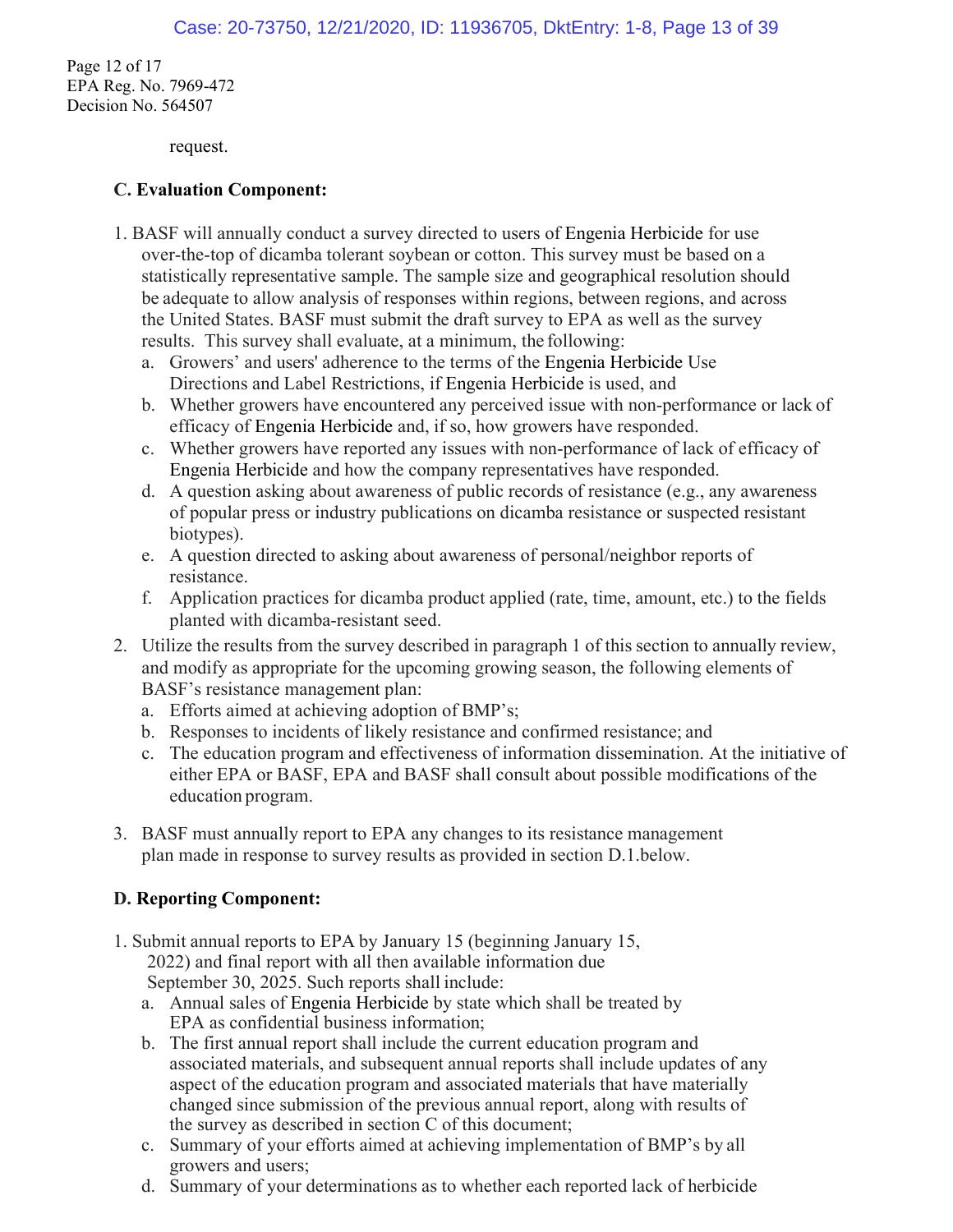request.

**C. Evaluation Component:**

1. BASF will annually conduct a survey directed to users of Engenia Herbicide for use over-the-top of dicamba tolerant soybean or cotton. This survey must be based on a statistically representative sample. The sample size and geographical resolution should be adequate to allow analysis of responses within regions, between regions, and across the United States. BASF must submit the draft survey to EPA as well as the survey results. This survey shall evaluate, at a minimum, the following:
   a. Growers' and users' adherence to the terms of the Engenia Herbicide Use Directions and Label Restrictions, if Engenia Herbicide is used, and
   b. Whether growers have encountered any perceived issue with non-performance or lack of efficacy of Engenia Herbicide and, if so, how growers have responded.
   c. Whether growers have reported any issues with non-performance of lack of efficacy of Engenia Herbicide and how the company representatives have responded.
   d. A question asking about awareness of public records of resistance (e.g., any awareness of popular press or industry publications on dicamba resistance or suspected resistant biotypes).
   e. A question directed to asking about awareness of personal/neighbor reports of resistance.
   f. Application practices for dicamba product applied (rate, time, amount, etc.) to the fields planted with dicamba-resistant seed.
2. Utilize the results from the survey described in paragraph 1 of this section to annually review, and modify as appropriate for the upcoming growing season, the following elements of BASF's resistance management plan:
   a. Efforts aimed at achieving adoption of BMP's;
   b. Responses to incidents of likely resistance and confirmed resistance; and
   c. The education program and effectiveness of information dissemination. At the initiative of either EPA or BASF, EPA and BASF shall consult about possible modifications of the education program.

3. BASF must annually report to EPA any changes to its resistance management plan made in response to survey results as provided in section D.1.below.

**D. Reporting Component:**

1. Submit annual reports to EPA by January 15 (beginning January 15, 2022) and final report with all then available information due September 30, 2025. Such reports shall include:
   a. Annual sales of Engenia Herbicide by state which shall be treated by EPA as confidential business information;
   b. The first annual report shall include the current education program and associated materials, and subsequent annual reports shall include updates of any aspect of the education program and associated materials that have materially changed since submission of the previous annual report, along with results of the survey as described in section C of this document;
   c. Summary of your efforts aimed at achieving implementation of BMP's by all growers and users;
   d. Summary of your determinations as to whether each reported lack of herbicide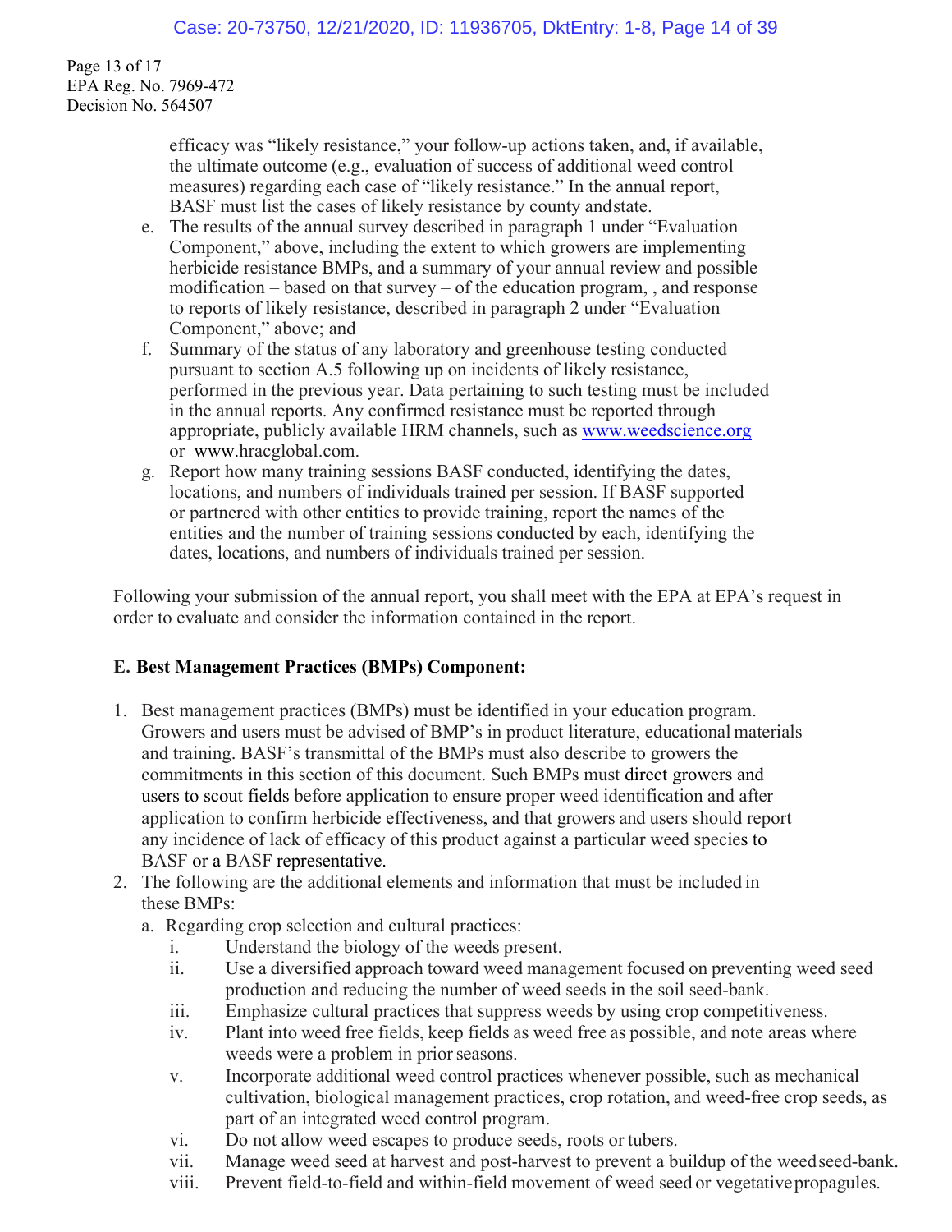efficacy was "likely resistance," your follow-up actions taken, and, if available, the ultimate outcome (e.g., evaluation of success of additional weed control measures) regarding each case of "likely resistance." In the annual report, BASF must list the cases of likely resistance by county andstate.

e. The results of the annual survey described in paragraph 1 under "Evaluation Component," above, including the extent to which growers are implementing herbicide resistance BMPs, and a summary of your annual review and possible modification – based on that survey – of the education program, , and response to reports of likely resistance, described in paragraph 2 under "Evaluation Component," above; and
f. Summary of the status of any laboratory and greenhouse testing conducted pursuant to section A.5 following up on incidents of likely resistance, performed in the previous year. Data pertaining to such testing must be included in the annual reports. Any confirmed resistance must be reported through appropriate, publicly available HRM channels, such as www.weedscience.org or www.hracglobal.com.
g. Report how many training sessions BASF conducted, identifying the dates, locations, and numbers of individuals trained per session. If BASF supported or partnered with other entities to provide training, report the names of the entities and the number of training sessions conducted by each, identifying the dates, locations, and numbers of individuals trained per session.

Following your submission of the annual report, you shall meet with the EPA at EPA's request in order to evaluate and consider the information contained in the report.

**E. Best Management Practices (BMPs) Component:**

1. Best management practices (BMPs) must be identified in your education program. Growers and users must be advised of BMP's in product literature, educational materials and training. BASF's transmittal of the BMPs must also describe to growers the commitments in this section of this document. Such BMPs must direct growers and users to scout fields before application to ensure proper weed identification and after application to confirm herbicide effectiveness, and that growers and users should report any incidence of lack of efficacy of this product against a particular weed species to BASF or a BASF representative.
2. The following are the additional elements and information that must be included in these BMPs:
   a. Regarding crop selection and cultural practices:
      i. Understand the biology of the weeds present.
      ii. Use a diversified approach toward weed management focused on preventing weed seed production and reducing the number of weed seeds in the soil seed-bank.
      iii. Emphasize cultural practices that suppress weeds by using crop competitiveness.
      iv. Plant into weed free fields, keep fields as weed free as possible, and note areas where weeds were a problem in prior seasons.
      v. Incorporate additional weed control practices whenever possible, such as mechanical cultivation, biological management practices, crop rotation, and weed-free crop seeds, as part of an integrated weed control program.
      vi. Do not allow weed escapes to produce seeds, roots or tubers.
      vii. Manage weed seed at harvest and post-harvest to prevent a buildup of the weedseed-bank.
      viii. Prevent field-to-field and within-field movement of weed seed or vegetativepropagules.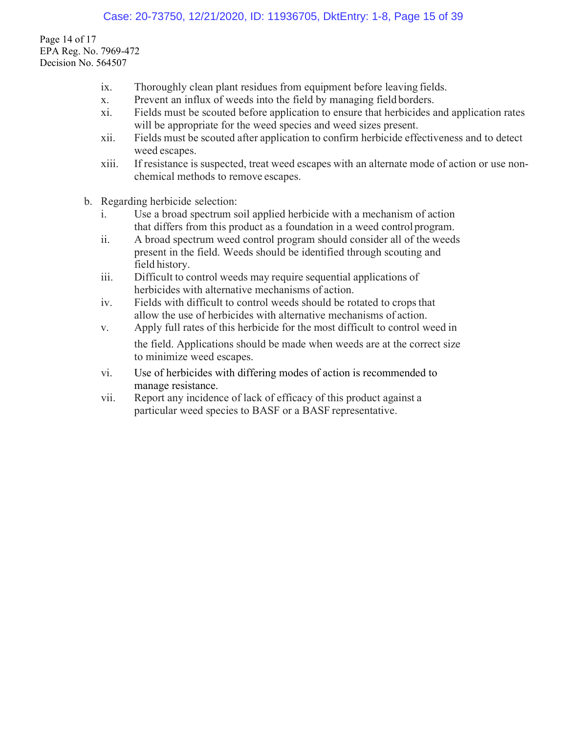ix. Thoroughly clean plant residues from equipment before leaving fields.

x. Prevent an influx of weeds into the field by managing field borders.

xi. Fields must be scouted before application to ensure that herbicides and application rates will be appropriate for the weed species and weed sizes present.

xii. Fields must be scouted after application to confirm herbicide effectiveness and to detect weed escapes.

xiii. If resistance is suspected, treat weed escapes with an alternate mode of action or use non-chemical methods to remove escapes.

b. Regarding herbicide selection:

i. Use a broad spectrum soil applied herbicide with a mechanism of action that differs from this product as a foundation in a weed control program.

ii. A broad spectrum weed control program should consider all of the weeds present in the field. Weeds should be identified through scouting and field history.

iii. Difficult to control weeds may require sequential applications of herbicides with alternative mechanisms of action.

iv. Fields with difficult to control weeds should be rotated to crops that allow the use of herbicides with alternative mechanisms of action.

v. Apply full rates of this herbicide for the most difficult to control weed in the field. Applications should be made when weeds are at the correct size to minimize weed escapes.

vi. Use of herbicides with differing modes of action is recommended to manage resistance.

vii. Report any incidence of lack of efficacy of this product against a particular weed species to BASF or a BASF representative.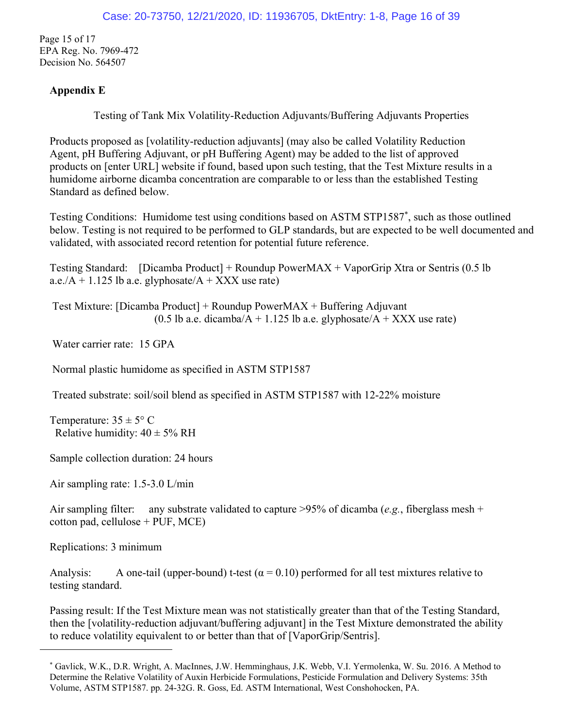## Appendix E

Testing of Tank Mix Volatility-Reduction Adjuvants/Buffering Adjuvants Properties

Products proposed as [volatility-reduction adjuvants] (may also be called Volatility Reduction Agent, pH Buffering Adjuvant, or pH Buffering Agent) may be added to the list of approved products on [enter URL] website if found, based upon such testing, that the Test Mixture results in a humidome airborne dicamba concentration are comparable to or less than the established Testing Standard as defined below.

Testing Conditions: Humidome test using conditions based on ASTM STP1587*, such as those outlined below. Testing is not required to be performed to GLP standards, but are expected to be well documented and validated, with associated record retention for potential future reference.

Testing Standard: [Dicamba Product] + Roundup PowerMAX + VaporGrip Xtra or Sentris (0.5 lb a.e./A + 1.125 lb a.e. glyphosate/A + XXX use rate)

Test Mixture: [Dicamba Product] + Roundup PowerMAX + Buffering Adjuvant (0.5 lb a.e. dicamba/A + 1.125 lb a.e. glyphosate/A + XXX use rate)

Water carrier rate: 15 GPA

Normal plastic humidome as specified in ASTM STP1587

Treated substrate: soil/soil blend as specified in ASTM STP1587 with 12-22% moisture

Temperature: 35 ± 5° C

Relative humidity: 40 ± 5% RH

Sample collection duration: 24 hours

Air sampling rate: 1.5-3.0 L/min

Air sampling filter: any substrate validated to capture >95% of dicamba (*e.g.*, fiberglass mesh + cotton pad, cellulose + PUF, MCE)

Replications: 3 minimum

Analysis: A one-tail (upper-bound) t-test ($\alpha = 0.10$) performed for all test mixtures relative to testing standard.

Passing result: If the Test Mixture mean was not statistically greater than that of the Testing Standard, then the [volatility-reduction adjuvant/buffering adjuvant] in the Test Mixture demonstrated the ability to reduce volatility equivalent to or better than that of [VaporGrip/Sentris].

---

* Gavlick, W.K., D.R. Wright, A. MacInnes, J.W. Hemminghaus, J.K. Webb, V.I. Yermolenka, W. Su. 2016. A Method to Determine the Relative Volatility of Auxin Herbicide Formulations, Pesticide Formulation and Delivery Systems: 35th Volume, ASTM STP1587. pp. 24-32G. R. Goss, Ed. ASTM International, West Conshohocken, PA.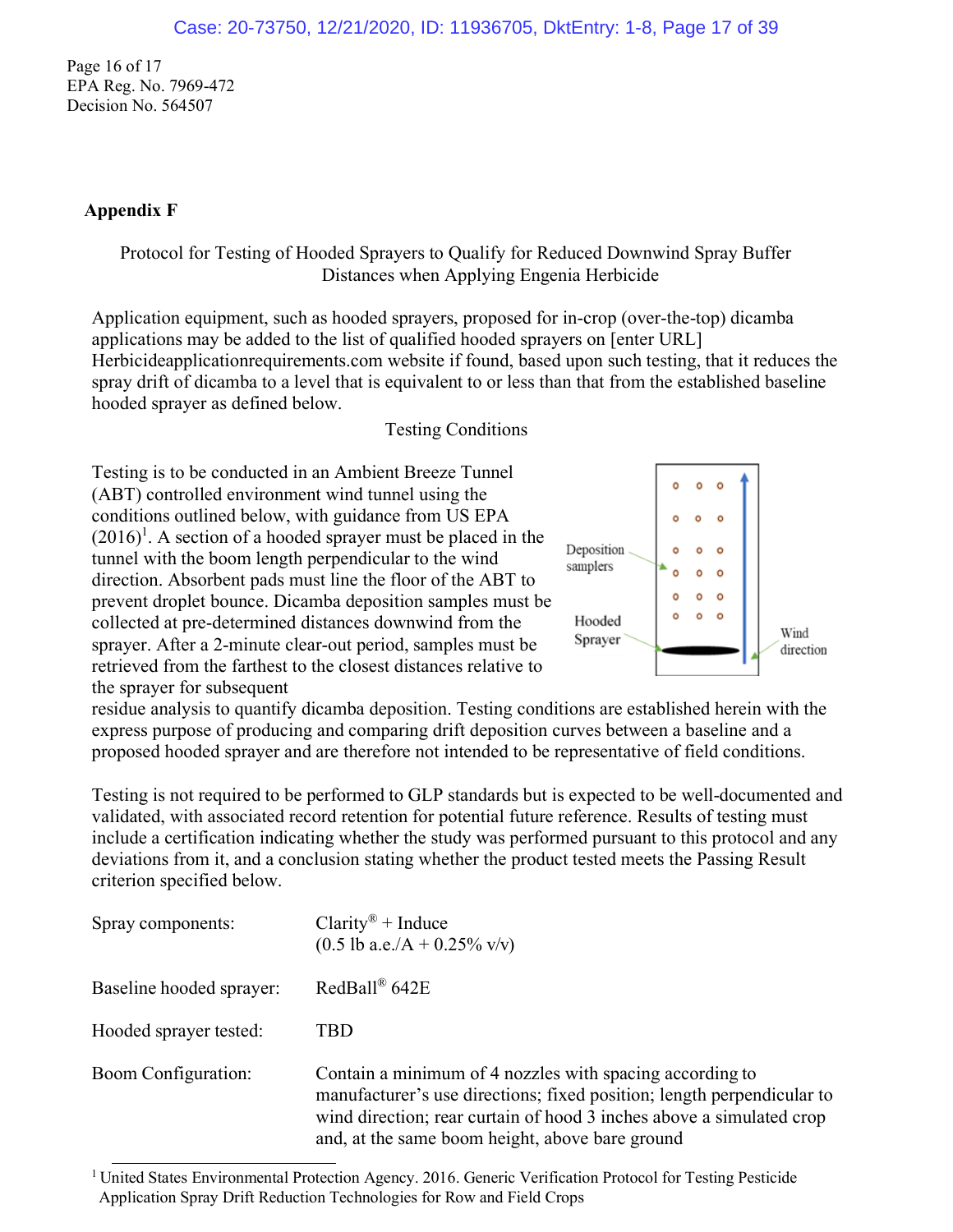Page 16 of 17
EPA Reg. No. 7969-472
Decision No. 564507

## Appendix F

Protocol for Testing of Hooded Sprayers to Qualify for Reduced Downwind Spray Buffer Distances when Applying Engenia Herbicide

Application equipment, such as hooded sprayers, proposed for in-crop (over-the-top) dicamba applications may be added to the list of qualified hooded sprayers on [enter URL] Herbicideapplicationrequirements.com website if found, based upon such testing, that it reduces the spray drift of dicamba to a level that is equivalent to or less than that from the established baseline hooded sprayer as defined below.

Testing Conditions

Testing is to be conducted in an Ambient Breeze Tunnel (ABT) controlled environment wind tunnel using the conditions outlined below, with guidance from US EPA (2016)[1]. A section of a hooded sprayer must be placed in the tunnel with the boom length perpendicular to the wind direction. Absorbent pads must line the floor of the ABT to prevent droplet bounce. Dicamba deposition samples must be collected at pre-determined distances downwind from the sprayer. After a 2-minute clear-out period, samples must be retrieved from the farthest to the closest distances relative to the sprayer for subsequent residue analysis to quantify dicamba deposition. Testing conditions are established herein with the express purpose of producing and comparing drift deposition curves between a baseline and a proposed hooded sprayer and are therefore not intended to be representative of field conditions.

Deposition samplers

Hooded Sprayer

Wind direction

Testing is not required to be performed to GLP standards but is expected to be well-documented and validated, with associated record retention for potential future reference. Results of testing must include a certification indicating whether the study was performed pursuant to this protocol and any deviations from it, and a conclusion stating whether the product tested meets the Passing Result criterion specified below.

| | |
|---|---|
| Spray components: | Clarity® + Induce (0.5 lb a.e./A + 0.25% v/v) |
| Baseline hooded sprayer: | RedBall® 642E |
| Hooded sprayer tested: | TBD |
| Boom Configuration: | Contain a minimum of 4 nozzles with spacing according to manufacturer's use directions; fixed position; length perpendicular to wind direction; rear curtain of hood 3 inches above a simulated crop and, at the same boom height, above bare ground |

[1] United States Environmental Protection Agency. 2016. Generic Verification Protocol for Testing Pesticide Application Spray Drift Reduction Technologies for Row and Field Crops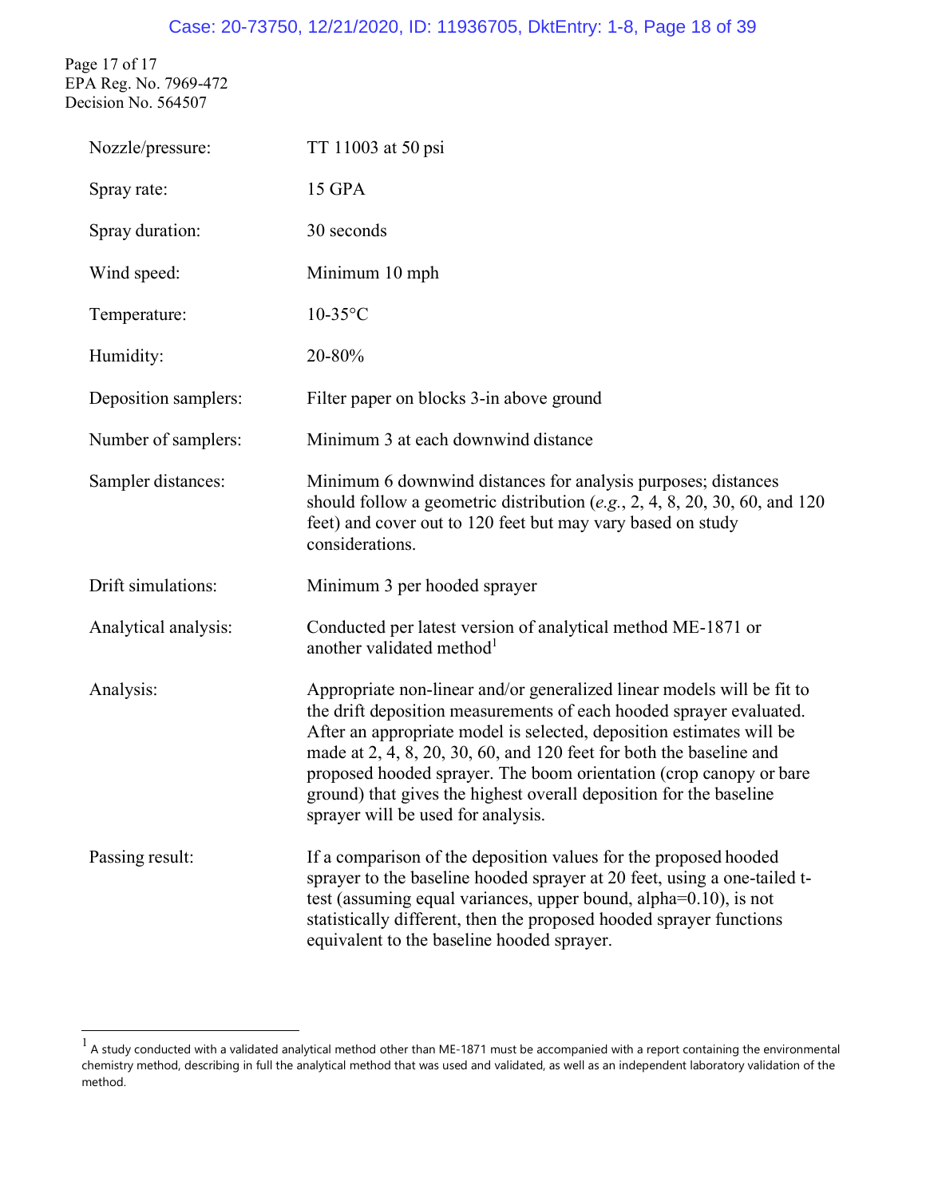Page 17 of 17
EPA Reg. No. 7969-472
Decision No. 564507

| | |
|---|---|
| Nozzle/pressure: | TT 11003 at 50 psi |
| Spray rate: | 15 GPA |
| Spray duration: | 30 seconds |
| Wind speed: | Minimum 10 mph |
| Temperature: | 10-35°C |
| Humidity: | 20-80% |
| Deposition samplers: | Filter paper on blocks 3-in above ground |
| Number of samplers: | Minimum 3 at each downwind distance |
| Sampler distances: | Minimum 6 downwind distances for analysis purposes; distances should follow a geometric distribution (*e.g.*, 2, 4, 8, 20, 30, 60, and 120 feet) and cover out to 120 feet but may vary based on study considerations. |
| Drift simulations: | Minimum 3 per hooded sprayer |
| Analytical analysis: | Conducted per latest version of analytical method ME-1871 or another validated method[1] |
| Analysis: | Appropriate non-linear and/or generalized linear models will be fit to the drift deposition measurements of each hooded sprayer evaluated. After an appropriate model is selected, deposition estimates will be made at 2, 4, 8, 20, 30, 60, and 120 feet for both the baseline and proposed hooded sprayer. The boom orientation (crop canopy or bare ground) that gives the highest overall deposition for the baseline sprayer will be used for analysis. |
| Passing result: | If a comparison of the deposition values for the proposed hooded sprayer to the baseline hooded sprayer at 20 feet, using a one-tailed t-test (assuming equal variances, upper bound, alpha=0.10), is not statistically different, then the proposed hooded sprayer functions equivalent to the baseline hooded sprayer. |

[1] A study conducted with a validated analytical method other than ME-1871 must be accompanied with a report containing the environmental chemistry method, describing in full the analytical method that was used and validated, as well as an independent laboratory validation of the method.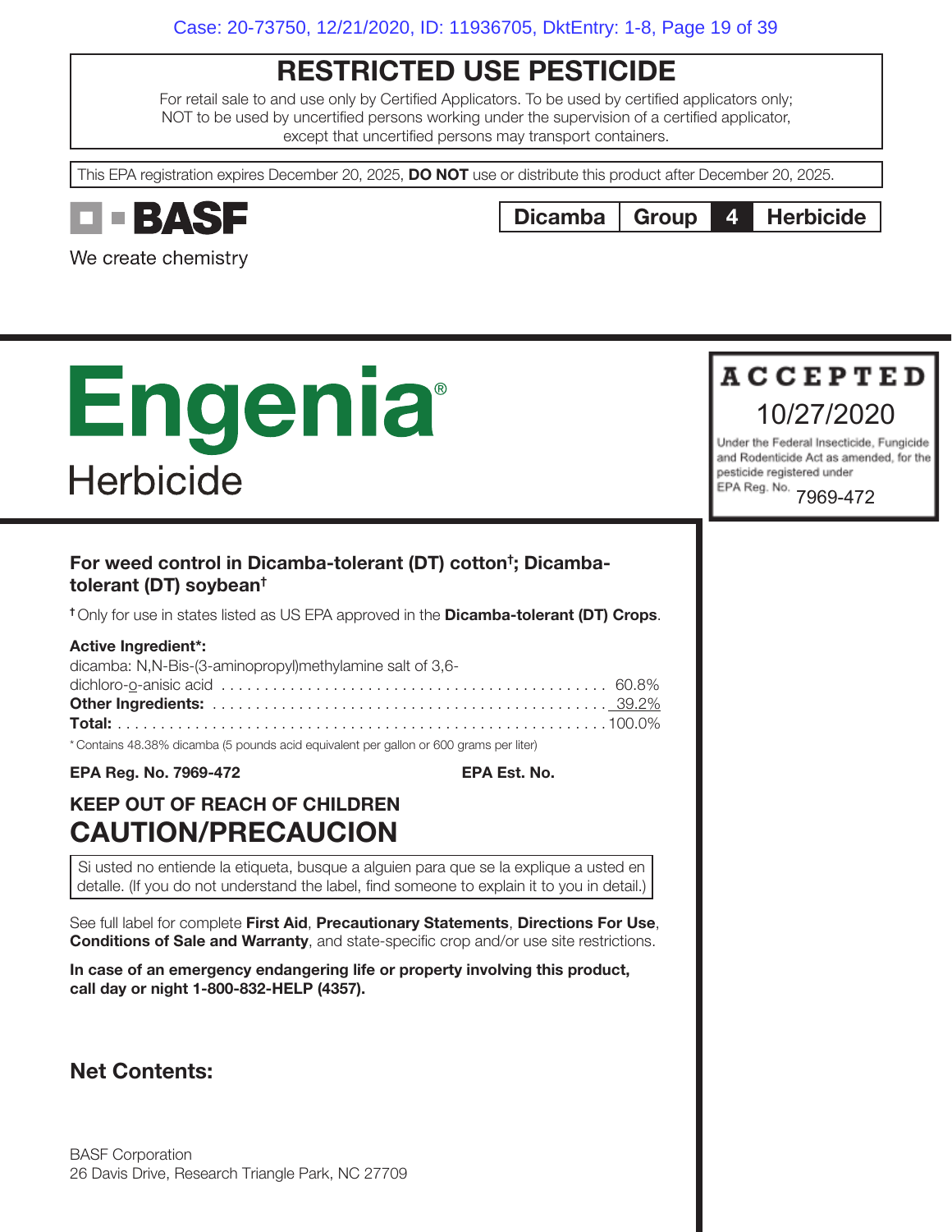# RESTRICTED USE PESTICIDE

For retail sale to and use only by Certified Applicators. To be used by certified applicators only; NOT to be used by uncertified persons working under the supervision of a certified applicator, except that uncertified persons may transport containers.

This EPA registration expires December 20, 2025, **DO NOT** use or distribute this product after December 20, 2025.

**BASF**
We create chemistry

| Dicamba | Group | 4 | Herbicide |
|---|---|---|---|

# Engenia®
## Herbicide

**ACCEPTED**
10/27/2020
Under the Federal Insecticide, Fungicide and Rodenticide Act as amended, for the pesticide registered under EPA Reg. No. 7969-472

**For weed control in Dicamba-tolerant (DT) cotton†; Dicamba-tolerant (DT) soybean†**

† Only for use in states listed as US EPA approved in the **Dicamba-tolerant (DT) Crops**.

**Active Ingredient*:**

| | |
|---|---|
| dicamba: N,N-Bis-(3-aminopropyl)methylamine salt of 3,6-dichloro-o-anisic acid | 60.8% |
| **Other Ingredients:** | 39.2% |
| **Total:** | 100.0% |

* Contains 48.38% dicamba (5 pounds acid equivalent per gallon or 600 grams per liter)

**EPA Reg. No. 7969-472** **EPA Est. No.**

## KEEP OUT OF REACH OF CHILDREN
# CAUTION/PRECAUCION

Si usted no entiende la etiqueta, busque a alguien para que se la explique a usted en detalle. (If you do not understand the label, find someone to explain it to you in detail.)

See full label for complete **First Aid**, **Precautionary Statements**, **Directions For Use**, **Conditions of Sale and Warranty**, and state-specific crop and/or use site restrictions.

**In case of an emergency endangering life or property involving this product, call day or night 1-800-832-HELP (4357).**

**Net Contents:**

BASF Corporation
26 Davis Drive, Research Triangle Park, NC 27709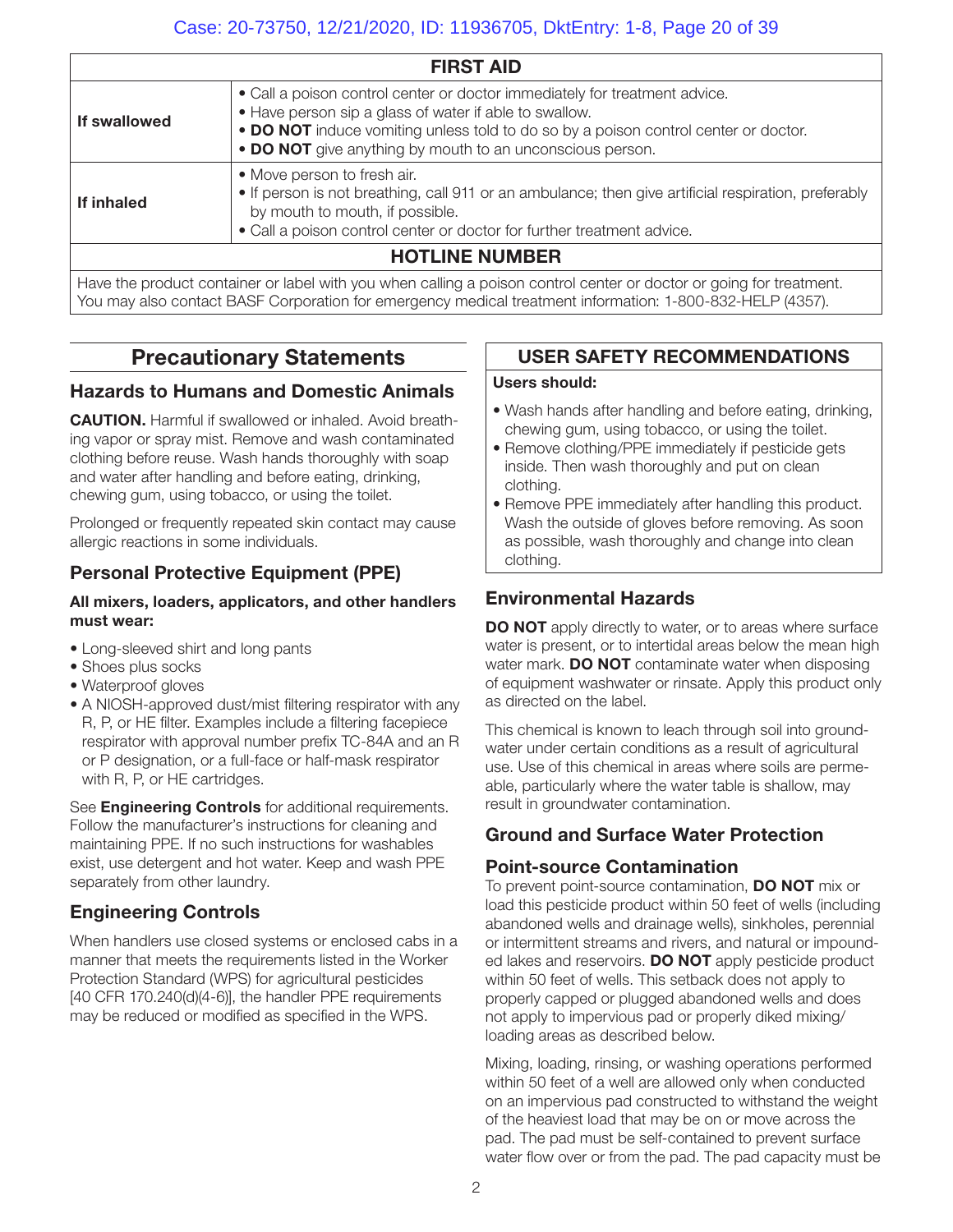| FIRST AID | |
|---|---|
| **If swallowed** | • Call a poison control center or doctor immediately for treatment advice.<br>• Have person sip a glass of water if able to swallow.<br>• **DO NOT** induce vomiting unless told to do so by a poison control center or doctor.<br>• **DO NOT** give anything by mouth to an unconscious person. |
| **If inhaled** | • Move person to fresh air.<br>• If person is not breathing, call 911 or an ambulance; then give artificial respiration, preferably by mouth to mouth, if possible.<br>• Call a poison control center or doctor for further treatment advice. |
| **HOTLINE NUMBER** | |
| Have the product container or label with you when calling a poison control center or doctor or going for treatment. You may also contact BASF Corporation for emergency medical treatment information: 1-800-832-HELP (4357). | |

## Precautionary Statements

### Hazards to Humans and Domestic Animals

**CAUTION.** Harmful if swallowed or inhaled. Avoid breathing vapor or spray mist. Remove and wash contaminated clothing before reuse. Wash hands thoroughly with soap and water after handling and before eating, drinking, chewing gum, using tobacco, or using the toilet.

Prolonged or frequently repeated skin contact may cause allergic reactions in some individuals.

### Personal Protective Equipment (PPE)

**All mixers, loaders, applicators, and other handlers must wear:**

- Long-sleeved shirt and long pants
- Shoes plus socks
- Waterproof gloves
- A NIOSH-approved dust/mist filtering respirator with any R, P, or HE filter. Examples include a filtering facepiece respirator with approval number prefix TC-84A and an R or P designation, or a full-face or half-mask respirator with R, P, or HE cartridges.

See **Engineering Controls** for additional requirements. Follow the manufacturer's instructions for cleaning and maintaining PPE. If no such instructions for washables exist, use detergent and hot water. Keep and wash PPE separately from other laundry.

### Engineering Controls

When handlers use closed systems or enclosed cabs in a manner that meets the requirements listed in the Worker Protection Standard (WPS) for agricultural pesticides [40 CFR 170.240(d)(4-6)], the handler PPE requirements may be reduced or modified as specified in the WPS.

## USER SAFETY RECOMMENDATIONS

**Users should:**

- Wash hands after handling and before eating, drinking, chewing gum, using tobacco, or using the toilet.
- Remove clothing/PPE immediately if pesticide gets inside. Then wash thoroughly and put on clean clothing.
- Remove PPE immediately after handling this product. Wash the outside of gloves before removing. As soon as possible, wash thoroughly and change into clean clothing.

### Environmental Hazards

**DO NOT** apply directly to water, or to areas where surface water is present, or to intertidal areas below the mean high water mark. **DO NOT** contaminate water when disposing of equipment washwater or rinsate. Apply this product only as directed on the label.

This chemical is known to leach through soil into groundwater under certain conditions as a result of agricultural use. Use of this chemical in areas where soils are permeable, particularly where the water table is shallow, may result in groundwater contamination.

### Ground and Surface Water Protection

### Point-source Contamination

To prevent point-source contamination, **DO NOT** mix or load this pesticide product within 50 feet of wells (including abandoned wells and drainage wells), sinkholes, perennial or intermittent streams and rivers, and natural or impounded lakes and reservoirs. **DO NOT** apply pesticide product within 50 feet of wells. This setback does not apply to properly capped or plugged abandoned wells and does not apply to impervious pad or properly diked mixing/loading areas as described below.

Mixing, loading, rinsing, or washing operations performed within 50 feet of a well are allowed only when conducted on an impervious pad constructed to withstand the weight of the heaviest load that may be on or move across the pad. The pad must be self-contained to prevent surface water flow over or from the pad. The pad capacity must be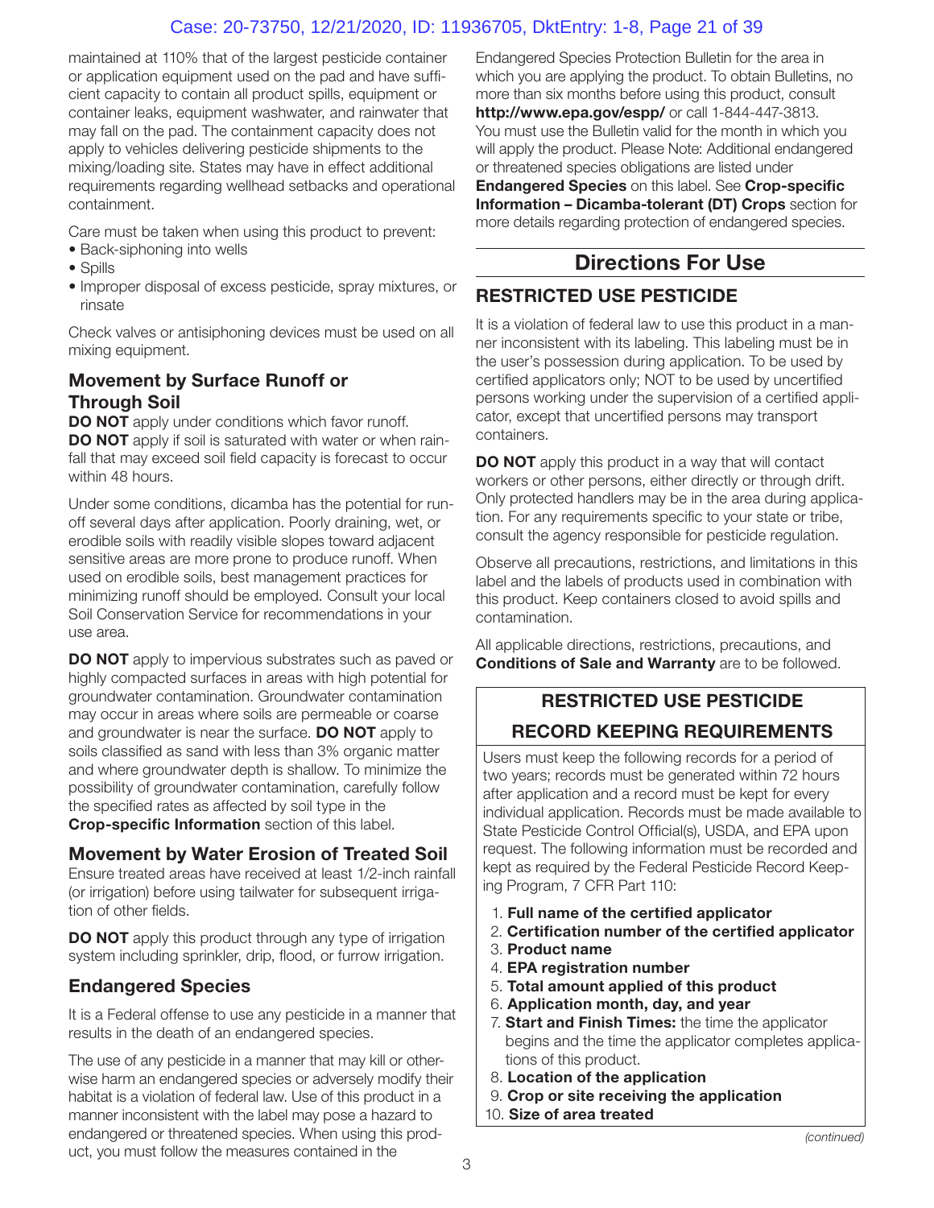maintained at 110% that of the largest pesticide container or application equipment used on the pad and have sufficient capacity to contain all product spills, equipment or container leaks, equipment washwater, and rainwater that may fall on the pad. The containment capacity does not apply to vehicles delivering pesticide shipments to the mixing/loading site. States may have in effect additional requirements regarding wellhead setbacks and operational containment.

Care must be taken when using this product to prevent:

- Back-siphoning into wells
- Spills
- Improper disposal of excess pesticide, spray mixtures, or rinsate

Check valves or antisiphoning devices must be used on all mixing equipment.

### Movement by Surface Runoff or Through Soil

**DO NOT** apply under conditions which favor runoff. **DO NOT** apply if soil is saturated with water or when rainfall that may exceed soil field capacity is forecast to occur within 48 hours.

Under some conditions, dicamba has the potential for runoff several days after application. Poorly draining, wet, or erodible soils with readily visible slopes toward adjacent sensitive areas are more prone to produce runoff. When used on erodible soils, best management practices for minimizing runoff should be employed. Consult your local Soil Conservation Service for recommendations in your use area.

**DO NOT** apply to impervious substrates such as paved or highly compacted surfaces in areas with high potential for groundwater contamination. Groundwater contamination may occur in areas where soils are permeable or coarse and groundwater is near the surface. **DO NOT** apply to soils classified as sand with less than 3% organic matter and where groundwater depth is shallow. To minimize the possibility of groundwater contamination, carefully follow the specified rates as affected by soil type in the **Crop-specific Information** section of this label.

### Movement by Water Erosion of Treated Soil

Ensure treated areas have received at least 1/2-inch rainfall (or irrigation) before using tailwater for subsequent irrigation of other fields.

**DO NOT** apply this product through any type of irrigation system including sprinkler, drip, flood, or furrow irrigation.

### Endangered Species

It is a Federal offense to use any pesticide in a manner that results in the death of an endangered species.

The use of any pesticide in a manner that may kill or otherwise harm an endangered species or adversely modify their habitat is a violation of federal law. Use of this product in a manner inconsistent with the label may pose a hazard to endangered or threatened species. When using this product, you must follow the measures contained in the Endangered Species Protection Bulletin for the area in which you are applying the product. To obtain Bulletins, no more than six months before using this product, consult **http://www.epa.gov/espp/** or call 1-844-447-3813. You must use the Bulletin valid for the month in which you will apply the product. Please Note: Additional endangered or threatened species obligations are listed under **Endangered Species** on this label. See **Crop-specific Information – Dicamba-tolerant (DT) Crops** section for more details regarding protection of endangered species.

## Directions For Use

### RESTRICTED USE PESTICIDE

It is a violation of federal law to use this product in a manner inconsistent with its labeling. This labeling must be in the user's possession during application. To be used by certified applicators only; NOT to be used by uncertified persons working under the supervision of a certified applicator, except that uncertified persons may transport containers.

**DO NOT** apply this product in a way that will contact workers or other persons, either directly or through drift. Only protected handlers may be in the area during application. For any requirements specific to your state or tribe, consult the agency responsible for pesticide regulation.

Observe all precautions, restrictions, and limitations in this label and the labels of products used in combination with this product. Keep containers closed to avoid spills and contamination.

All applicable directions, restrictions, precautions, and **Conditions of Sale and Warranty** are to be followed.

### RESTRICTED USE PESTICIDE RECORD KEEPING REQUIREMENTS

Users must keep the following records for a period of two years; records must be generated within 72 hours after application and a record must be kept for every individual application. Records must be made available to State Pesticide Control Official(s), USDA, and EPA upon request. The following information must be recorded and kept as required by the Federal Pesticide Record Keeping Program, 7 CFR Part 110:

1. **Full name of the certified applicator**
2. **Certification number of the certified applicator**
3. **Product name**
4. **EPA registration number**
5. **Total amount applied of this product**
6. **Application month, day, and year**
7. **Start and Finish Times:** the time the applicator begins and the time the applicator completes applications of this product.
8. **Location of the application**
9. **Crop or site receiving the application**
10. **Size of area treated**

*(continued)*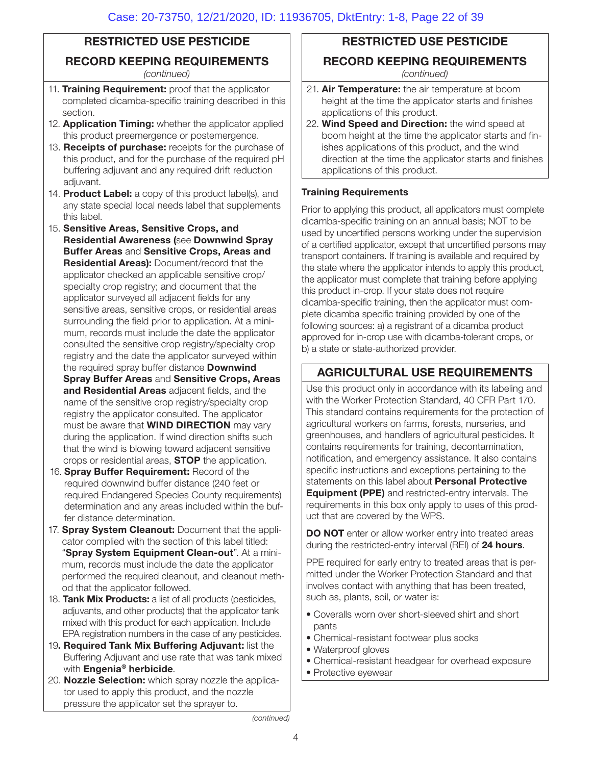## RESTRICTED USE PESTICIDE

## RECORD KEEPING REQUIREMENTS

*(continued)*

11. **Training Requirement:** proof that the applicator completed dicamba-specific training described in this section.
12. **Application Timing:** whether the applicator applied this product preemergence or postemergence.
13. **Receipts of purchase:** receipts for the purchase of this product, and for the purchase of the required pH buffering adjuvant and any required drift reduction adjuvant.
14. **Product Label:** a copy of this product label(s), and any state special local needs label that supplements this label.
15. **Sensitive Areas, Sensitive Crops, and Residential Awareness (**see **Downwind Spray Buffer Areas** and **Sensitive Crops, Areas and Residential Areas):** Document/record that the applicator checked an applicable sensitive crop/specialty crop registry; and document that the applicator surveyed all adjacent fields for any sensitive areas, sensitive crops, or residential areas surrounding the field prior to application. At a minimum, records must include the date the applicator consulted the sensitive crop registry/specialty crop registry and the date the applicator surveyed within the required spray buffer distance **Downwind Spray Buffer Areas** and **Sensitive Crops, Areas and Residential Areas** adjacent fields, and the name of the sensitive crop registry/specialty crop registry the applicator consulted. The applicator must be aware that **WIND DIRECTION** may vary during the application. If wind direction shifts such that the wind is blowing toward adjacent sensitive crops or residential areas, **STOP** the application.
16. **Spray Buffer Requirement:** Record of the required downwind buffer distance (240 feet or required Endangered Species County requirements) determination and any areas included within the buffer distance determination.
17. **Spray System Cleanout:** Document that the applicator complied with the section of this label titled: "**Spray System Equipment Clean-out**". At a minimum, records must include the date the applicator performed the required cleanout, and cleanout method that the applicator followed.
18. **Tank Mix Products:** a list of all products (pesticides, adjuvants, and other products) that the applicator tank mixed with this product for each application. Include EPA registration numbers in the case of any pesticides.
19. **Required Tank Mix Buffering Adjuvant:** list the Buffering Adjuvant and use rate that was tank mixed with **Engenia® herbicide**.
20. **Nozzle Selection:** which spray nozzle the applicator used to apply this product, and the nozzle pressure the applicator set the sprayer to.

*(continued)*

## RESTRICTED USE PESTICIDE

## RECORD KEEPING REQUIREMENTS

*(continued)*

21. **Air Temperature:** the air temperature at boom height at the time the applicator starts and finishes applications of this product.
22. **Wind Speed and Direction:** the wind speed at boom height at the time the applicator starts and finishes applications of this product, and the wind direction at the time the applicator starts and finishes applications of this product.

### Training Requirements

Prior to applying this product, all applicators must complete dicamba-specific training on an annual basis; NOT to be used by uncertified persons working under the supervision of a certified applicator, except that uncertified persons may transport containers. If training is available and required by the state where the applicator intends to apply this product, the applicator must complete that training before applying this product in-crop. If your state does not require dicamba-specific training, then the applicator must complete dicamba specific training provided by one of the following sources: a) a registrant of a dicamba product approved for in-crop use with dicamba-tolerant crops, or b) a state or state-authorized provider.

## AGRICULTURAL USE REQUIREMENTS

Use this product only in accordance with its labeling and with the Worker Protection Standard, 40 CFR Part 170. This standard contains requirements for the protection of agricultural workers on farms, forests, nurseries, and greenhouses, and handlers of agricultural pesticides. It contains requirements for training, decontamination, notification, and emergency assistance. It also contains specific instructions and exceptions pertaining to the statements on this label about **Personal Protective Equipment (PPE)** and restricted-entry intervals. The requirements in this box only apply to uses of this product that are covered by the WPS.

**DO NOT** enter or allow worker entry into treated areas during the restricted-entry interval (REI) of **24 hours**.

PPE required for early entry to treated areas that is permitted under the Worker Protection Standard and that involves contact with anything that has been treated, such as, plants, soil, or water is:

- Coveralls worn over short-sleeved shirt and short pants
- Chemical-resistant footwear plus socks
- Waterproof gloves
- Chemical-resistant headgear for overhead exposure
- Protective eyewear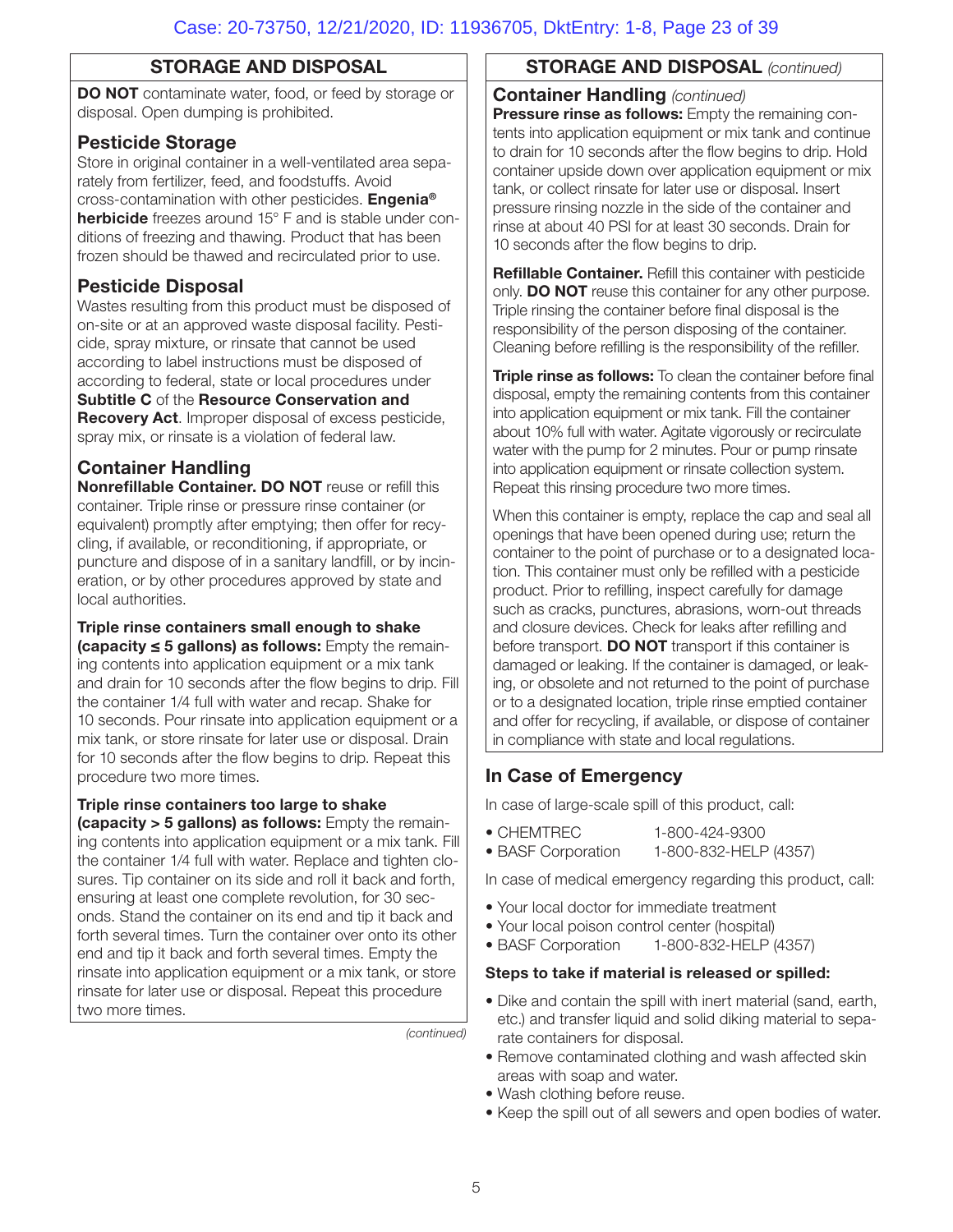## STORAGE AND DISPOSAL

**DO NOT** contaminate water, food, or feed by storage or disposal. Open dumping is prohibited.

### Pesticide Storage

Store in original container in a well-ventilated area separately from fertilizer, feed, and foodstuffs. Avoid cross-contamination with other pesticides. **Engenia® herbicide** freezes around 15° F and is stable under conditions of freezing and thawing. Product that has been frozen should be thawed and recirculated prior to use.

### Pesticide Disposal

Wastes resulting from this product must be disposed of on-site or at an approved waste disposal facility. Pesticide, spray mixture, or rinsate that cannot be used according to label instructions must be disposed of according to federal, state or local procedures under **Subtitle C** of the **Resource Conservation and Recovery Act**. Improper disposal of excess pesticide, spray mix, or rinsate is a violation of federal law.

### Container Handling

**Nonrefillable Container. DO NOT** reuse or refill this container. Triple rinse or pressure rinse container (or equivalent) promptly after emptying; then offer for recycling, if available, or reconditioning, if appropriate, or puncture and dispose of in a sanitary landfill, or by incineration, or by other procedures approved by state and local authorities.

**Triple rinse containers small enough to shake (capacity ≤ 5 gallons) as follows:** Empty the remaining contents into application equipment or a mix tank and drain for 10 seconds after the flow begins to drip. Fill the container 1/4 full with water and recap. Shake for 10 seconds. Pour rinsate into application equipment or a mix tank, or store rinsate for later use or disposal. Drain for 10 seconds after the flow begins to drip. Repeat this procedure two more times.

**Triple rinse containers too large to shake (capacity > 5 gallons) as follows:** Empty the remaining contents into application equipment or a mix tank. Fill the container 1/4 full with water. Replace and tighten closures. Tip container on its side and roll it back and forth, ensuring at least one complete revolution, for 30 seconds. Stand the container on its end and tip it back and forth several times. Turn the container over onto its other end and tip it back and forth several times. Empty the rinsate into application equipment or a mix tank, or store rinsate for later use or disposal. Repeat this procedure two more times.

*(continued)*

## STORAGE AND DISPOSAL *(continued)*

### Container Handling *(continued)*

**Pressure rinse as follows:** Empty the remaining contents into application equipment or mix tank and continue to drain for 10 seconds after the flow begins to drip. Hold container upside down over application equipment or mix tank, or collect rinsate for later use or disposal. Insert pressure rinsing nozzle in the side of the container and rinse at about 40 PSI for at least 30 seconds. Drain for 10 seconds after the flow begins to drip.

**Refillable Container.** Refill this container with pesticide only. **DO NOT** reuse this container for any other purpose. Triple rinsing the container before final disposal is the responsibility of the person disposing of the container. Cleaning before refilling is the responsibility of the refiller.

**Triple rinse as follows:** To clean the container before final disposal, empty the remaining contents from this container into application equipment or mix tank. Fill the container about 10% full with water. Agitate vigorously or recirculate water with the pump for 2 minutes. Pour or pump rinsate into application equipment or rinsate collection system. Repeat this rinsing procedure two more times.

When this container is empty, replace the cap and seal all openings that have been opened during use; return the container to the point of purchase or to a designated location. This container must only be refilled with a pesticide product. Prior to refilling, inspect carefully for damage such as cracks, punctures, abrasions, worn-out threads and closure devices. Check for leaks after refilling and before transport. **DO NOT** transport if this container is damaged or leaking. If the container is damaged, or leaking, or obsolete and not returned to the point of purchase or to a designated location, triple rinse emptied container and offer for recycling, if available, or dispose of container in compliance with state and local regulations.

## In Case of Emergency

In case of large-scale spill of this product, call:

- CHEMTREC 1-800-424-9300
- BASF Corporation 1-800-832-HELP (4357)

In case of medical emergency regarding this product, call:

- Your local doctor for immediate treatment
- Your local poison control center (hospital)
- BASF Corporation 1-800-832-HELP (4357)

**Steps to take if material is released or spilled:**

- Dike and contain the spill with inert material (sand, earth, etc.) and transfer liquid and solid diking material to separate containers for disposal.
- Remove contaminated clothing and wash affected skin areas with soap and water.
- Wash clothing before reuse.
- Keep the spill out of all sewers and open bodies of water.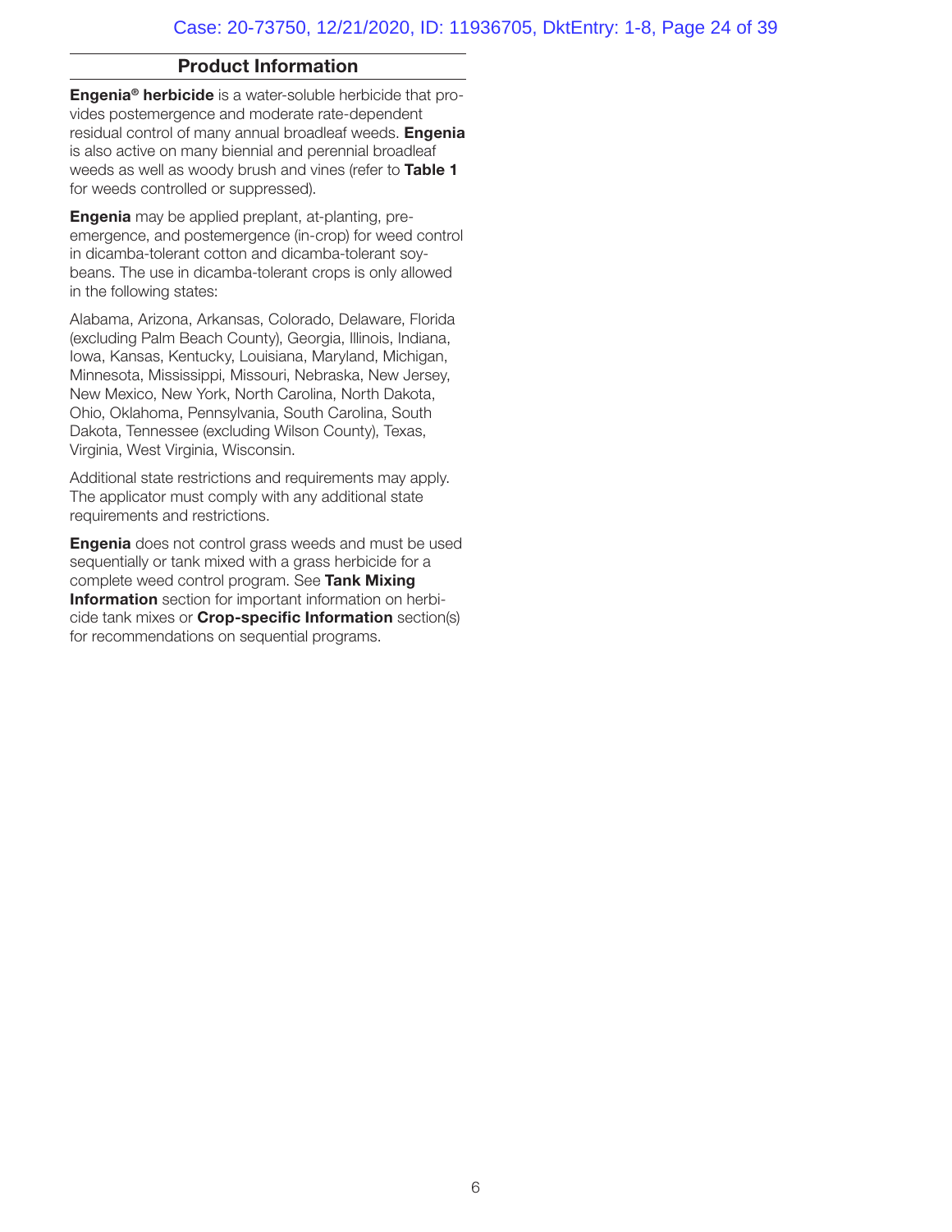## Product Information

**Engenia® herbicide** is a water-soluble herbicide that provides postemergence and moderate rate-dependent residual control of many annual broadleaf weeds. **Engenia** is also active on many biennial and perennial broadleaf weeds as well as woody brush and vines (refer to **Table 1** for weeds controlled or suppressed).

**Engenia** may be applied preplant, at-planting, preemergence, and postemergence (in-crop) for weed control in dicamba-tolerant cotton and dicamba-tolerant soybeans. The use in dicamba-tolerant crops is only allowed in the following states:

Alabama, Arizona, Arkansas, Colorado, Delaware, Florida (excluding Palm Beach County), Georgia, Illinois, Indiana, Iowa, Kansas, Kentucky, Louisiana, Maryland, Michigan, Minnesota, Mississippi, Missouri, Nebraska, New Jersey, New Mexico, New York, North Carolina, North Dakota, Ohio, Oklahoma, Pennsylvania, South Carolina, South Dakota, Tennessee (excluding Wilson County), Texas, Virginia, West Virginia, Wisconsin.

Additional state restrictions and requirements may apply. The applicator must comply with any additional state requirements and restrictions.

**Engenia** does not control grass weeds and must be used sequentially or tank mixed with a grass herbicide for a complete weed control program. See **Tank Mixing Information** section for important information on herbicide tank mixes or **Crop-specific Information** section(s) for recommendations on sequential programs.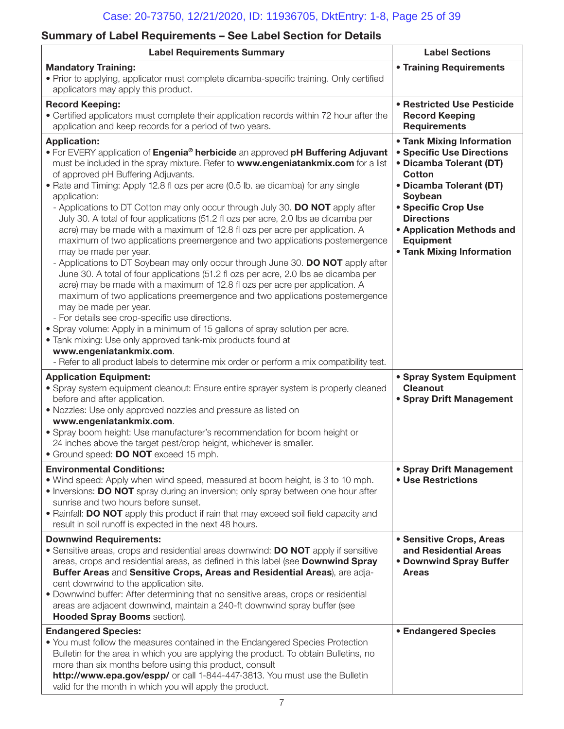## Summary of Label Requirements – See Label Section for Details

| Label Requirements Summary | Label Sections |
|---|---|
| **Mandatory Training:**<br>• Prior to applying, applicator must complete dicamba-specific training. Only certified applicators may apply this product. | • **Training Requirements** |
| **Record Keeping:**<br>• Certified applicators must complete their application records within 72 hour after the application and keep records for a period of two years. | • **Restricted Use Pesticide Record Keeping Requirements** |
| **Application:**<br>• For EVERY application of **Engenia® herbicide** an approved **pH Buffering Adjuvant** must be included in the spray mixture. Refer to **www.engeniatankmix.com** for a list of approved pH Buffering Adjuvants.<br>• Rate and Timing: Apply 12.8 fl ozs per acre (0.5 lb. ae dicamba) for any single application:<br>- Applications to DT Cotton may only occur through July 30. **DO NOT** apply after July 30. A total of four applications (51.2 fl ozs per acre, 2.0 lbs ae dicamba per acre) may be made with a maximum of 12.8 fl ozs per acre per application. A maximum of two applications preemergence and two applications postemergence may be made per year.<br>- Applications to DT Soybean may only occur through June 30. **DO NOT** apply after June 30. A total of four applications (51.2 fl ozs per acre, 2.0 lbs ae dicamba per acre) may be made with a maximum of 12.8 fl ozs per acre per application. A maximum of two applications preemergence and two applications postemergence may be made per year.<br>- For details see crop-specific use directions.<br>• Spray volume: Apply in a minimum of 15 gallons of spray solution per acre.<br>• Tank mixing: Use only approved tank-mix products found at **www.engeniatankmix.com**.<br>- Refer to all product labels to determine mix order or perform a mix compatibility test. | • **Tank Mixing Information**<br>• **Specific Use Directions**<br>• **Dicamba Tolerant (DT) Cotton**<br>• **Dicamba Tolerant (DT) Soybean**<br>• **Specific Crop Use Directions**<br>• **Application Methods and Equipment**<br>• **Tank Mixing Information** |
| **Application Equipment:**<br>• Spray system equipment cleanout: Ensure entire sprayer system is properly cleaned before and after application.<br>• Nozzles: Use only approved nozzles and pressure as listed on **www.engeniatankmix.com**.<br>• Spray boom height: Use manufacturer's recommendation for boom height or 24 inches above the target pest/crop height, whichever is smaller.<br>• Ground speed: **DO NOT** exceed 15 mph. | • **Spray System Equipment Cleanout**<br>• **Spray Drift Management** |
| **Environmental Conditions:**<br>• Wind speed: Apply when wind speed, measured at boom height, is 3 to 10 mph.<br>• Inversions: **DO NOT** spray during an inversion; only spray between one hour after sunrise and two hours before sunset.<br>• Rainfall: **DO NOT** apply this product if rain that may exceed soil field capacity and result in soil runoff is expected in the next 48 hours. | • **Spray Drift Management**<br>• **Use Restrictions** |
| **Downwind Requirements:**<br>• Sensitive areas, crops and residential areas downwind: **DO NOT** apply if sensitive areas, crops and residential areas, as defined in this label (see **Downwind Spray Buffer Areas** and **Sensitive Crops, Areas and Residential Areas**), are adjacent downwind to the application site.<br>• Downwind buffer: After determining that no sensitive areas, crops or residential areas are adjacent downwind, maintain a 240-ft downwind spray buffer (see **Hooded Spray Booms** section). | • **Sensitive Crops, Areas and Residential Areas**<br>• **Downwind Spray Buffer Areas** |
| **Endangered Species:**<br>• You must follow the measures contained in the Endangered Species Protection Bulletin for the area in which you are applying the product. To obtain Bulletins, no more than six months before using this product, consult **http://www.epa.gov/espp/** or call 1-844-447-3813. You must use the Bulletin valid for the month in which you will apply the product. | • **Endangered Species** |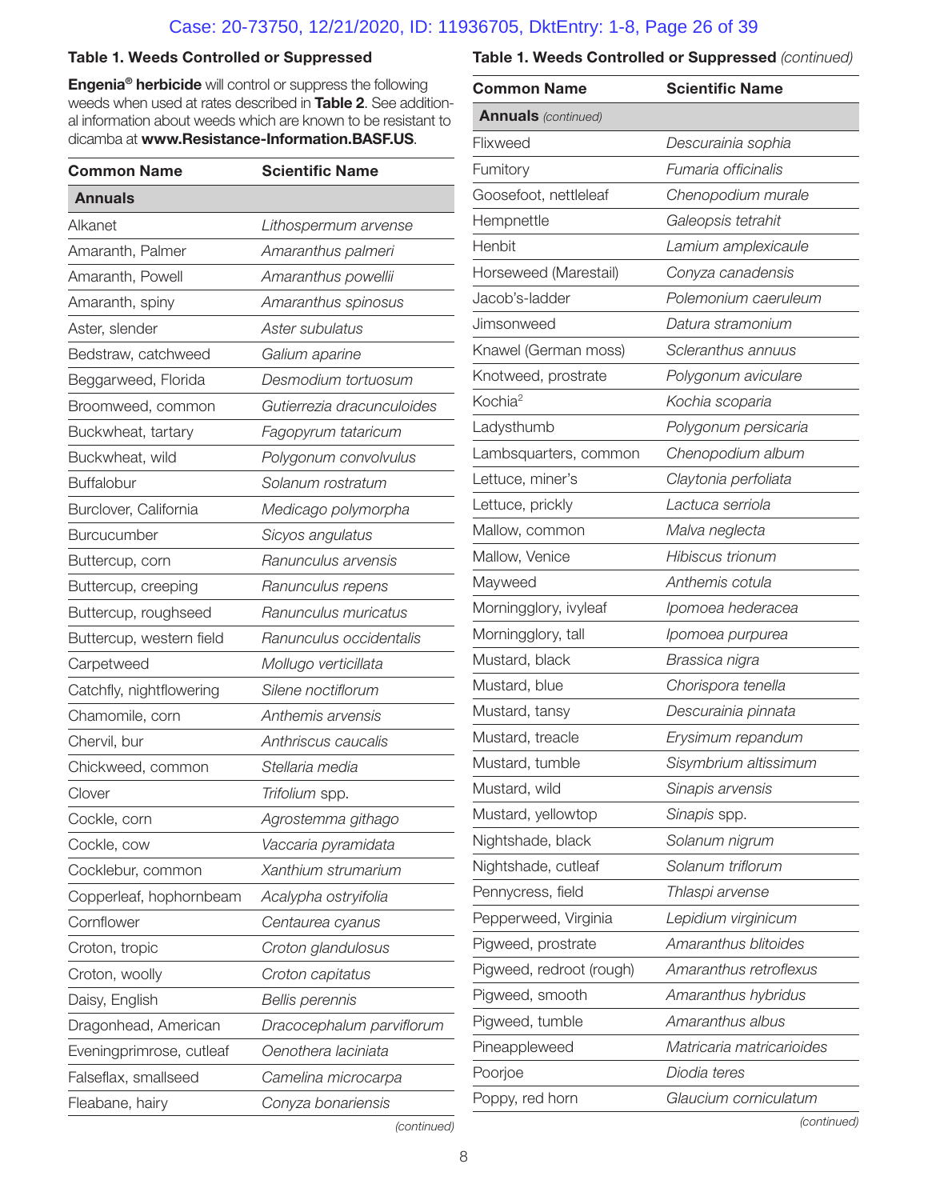### Table 1. Weeds Controlled or Suppressed

**Engenia® herbicide** will control or suppress the following weeds when used at rates described in **Table 2**. See additional information about weeds which are known to be resistant to dicamba at **www.Resistance-Information.BASF.US**.

| Common Name | Scientific Name |
|---|---|
| **Annuals** | |
| Alkanet | *Lithospermum arvense* |
| Amaranth, Palmer | *Amaranthus palmeri* |
| Amaranth, Powell | *Amaranthus powellii* |
| Amaranth, spiny | *Amaranthus spinosus* |
| Aster, slender | *Aster subulatus* |
| Bedstraw, catchweed | *Galium aparine* |
| Beggarweed, Florida | *Desmodium tortuosum* |
| Broomweed, common | *Gutierrezia dracunculoides* |
| Buckwheat, tartary | *Fagopyrum tataricum* |
| Buckwheat, wild | *Polygonum convolvulus* |
| Buffalobur | *Solanum rostratum* |
| Burclover, California | *Medicago polymorpha* |
| Burcucumber | *Sicyos angulatus* |
| Buttercup, corn | *Ranunculus arvensis* |
| Buttercup, creeping | *Ranunculus repens* |
| Buttercup, roughseed | *Ranunculus muricatus* |
| Buttercup, western field | *Ranunculus occidentalis* |
| Carpetweed | *Mollugo verticillata* |
| Catchfly, nightflowering | *Silene noctiflorum* |
| Chamomile, corn | *Anthemis arvensis* |
| Chervil, bur | *Anthriscus caucalis* |
| Chickweed, common | *Stellaria media* |
| Clover | *Trifolium* spp. |
| Cockle, corn | *Agrostemma githago* |
| Cockle, cow | *Vaccaria pyramidata* |
| Cocklebur, common | *Xanthium strumarium* |
| Copperleaf, hophornbeam | *Acalypha ostryifolia* |
| Cornflower | *Centaurea cyanus* |
| Croton, tropic | *Croton glandulosus* |
| Croton, woolly | *Croton capitatus* |
| Daisy, English | *Bellis perennis* |
| Dragonhead, American | *Dracocephalum parviflorum* |
| Eveningprimrose, cutleaf | *Oenothera laciniata* |
| Falseflax, smallseed | *Camelina microcarpa* |
| Fleabane, hairy | *Conyza bonariensis* |
| Flixweed | *Descurainia sophia* |
| Fumitory | *Fumaria officinalis* |
| Goosefoot, nettleleaf | *Chenopodium murale* |
| Hempnettle | *Galeopsis tetrahit* |
| Henbit | *Lamium amplexicaule* |
| Horseweed (Marestail) | *Conyza canadensis* |
| Jacob's-ladder | *Polemonium caeruleum* |
| Jimsonweed | *Datura stramonium* |
| Knawel (German moss) | *Scleranthus annuus* |
| Knotweed, prostrate | *Polygonum aviculare* |
| Kochia[2] | *Kochia scoparia* |
| Ladysthumb | *Polygonum persicaria* |
| Lambsquarters, common | *Chenopodium album* |
| Lettuce, miner's | *Claytonia perfoliata* |
| Lettuce, prickly | *Lactuca serriola* |
| Mallow, common | *Malva neglecta* |
| Mallow, Venice | *Hibiscus trionum* |
| Mayweed | *Anthemis cotula* |
| Morningglory, ivyleaf | *Ipomoea hederacea* |
| Morningglory, tall | *Ipomoea purpurea* |
| Mustard, black | *Brassica nigra* |
| Mustard, blue | *Chorispora tenella* |
| Mustard, tansy | *Descurainia pinnata* |
| Mustard, treacle | *Erysimum repandum* |
| Mustard, tumble | *Sisymbrium altissimum* |
| Mustard, wild | *Sinapis arvensis* |
| Mustard, yellowtop | *Sinapis* spp. |
| Nightshade, black | *Solanum nigrum* |
| Nightshade, cutleaf | *Solanum triflorum* |
| Pennycress, field | *Thlaspi arvense* |
| Pepperweed, Virginia | *Lepidium virginicum* |
| Pigweed, prostrate | *Amaranthus blitoides* |
| Pigweed, redroot (rough) | *Amaranthus retroflexus* |
| Pigweed, smooth | *Amaranthus hybridus* |
| Pigweed, tumble | *Amaranthus albus* |
| Pineappleweed | *Matricaria matricarioides* |
| Poorjoe | *Diodia teres* |
| Poppy, red horn | *Glaucium corniculatum* |

*(continued)*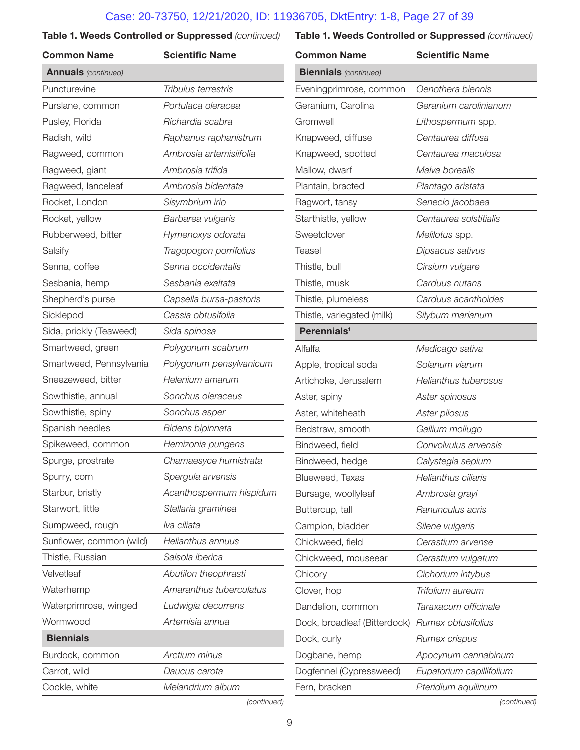**Table 1. Weeds Controlled or Suppressed** *(continued)*

| Common Name | Scientific Name |
|---|---|
| **Annuals** *(continued)* | |
| Puncturevine | *Tribulus terrestris* |
| Purslane, common | *Portulaca oleracea* |
| Pusley, Florida | *Richardia scabra* |
| Radish, wild | *Raphanus raphanistrum* |
| Ragweed, common | *Ambrosia artemisiifolia* |
| Ragweed, giant | *Ambrosia trifida* |
| Ragweed, lanceleaf | *Ambrosia bidentata* |
| Rocket, London | *Sisymbrium irio* |
| Rocket, yellow | *Barbarea vulgaris* |
| Rubberweed, bitter | *Hymenoxys odorata* |
| Salsify | *Tragopogon porrifolius* |
| Senna, coffee | *Senna occidentalis* |
| Sesbania, hemp | *Sesbania exaltata* |
| Shepherd's purse | *Capsella bursa-pastoris* |
| Sicklepod | *Cassia obtusifolia* |
| Sida, prickly (Teaweed) | *Sida spinosa* |
| Smartweed, green | *Polygonum scabrum* |
| Smartweed, Pennsylvania | *Polygonum pensylvanicum* |
| Sneezeweed, bitter | *Helenium amarum* |
| Sowthistle, annual | *Sonchus oleraceus* |
| Sowthistle, spiny | *Sonchus asper* |
| Spanish needles | *Bidens bipinnata* |
| Spikeweed, common | *Hemizonia pungens* |
| Spurge, prostrate | *Chamaesyce humistrata* |
| Spurry, corn | *Spergula arvensis* |
| Starbur, bristly | *Acanthospermum hispidum* |
| Starwort, little | *Stellaria graminea* |
| Sumpweed, rough | *Iva ciliata* |
| Sunflower, common (wild) | *Helianthus annuus* |
| Thistle, Russian | *Salsola iberica* |
| Velvetleaf | *Abutilon theophrasti* |
| Waterhemp | *Amaranthus tuberculatus* |
| Waterprimrose, winged | *Ludwigia decurrens* |
| Wormwood | *Artemisia annua* |
| **Biennials** | |
| Burdock, common | *Arctium minus* |
| Carrot, wild | *Daucus carota* |
| Cockle, white | *Melandrium album* |
| **Biennials** *(continued)* | |
| Eveningprimrose, common | *Oenothera biennis* |
| Geranium, Carolina | *Geranium carolinianum* |
| Gromwell | *Lithospermum* spp. |
| Knapweed, diffuse | *Centaurea diffusa* |
| Knapweed, spotted | *Centaurea maculosa* |
| Mallow, dwarf | *Malva borealis* |
| Plantain, bracted | *Plantago aristata* |
| Ragwort, tansy | *Senecio jacobaea* |
| Starthistle, yellow | *Centaurea solstitialis* |
| Sweetclover | *Melilotus* spp. |
| Teasel | *Dipsacus sativus* |
| Thistle, bull | *Cirsium vulgare* |
| Thistle, musk | *Carduus nutans* |
| Thistle, plumeless | *Carduus acanthoides* |
| Thistle, variegated (milk) | *Silybum marianum* |
| **Perennials**[1] | |
| Alfalfa | *Medicago sativa* |
| Apple, tropical soda | *Solanum viarum* |
| Artichoke, Jerusalem | *Helianthus tuberosus* |
| Aster, spiny | *Aster spinosus* |
| Aster, whiteheath | *Aster pilosus* |
| Bedstraw, smooth | *Gallium mollugo* |
| Bindweed, field | *Convolvulus arvensis* |
| Bindweed, hedge | *Calystegia sepium* |
| Blueweed, Texas | *Helianthus ciliaris* |
| Bursage, woollyleaf | *Ambrosia grayi* |
| Buttercup, tall | *Ranunculus acris* |
| Campion, bladder | *Silene vulgaris* |
| Chickweed, field | *Cerastium arvense* |
| Chickweed, mouseear | *Cerastium vulgatum* |
| Chicory | *Cichorium intybus* |
| Clover, hop | *Trifolium aureum* |
| Dandelion, common | *Taraxacum officinale* |
| Dock, broadleaf (Bitterdock) | *Rumex obtusifolius* |
| Dock, curly | *Rumex crispus* |
| Dogbane, hemp | *Apocynum cannabinum* |
| Dogfennel (Cypressweed) | *Eupatorium capillifolium* |
| Fern, bracken | *Pteridium aquilinum* |

*(continued)*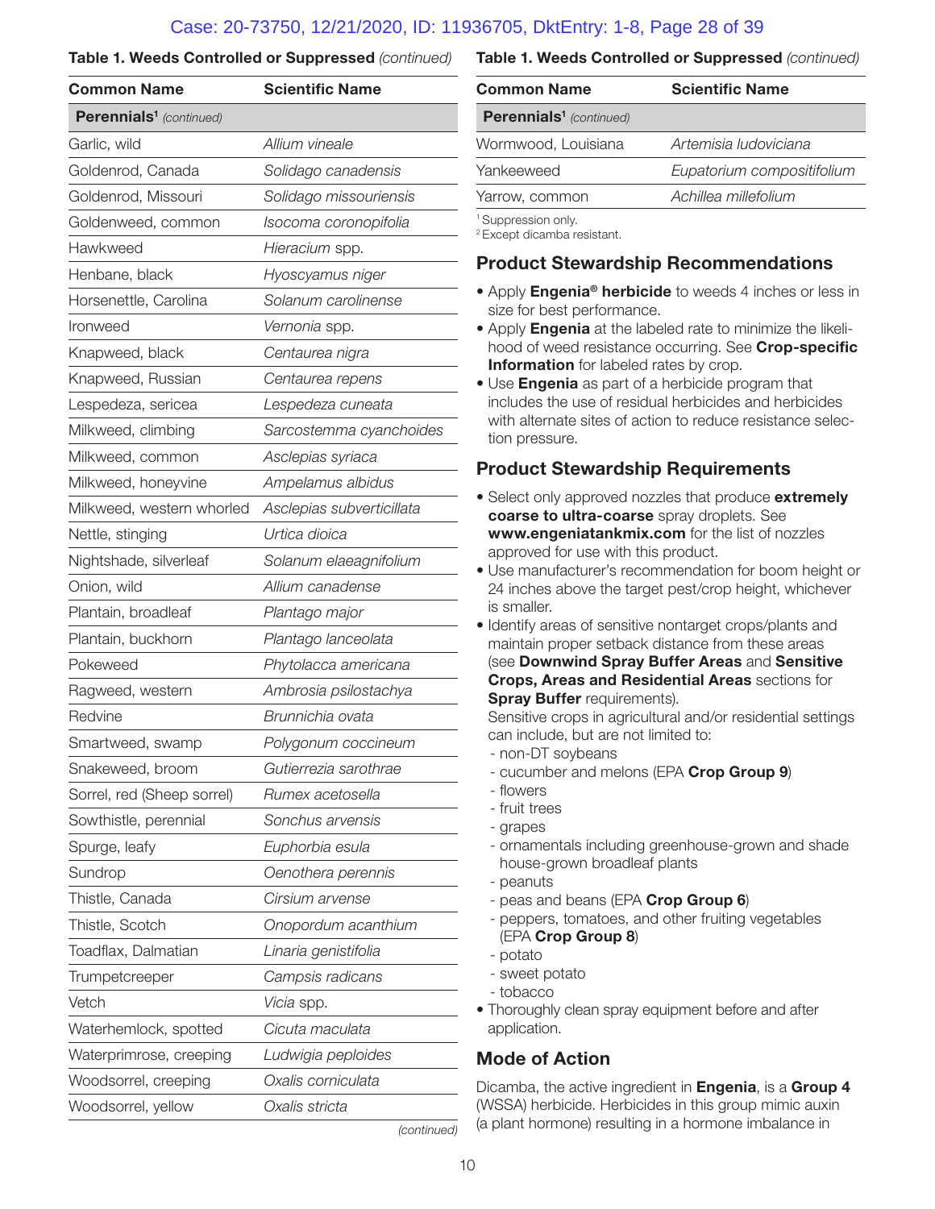**Table 1. Weeds Controlled or Suppressed** *(continued)*

| Common Name | Scientific Name |
|---|---|
| **Perennials**[1] *(continued)* | |
| Garlic, wild | *Allium vineale* |
| Goldenrod, Canada | *Solidago canadensis* |
| Goldenrod, Missouri | *Solidago missouriensis* |
| Goldenweed, common | *Isocoma coronopifolia* |
| Hawkweed | *Hieracium* spp. |
| Henbane, black | *Hyoscyamus niger* |
| Horsenettle, Carolina | *Solanum carolinense* |
| Ironweed | *Vernonia* spp. |
| Knapweed, black | *Centaurea nigra* |
| Knapweed, Russian | *Centaurea repens* |
| Lespedeza, sericea | *Lespedeza cuneata* |
| Milkweed, climbing | *Sarcostemma cyanchoides* |
| Milkweed, common | *Asclepias syriaca* |
| Milkweed, honeyvine | *Ampelamus albidus* |
| Milkweed, western whorled | *Asclepias subverticillata* |
| Nettle, stinging | *Urtica dioica* |
| Nightshade, silverleaf | *Solanum elaeagnifolium* |
| Onion, wild | *Allium canadense* |
| Plantain, broadleaf | *Plantago major* |
| Plantain, buckhorn | *Plantago lanceolata* |
| Pokeweed | *Phytolacca americana* |
| Ragweed, western | *Ambrosia psilostachya* |
| Redvine | *Brunnichia ovata* |
| Smartweed, swamp | *Polygonum coccineum* |
| Snakeweed, broom | *Gutierrezia sarothrae* |
| Sorrel, red (Sheep sorrel) | *Rumex acetosella* |
| Sowthistle, perennial | *Sonchus arvensis* |
| Spurge, leafy | *Euphorbia esula* |
| Sundrop | *Oenothera perennis* |
| Thistle, Canada | *Cirsium arvense* |
| Thistle, Scotch | *Onopordum acanthium* |
| Toadflax, Dalmatian | *Linaria genistifolia* |
| Trumpetcreeper | *Campsis radicans* |
| Vetch | *Vicia* spp. |
| Waterhemlock, spotted | *Cicuta maculata* |
| Waterprimrose, creeping | *Ludwigia peploides* |
| Woodsorrel, creeping | *Oxalis corniculata* |
| Woodsorrel, yellow | *Oxalis stricta* |
| Wormwood, Louisiana | *Artemisia ludoviciana* |
| Yankeeweed | *Eupatorium compositifolium* |
| Yarrow, common | *Achillea millefolium* |

[1] Suppression only.
[2] Except dicamba resistant.

## Product Stewardship Recommendations

- Apply **Engenia® herbicide** to weeds 4 inches or less in size for best performance.
- Apply **Engenia** at the labeled rate to minimize the likelihood of weed resistance occurring. See **Crop-specific Information** for labeled rates by crop.
- Use **Engenia** as part of a herbicide program that includes the use of residual herbicides and herbicides with alternate sites of action to reduce resistance selection pressure.

## Product Stewardship Requirements

- Select only approved nozzles that produce **extremely coarse to ultra-coarse** spray droplets. See **www.engeniatankmix.com** for the list of nozzles approved for use with this product.
- Use manufacturer's recommendation for boom height or 24 inches above the target pest/crop height, whichever is smaller.
- Identify areas of sensitive nontarget crops/plants and maintain proper setback distance from these areas (see **Downwind Spray Buffer Areas** and **Sensitive Crops, Areas and Residential Areas** sections for **Spray Buffer** requirements).
  Sensitive crops in agricultural and/or residential settings can include, but are not limited to:
  - non-DT soybeans
  - cucumber and melons (EPA **Crop Group 9**)
  - flowers
  - fruit trees
  - grapes
  - ornamentals including greenhouse-grown and shade house-grown broadleaf plants
  - peanuts
  - peas and beans (EPA **Crop Group 6**)
  - peppers, tomatoes, and other fruiting vegetables (EPA **Crop Group 8**)
  - potato
  - sweet potato
  - tobacco
- Thoroughly clean spray equipment before and after application.

## Mode of Action

Dicamba, the active ingredient in **Engenia**, is a **Group 4** (WSSA) herbicide. Herbicides in this group mimic auxin (a plant hormone) resulting in a hormone imbalance in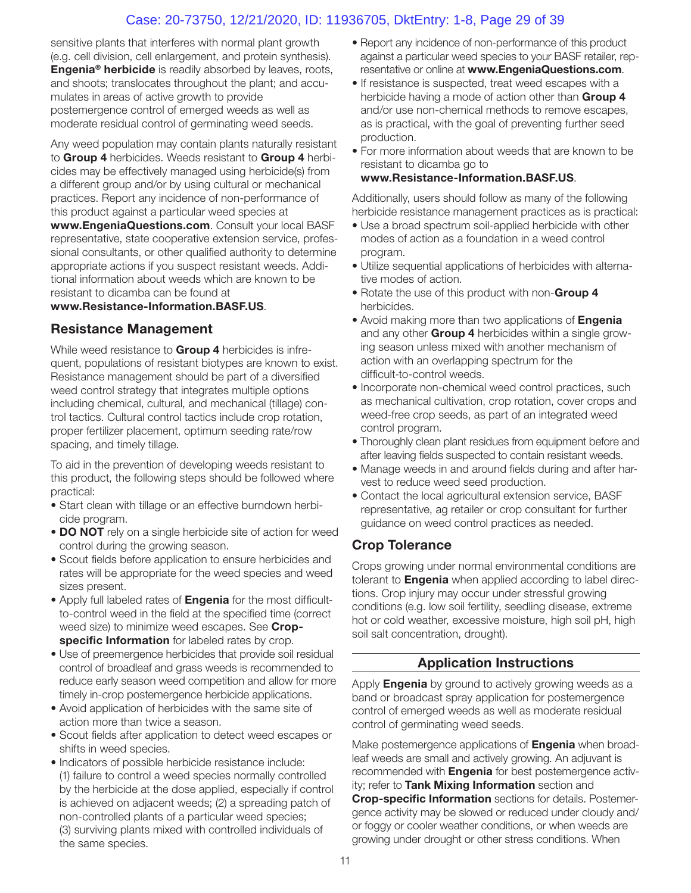sensitive plants that interferes with normal plant growth (e.g. cell division, cell enlargement, and protein synthesis). **Engenia® herbicide** is readily absorbed by leaves, roots, and shoots; translocates throughout the plant; and accumulates in areas of active growth to provide postemergence control of emerged weeds as well as moderate residual control of germinating weed seeds.

Any weed population may contain plants naturally resistant to **Group 4** herbicides. Weeds resistant to **Group 4** herbicides may be effectively managed using herbicide(s) from a different group and/or by using cultural or mechanical practices. Report any incidence of non-performance of this product against a particular weed species at **www.EngeniaQuestions.com**. Consult your local BASF representative, state cooperative extension service, professional consultants, or other qualified authority to determine appropriate actions if you suspect resistant weeds. Additional information about weeds which are known to be resistant to dicamba can be found at **www.Resistance-Information.BASF.US**.

## Resistance Management

While weed resistance to **Group 4** herbicides is infrequent, populations of resistant biotypes are known to exist. Resistance management should be part of a diversified weed control strategy that integrates multiple options including chemical, cultural, and mechanical (tillage) control tactics. Cultural control tactics include crop rotation, proper fertilizer placement, optimum seeding rate/row spacing, and timely tillage.

To aid in the prevention of developing weeds resistant to this product, the following steps should be followed where practical:

- Start clean with tillage or an effective burndown herbicide program.
- **DO NOT** rely on a single herbicide site of action for weed control during the growing season.
- Scout fields before application to ensure herbicides and rates will be appropriate for the weed species and weed sizes present.
- Apply full labeled rates of **Engenia** for the most difficult-to-control weed in the field at the specified time (correct weed size) to minimize weed escapes. See **Crop-specific Information** for labeled rates by crop.
- Use of preemergence herbicides that provide soil residual control of broadleaf and grass weeds is recommended to reduce early season weed competition and allow for more timely in-crop postemergence herbicide applications.
- Avoid application of herbicides with the same site of action more than twice a season.
- Scout fields after application to detect weed escapes or shifts in weed species.
- Indicators of possible herbicide resistance include: (1) failure to control a weed species normally controlled by the herbicide at the dose applied, especially if control is achieved on adjacent weeds; (2) a spreading patch of non-controlled plants of a particular weed species; (3) surviving plants mixed with controlled individuals of the same species.
- Report any incidence of non-performance of this product against a particular weed species to your BASF retailer, representative or online at **www.EngeniaQuestions.com**.
- If resistance is suspected, treat weed escapes with a herbicide having a mode of action other than **Group 4** and/or use non-chemical methods to remove escapes, as is practical, with the goal of preventing further seed production.
- For more information about weeds that are known to be resistant to dicamba go to **www.Resistance-Information.BASF.US**.

Additionally, users should follow as many of the following herbicide resistance management practices as is practical:

- Use a broad spectrum soil-applied herbicide with other modes of action as a foundation in a weed control program.
- Utilize sequential applications of herbicides with alternative modes of action.
- Rotate the use of this product with non-**Group 4** herbicides.
- Avoid making more than two applications of **Engenia** and any other **Group 4** herbicides within a single growing season unless mixed with another mechanism of action with an overlapping spectrum for the difficult-to-control weeds.
- Incorporate non-chemical weed control practices, such as mechanical cultivation, crop rotation, cover crops and weed-free crop seeds, as part of an integrated weed control program.
- Thoroughly clean plant residues from equipment before and after leaving fields suspected to contain resistant weeds.
- Manage weeds in and around fields during and after harvest to reduce weed seed production.
- Contact the local agricultural extension service, BASF representative, ag retailer or crop consultant for further guidance on weed control practices as needed.

## Crop Tolerance

Crops growing under normal environmental conditions are tolerant to **Engenia** when applied according to label directions. Crop injury may occur under stressful growing conditions (e.g. low soil fertility, seedling disease, extreme hot or cold weather, excessive moisture, high soil pH, high soil salt concentration, drought).

## Application Instructions

Apply **Engenia** by ground to actively growing weeds as a band or broadcast spray application for postemergence control of emerged weeds as well as moderate residual control of germinating weed seeds.

Make postemergence applications of **Engenia** when broadleaf weeds are small and actively growing. An adjuvant is recommended with **Engenia** for best postemergence activity; refer to **Tank Mixing Information** section and **Crop-specific Information** sections for details. Postemergence activity may be slowed or reduced under cloudy and/or foggy or cooler weather conditions, or when weeds are growing under drought or other stress conditions. When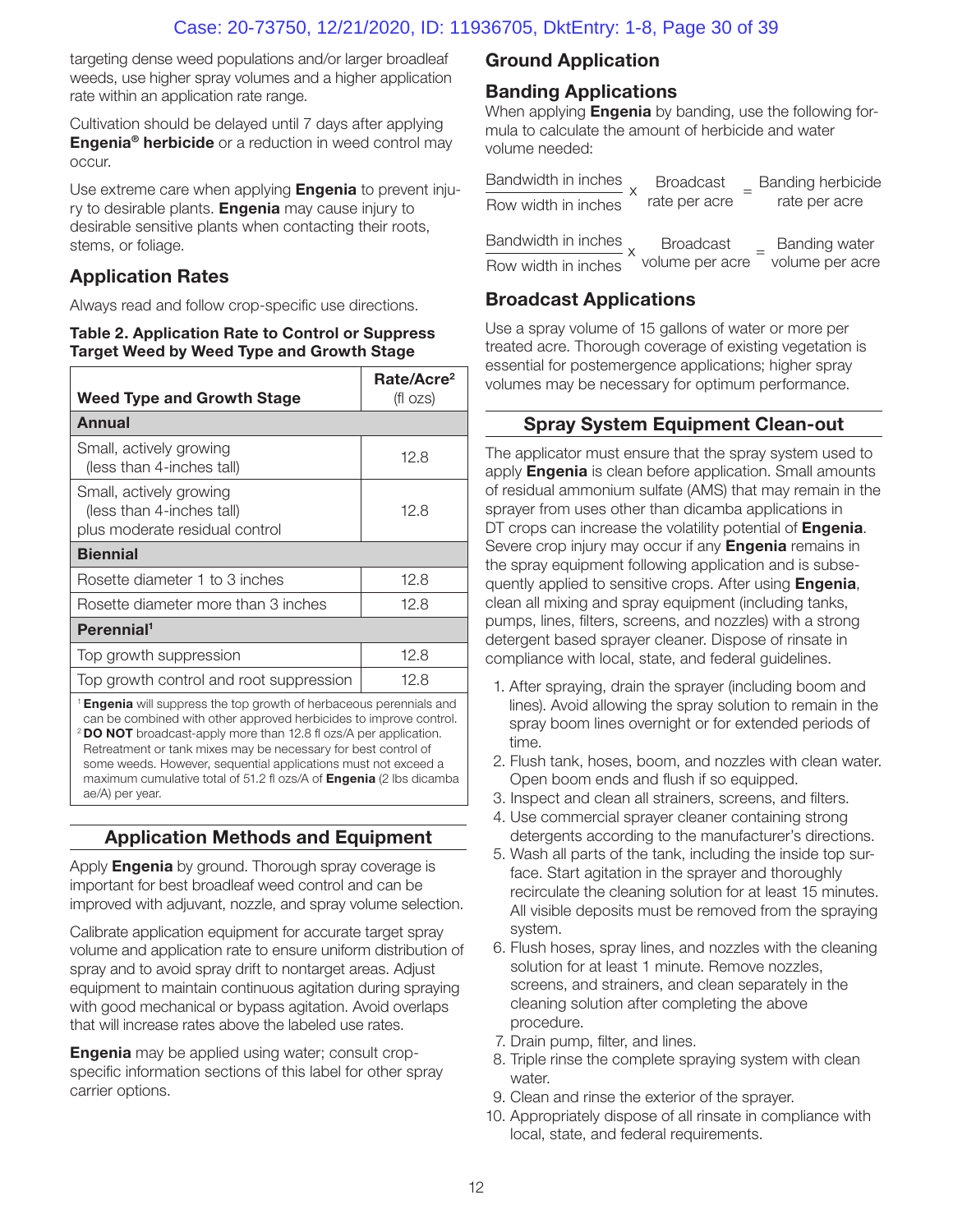targeting dense weed populations and/or larger broadleaf weeds, use higher spray volumes and a higher application rate within an application rate range.

Cultivation should be delayed until 7 days after applying **Engenia® herbicide** or a reduction in weed control may occur.

Use extreme care when applying **Engenia** to prevent injury to desirable plants. **Engenia** may cause injury to desirable sensitive plants when contacting their roots, stems, or foliage.

## Application Rates

Always read and follow crop-specific use directions.

**Table 2. Application Rate to Control or Suppress Target Weed by Weed Type and Growth Stage**

| Weed Type and Growth Stage | Rate/Acre[2] (fl ozs) |
|---|---|
| **Annual** | |
| Small, actively growing (less than 4-inches tall) | 12.8 |
| Small, actively growing (less than 4-inches tall) plus moderate residual control | 12.8 |
| **Biennial** | |
| Rosette diameter 1 to 3 inches | 12.8 |
| Rosette diameter more than 3 inches | 12.8 |
| **Perennial[1]** | |
| Top growth suppression | 12.8 |
| Top growth control and root suppression | 12.8 |

[1] **Engenia** will suppress the top growth of herbaceous perennials and can be combined with other approved herbicides to improve control.
[2] **DO NOT** broadcast-apply more than 12.8 fl ozs/A per application. Retreatment or tank mixes may be necessary for best control of some weeds. However, sequential applications must not exceed a maximum cumulative total of 51.2 fl ozs/A of **Engenia** (2 lbs dicamba ae/A) per year.

## Application Methods and Equipment

Apply **Engenia** by ground. Thorough spray coverage is important for best broadleaf weed control and can be improved with adjuvant, nozzle, and spray volume selection.

Calibrate application equipment for accurate target spray volume and application rate to ensure uniform distribution of spray and to avoid spray drift to nontarget areas. Adjust equipment to maintain continuous agitation during spraying with good mechanical or bypass agitation. Avoid overlaps that will increase rates above the labeled use rates.

**Engenia** may be applied using water; consult crop-specific information sections of this label for other spray carrier options.

## Ground Application

### Banding Applications

When applying **Engenia** by banding, use the following formula to calculate the amount of herbicide and water volume needed:

$$\frac{\text{Bandwidth in inches}}{\text{Row width in inches}} \times \text{Broadcast rate per acre} = \text{Banding herbicide rate per acre}$$

$$\frac{\text{Bandwidth in inches}}{\text{Row width in inches}} \times \text{Broadcast volume per acre} = \text{Banding water volume per acre}$$

### Broadcast Applications

Use a spray volume of 15 gallons of water or more per treated acre. Thorough coverage of existing vegetation is essential for postemergence applications; higher spray volumes may be necessary for optimum performance.

## Spray System Equipment Clean-out

The applicator must ensure that the spray system used to apply **Engenia** is clean before application. Small amounts of residual ammonium sulfate (AMS) that may remain in the sprayer from uses other than dicamba applications in DT crops can increase the volatility potential of **Engenia**. Severe crop injury may occur if any **Engenia** remains in the spray equipment following application and is subsequently applied to sensitive crops. After using **Engenia**, clean all mixing and spray equipment (including tanks, pumps, lines, filters, screens, and nozzles) with a strong detergent based sprayer cleaner. Dispose of rinsate in compliance with local, state, and federal guidelines.

1. After spraying, drain the sprayer (including boom and lines). Avoid allowing the spray solution to remain in the spray boom lines overnight or for extended periods of time.
2. Flush tank, hoses, boom, and nozzles with clean water. Open boom ends and flush if so equipped.
3. Inspect and clean all strainers, screens, and filters.
4. Use commercial sprayer cleaner containing strong detergents according to the manufacturer's directions.
5. Wash all parts of the tank, including the inside top surface. Start agitation in the sprayer and thoroughly recirculate the cleaning solution for at least 15 minutes. All visible deposits must be removed from the spraying system.
6. Flush hoses, spray lines, and nozzles with the cleaning solution for at least 1 minute. Remove nozzles, screens, and strainers, and clean separately in the cleaning solution after completing the above procedure.
7. Drain pump, filter, and lines.
8. Triple rinse the complete spraying system with clean water.
9. Clean and rinse the exterior of the sprayer.
10. Appropriately dispose of all rinsate in compliance with local, state, and federal requirements.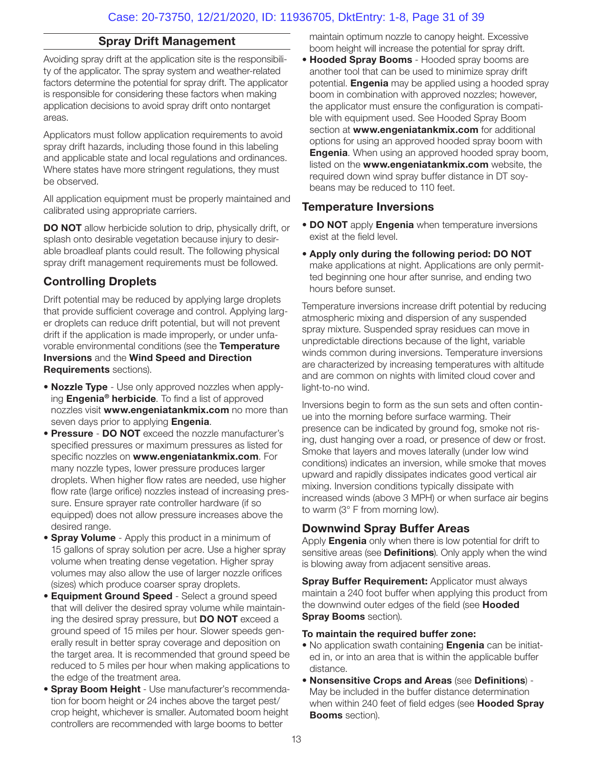## Spray Drift Management

Avoiding spray drift at the application site is the responsibility of the applicator. The spray system and weather-related factors determine the potential for spray drift. The applicator is responsible for considering these factors when making application decisions to avoid spray drift onto nontarget areas.

Applicators must follow application requirements to avoid spray drift hazards, including those found in this labeling and applicable state and local regulations and ordinances. Where states have more stringent regulations, they must be observed.

All application equipment must be properly maintained and calibrated using appropriate carriers.

**DO NOT** allow herbicide solution to drip, physically drift, or splash onto desirable vegetation because injury to desirable broadleaf plants could result. The following physical spray drift management requirements must be followed.

### Controlling Droplets

Drift potential may be reduced by applying large droplets that provide sufficient coverage and control. Applying larger droplets can reduce drift potential, but will not prevent drift if the application is made improperly, or under unfavorable environmental conditions (see the **Temperature Inversions** and the **Wind Speed and Direction Requirements** sections).

- **Nozzle Type** - Use only approved nozzles when applying **Engenia® herbicide**. To find a list of approved nozzles visit **www.engeniatankmix.com** no more than seven days prior to applying **Engenia**.
- **Pressure** - **DO NOT** exceed the nozzle manufacturer's specified pressures or maximum pressures as listed for specific nozzles on **www.engeniatankmix.com**. For many nozzle types, lower pressure produces larger droplets. When higher flow rates are needed, use higher flow rate (large orifice) nozzles instead of increasing pressure. Ensure sprayer rate controller hardware (if so equipped) does not allow pressure increases above the desired range.
- **Spray Volume** - Apply this product in a minimum of 15 gallons of spray solution per acre. Use a higher spray volume when treating dense vegetation. Higher spray volumes may also allow the use of larger nozzle orifices (sizes) which produce coarser spray droplets.
- **Equipment Ground Speed** - Select a ground speed that will deliver the desired spray volume while maintaining the desired spray pressure, but **DO NOT** exceed a ground speed of 15 miles per hour. Slower speeds generally result in better spray coverage and deposition on the target area. It is recommended that ground speed be reduced to 5 miles per hour when making applications to the edge of the treatment area.
- **Spray Boom Height** - Use manufacturer's recommendation for boom height or 24 inches above the target pest/crop height, whichever is smaller. Automated boom height controllers are recommended with large booms to better maintain optimum nozzle to canopy height. Excessive boom height will increase the potential for spray drift.
- **Hooded Spray Booms** - Hooded spray booms are another tool that can be used to minimize spray drift potential. **Engenia** may be applied using a hooded spray boom in combination with approved nozzles; however, the applicator must ensure the configuration is compatible with equipment used. See Hooded Spray Boom section at **www.engeniatankmix.com** for additional options for using an approved hooded spray boom with **Engenia**. When using an approved hooded spray boom, listed on the **www.engeniatankmix.com** website, the required down wind spray buffer distance in DT soybeans may be reduced to 110 feet.

### Temperature Inversions

- **DO NOT** apply **Engenia** when temperature inversions exist at the field level.
- **Apply only during the following period: DO NOT** make applications at night. Applications are only permitted beginning one hour after sunrise, and ending two hours before sunset.

Temperature inversions increase drift potential by reducing atmospheric mixing and dispersion of any suspended spray mixture. Suspended spray residues can move in unpredictable directions because of the light, variable winds common during inversions. Temperature inversions are characterized by increasing temperatures with altitude and are common on nights with limited cloud cover and light-to-no wind.

Inversions begin to form as the sun sets and often continue into the morning before surface warming. Their presence can be indicated by ground fog, smoke not rising, dust hanging over a road, or presence of dew or frost. Smoke that layers and moves laterally (under low wind conditions) indicates an inversion, while smoke that moves upward and rapidly dissipates indicates good vertical air mixing. Inversion conditions typically dissipate with increased winds (above 3 MPH) or when surface air begins to warm (3° F from morning low).

### Downwind Spray Buffer Areas

Apply **Engenia** only when there is low potential for drift to sensitive areas (see **Definitions**). Only apply when the wind is blowing away from adjacent sensitive areas.

**Spray Buffer Requirement:** Applicator must always maintain a 240 foot buffer when applying this product from the downwind outer edges of the field (see **Hooded Spray Booms** section).

**To maintain the required buffer zone:**

- No application swath containing **Engenia** can be initiated in, or into an area that is within the applicable buffer distance.
- **Nonsensitive Crops and Areas** (see **Definitions**) - May be included in the buffer distance determination when within 240 feet of field edges (see **Hooded Spray Booms** section).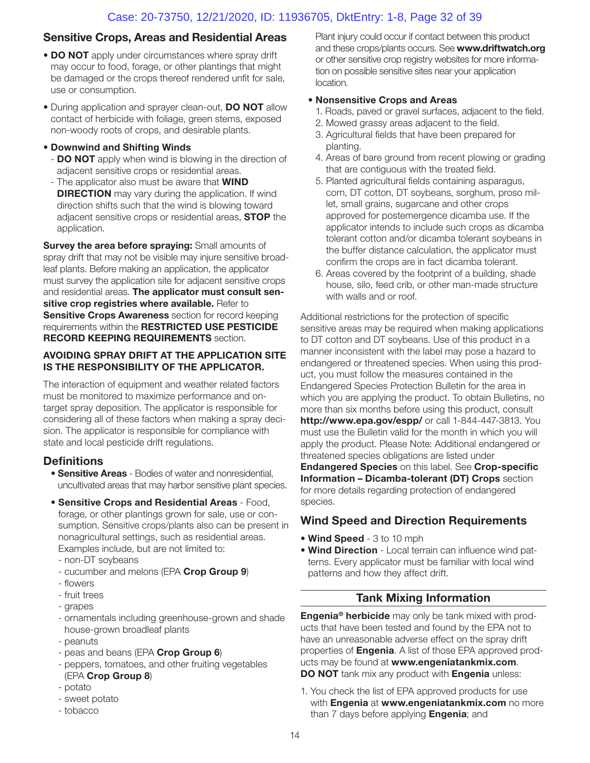## Sensitive Crops, Areas and Residential Areas

- **DO NOT** apply under circumstances where spray drift may occur to food, forage, or other plantings that might be damaged or the crops thereof rendered unfit for sale, use or consumption.
- During application and sprayer clean-out, **DO NOT** allow contact of herbicide with foliage, green stems, exposed non-woody roots of crops, and desirable plants.
- **Downwind and Shifting Winds**
  - **DO NOT** apply when wind is blowing in the direction of adjacent sensitive crops or residential areas.
  - The applicator also must be aware that **WIND DIRECTION** may vary during the application. If wind direction shifts such that the wind is blowing toward adjacent sensitive crops or residential areas, **STOP** the application.

**Survey the area before spraying:** Small amounts of spray drift that may not be visible may injure sensitive broadleaf plants. Before making an application, the applicator must survey the application site for adjacent sensitive crops and residential areas. **The applicator must consult sensitive crop registries where available.** Refer to **Sensitive Crops Awareness** section for record keeping requirements within the **RESTRICTED USE PESTICIDE RECORD KEEPING REQUIREMENTS** section.

**AVOIDING SPRAY DRIFT AT THE APPLICATION SITE IS THE RESPONSIBILITY OF THE APPLICATOR.**

The interaction of equipment and weather related factors must be monitored to maximize performance and on-target spray deposition. The applicator is responsible for considering all of these factors when making a spray decision. The applicator is responsible for compliance with state and local pesticide drift regulations.

## Definitions

- **Sensitive Areas** - Bodies of water and nonresidential, uncultivated areas that may harbor sensitive plant species.
- **Sensitive Crops and Residential Areas** - Food, forage, or other plantings grown for sale, use or consumption. Sensitive crops/plants also can be present in nonagricultural settings, such as residential areas. Examples include, but are not limited to:
  - non-DT soybeans
  - cucumber and melons (EPA **Crop Group 9**)
  - flowers
  - fruit trees
  - grapes
  - ornamentals including greenhouse-grown and shade house-grown broadleaf plants
  - peanuts
  - peas and beans (EPA **Crop Group 6**)
  - peppers, tomatoes, and other fruiting vegetables (EPA **Crop Group 8**)
  - potato
  - sweet potato
  - tobacco

  Plant injury could occur if contact between this product and these crops/plants occurs. See **www.driftwatch.org** or other sensitive crop registry websites for more information on possible sensitive sites near your application location.

- **Nonsensitive Crops and Areas**
  1. Roads, paved or gravel surfaces, adjacent to the field.
  2. Mowed grassy areas adjacent to the field.
  3. Agricultural fields that have been prepared for planting.
  4. Areas of bare ground from recent plowing or grading that are contiguous with the treated field.
  5. Planted agricultural fields containing asparagus, corn, DT cotton, DT soybeans, sorghum, proso millet, small grains, sugarcane and other crops approved for postemergence dicamba use. If the applicator intends to include such crops as dicamba tolerant cotton and/or dicamba tolerant soybeans in the buffer distance calculation, the applicator must confirm the crops are in fact dicamba tolerant.
  6. Areas covered by the footprint of a building, shade house, silo, feed crib, or other man-made structure with walls and or roof.

Additional restrictions for the protection of specific sensitive areas may be required when making applications to DT cotton and DT soybeans. Use of this product in a manner inconsistent with the label may pose a hazard to endangered or threatened species. When using this product, you must follow the measures contained in the Endangered Species Protection Bulletin for the area in which you are applying the product. To obtain Bulletins, no more than six months before using this product, consult **http://www.epa.gov/espp/** or call 1-844-447-3813. You must use the Bulletin valid for the month in which you will apply the product. Please Note: Additional endangered or threatened species obligations are listed under **Endangered Species** on this label. See **Crop-specific Information – Dicamba-tolerant (DT) Crops** section for more details regarding protection of endangered species.

## Wind Speed and Direction Requirements

- **Wind Speed** - 3 to 10 mph
- **Wind Direction** - Local terrain can influence wind patterns. Every applicator must be familiar with local wind patterns and how they affect drift.

## Tank Mixing Information

**Engenia® herbicide** may only be tank mixed with products that have been tested and found by the EPA not to have an unreasonable adverse effect on the spray drift properties of **Engenia**. A list of those EPA approved products may be found at **www.engeniatankmix.com**. **DO NOT** tank mix any product with **Engenia** unless:

1. You check the list of EPA approved products for use with **Engenia** at **www.engeniatankmix.com** no more than 7 days before applying **Engenia**; and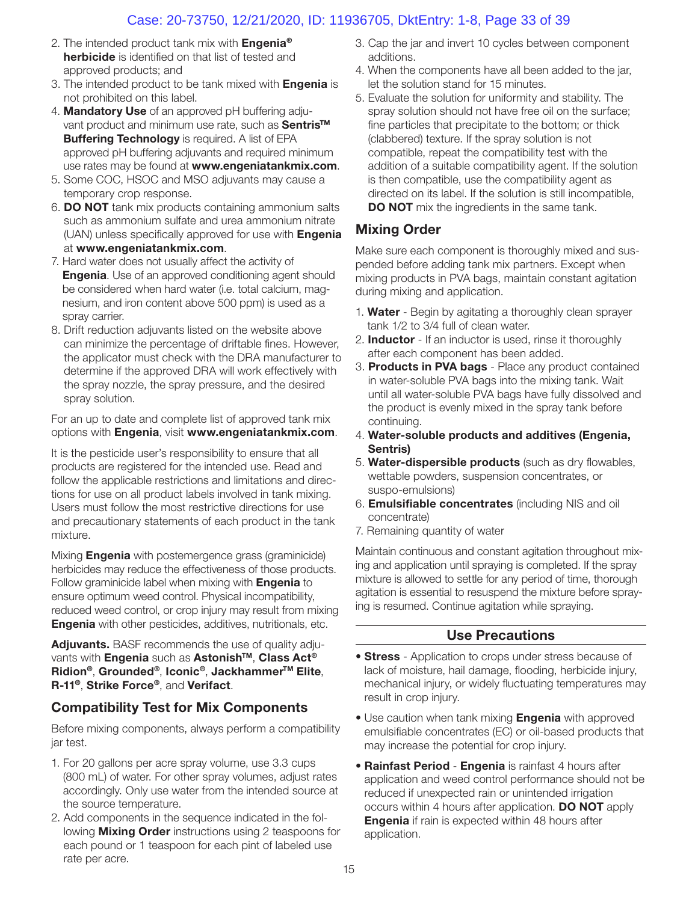2. The intended product tank mix with **Engenia® herbicide** is identified on that list of tested and approved products; and
3. The intended product to be tank mixed with **Engenia** is not prohibited on this label.
4. **Mandatory Use** of an approved pH buffering adjuvant product and minimum use rate, such as **Sentris™ Buffering Technology** is required. A list of EPA approved pH buffering adjuvants and required minimum use rates may be found at **www.engeniatankmix.com**.
5. Some COC, HSOC and MSO adjuvants may cause a temporary crop response.
6. **DO NOT** tank mix products containing ammonium salts such as ammonium sulfate and urea ammonium nitrate (UAN) unless specifically approved for use with **Engenia** at **www.engeniatankmix.com**.
7. Hard water does not usually affect the activity of **Engenia**. Use of an approved conditioning agent should be considered when hard water (i.e. total calcium, magnesium, and iron content above 500 ppm) is used as a spray carrier.
8. Drift reduction adjuvants listed on the website above can minimize the percentage of driftable fines. However, the applicator must check with the DRA manufacturer to determine if the approved DRA will work effectively with the spray nozzle, the spray pressure, and the desired spray solution.

For an up to date and complete list of approved tank mix options with **Engenia**, visit **www.engeniatankmix.com**.

It is the pesticide user's responsibility to ensure that all products are registered for the intended use. Read and follow the applicable restrictions and limitations and directions for use on all product labels involved in tank mixing. Users must follow the most restrictive directions for use and precautionary statements of each product in the tank mixture.

Mixing **Engenia** with postemergence grass (graminicide) herbicides may reduce the effectiveness of those products. Follow graminicide label when mixing with **Engenia** to ensure optimum weed control. Physical incompatibility, reduced weed control, or crop injury may result from mixing **Engenia** with other pesticides, additives, nutritionals, etc.

**Adjuvants.** BASF recommends the use of quality adjuvants with **Engenia** such as **Astonish™**, **Class Act® Ridion®**, **Grounded®**, **Iconic®**, **Jackhammer™ Elite**, **R-11®**, **Strike Force®**, and **Verifact**.

## Compatibility Test for Mix Components

Before mixing components, always perform a compatibility jar test.

1. For 20 gallons per acre spray volume, use 3.3 cups (800 mL) of water. For other spray volumes, adjust rates accordingly. Only use water from the intended source at the source temperature.
2. Add components in the sequence indicated in the following **Mixing Order** instructions using 2 teaspoons for each pound or 1 teaspoon for each pint of labeled use rate per acre.
3. Cap the jar and invert 10 cycles between component additions.
4. When the components have all been added to the jar, let the solution stand for 15 minutes.
5. Evaluate the solution for uniformity and stability. The spray solution should not have free oil on the surface; fine particles that precipitate to the bottom; or thick (clabbered) texture. If the spray solution is not compatible, repeat the compatibility test with the addition of a suitable compatibility agent. If the solution is then compatible, use the compatibility agent as directed on its label. If the solution is still incompatible, **DO NOT** mix the ingredients in the same tank.

## Mixing Order

Make sure each component is thoroughly mixed and suspended before adding tank mix partners. Except when mixing products in PVA bags, maintain constant agitation during mixing and application.

1. **Water** - Begin by agitating a thoroughly clean sprayer tank 1/2 to 3/4 full of clean water.
2. **Inductor** - If an inductor is used, rinse it thoroughly after each component has been added.
3. **Products in PVA bags** - Place any product contained in water-soluble PVA bags into the mixing tank. Wait until all water-soluble PVA bags have fully dissolved and the product is evenly mixed in the spray tank before continuing.
4. **Water-soluble products and additives (Engenia, Sentris)**
5. **Water-dispersible products** (such as dry flowables, wettable powders, suspension concentrates, or suspo-emulsions)
6. **Emulsifiable concentrates** (including NIS and oil concentrate)
7. Remaining quantity of water

Maintain continuous and constant agitation throughout mixing and application until spraying is completed. If the spray mixture is allowed to settle for any period of time, thorough agitation is essential to resuspend the mixture before spraying is resumed. Continue agitation while spraying.

## Use Precautions

- **Stress** - Application to crops under stress because of lack of moisture, hail damage, flooding, herbicide injury, mechanical injury, or widely fluctuating temperatures may result in crop injury.
- Use caution when tank mixing **Engenia** with approved emulsifiable concentrates (EC) or oil-based products that may increase the potential for crop injury.
- **Rainfast Period** - **Engenia** is rainfast 4 hours after application and weed control performance should not be reduced if unexpected rain or unintended irrigation occurs within 4 hours after application. **DO NOT** apply **Engenia** if rain is expected within 48 hours after application.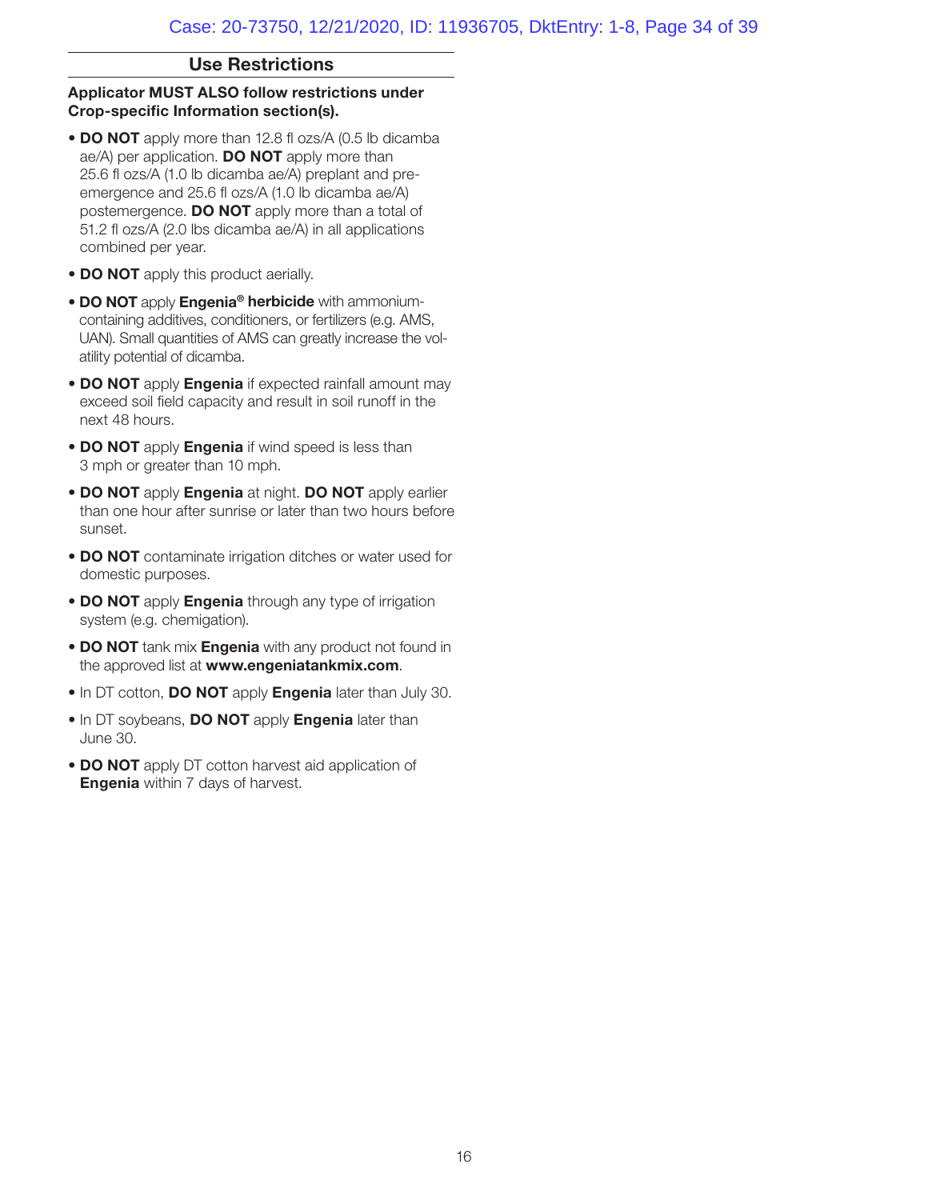## Use Restrictions

**Applicator MUST ALSO follow restrictions under Crop-specific Information section(s).**

- **DO NOT** apply more than 12.8 fl ozs/A (0.5 lb dicamba ae/A) per application. **DO NOT** apply more than 25.6 fl ozs/A (1.0 lb dicamba ae/A) preplant and pre-emergence and 25.6 fl ozs/A (1.0 lb dicamba ae/A) postemergence. **DO NOT** apply more than a total of 51.2 fl ozs/A (2.0 lbs dicamba ae/A) in all applications combined per year.
- **DO NOT** apply this product aerially.
- **DO NOT** apply **Engenia® herbicide** with ammonium-containing additives, conditioners, or fertilizers (e.g. AMS, UAN). Small quantities of AMS can greatly increase the volatility potential of dicamba.
- **DO NOT** apply **Engenia** if expected rainfall amount may exceed soil field capacity and result in soil runoff in the next 48 hours.
- **DO NOT** apply **Engenia** if wind speed is less than 3 mph or greater than 10 mph.
- **DO NOT** apply **Engenia** at night. **DO NOT** apply earlier than one hour after sunrise or later than two hours before sunset.
- **DO NOT** contaminate irrigation ditches or water used for domestic purposes.
- **DO NOT** apply **Engenia** through any type of irrigation system (e.g. chemigation).
- **DO NOT** tank mix **Engenia** with any product not found in the approved list at **www.engeniatankmix.com**.
- In DT cotton, **DO NOT** apply **Engenia** later than July 30.
- In DT soybeans, **DO NOT** apply **Engenia** later than June 30.
- **DO NOT** apply DT cotton harvest aid application of **Engenia** within 7 days of harvest.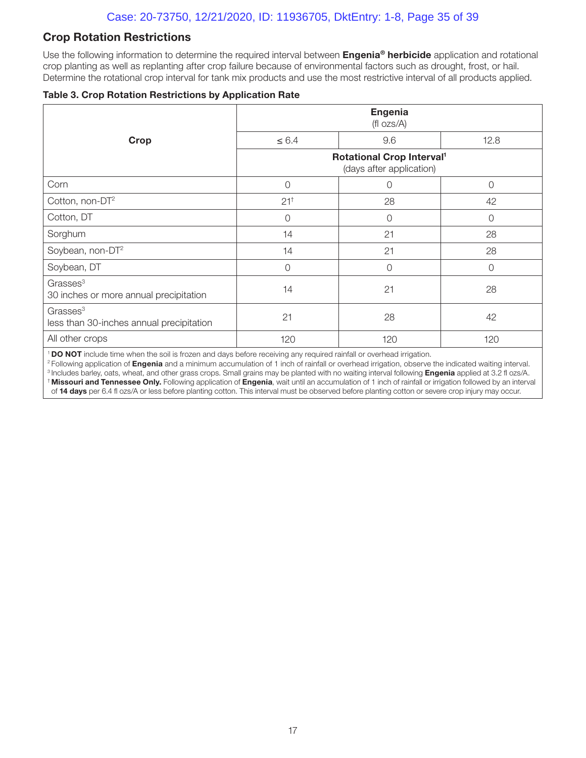## Crop Rotation Restrictions

Use the following information to determine the required interval between **Engenia® herbicide** application and rotational crop planting as well as replanting after crop failure because of environmental factors such as drought, frost, or hail. Determine the rotational crop interval for tank mix products and use the most restrictive interval of all products applied.

**Table 3. Crop Rotation Restrictions by Application Rate**

| Crop | Engenia (fl ozs/A) | | |
|---|---|---|---|
| | ≤ 6.4 | 9.6 | 12.8 |
| | **Rotational Crop Interval**[1] (days after application) | | |
| Corn | 0 | 0 | 0 |
| Cotton, non-DT[2] | 21[†] | 28 | 42 |
| Cotton, DT | 0 | 0 | 0 |
| Sorghum | 14 | 21 | 28 |
| Soybean, non-DT[2] | 14 | 21 | 28 |
| Soybean, DT | 0 | 0 | 0 |
| Grasses[3] 30 inches or more annual precipitation | 14 | 21 | 28 |
| Grasses[3] less than 30-inches annual precipitation | 21 | 28 | 42 |
| All other crops | 120 | 120 | 120 |

[1] **DO NOT** include time when the soil is frozen and days before receiving any required rainfall or overhead irrigation.
[2] Following application of **Engenia** and a minimum accumulation of 1 inch of rainfall or overhead irrigation, observe the indicated waiting interval.
[3] Includes barley, oats, wheat, and other grass crops. Small grains may be planted with no waiting interval following **Engenia** applied at 3.2 fl ozs/A.
[†] **Missouri and Tennessee Only.** Following application of **Engenia**, wait until an accumulation of 1 inch of rainfall or irrigation followed by an interval of **14 days** per 6.4 fl ozs/A or less before planting cotton. This interval must be observed before planting cotton or severe crop injury may occur.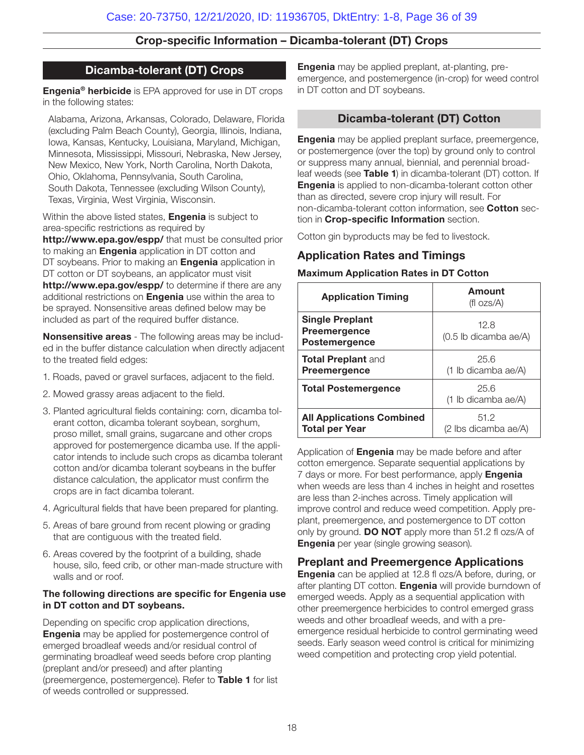## Crop-specific Information – Dicamba-tolerant (DT) Crops

## Dicamba-tolerant (DT) Crops

**Engenia® herbicide** is EPA approved for use in DT crops in the following states:

Alabama, Arizona, Arkansas, Colorado, Delaware, Florida (excluding Palm Beach County), Georgia, Illinois, Indiana, Iowa, Kansas, Kentucky, Louisiana, Maryland, Michigan, Minnesota, Mississippi, Missouri, Nebraska, New Jersey, New Mexico, New York, North Carolina, North Dakota, Ohio, Oklahoma, Pennsylvania, South Carolina, South Dakota, Tennessee (excluding Wilson County), Texas, Virginia, West Virginia, Wisconsin.

Within the above listed states, **Engenia** is subject to area-specific restrictions as required by **http://www.epa.gov/espp/** that must be consulted prior to making an **Engenia** application in DT cotton and DT soybeans. Prior to making an **Engenia** application in DT cotton or DT soybeans, an applicator must visit **http://www.epa.gov/espp/** to determine if there are any additional restrictions on **Engenia** use within the area to be sprayed. Nonsensitive areas defined below may be included as part of the required buffer distance.

**Nonsensitive areas** - The following areas may be included in the buffer distance calculation when directly adjacent to the treated field edges:

1. Roads, paved or gravel surfaces, adjacent to the field.
2. Mowed grassy areas adjacent to the field.
3. Planted agricultural fields containing: corn, dicamba tolerant cotton, dicamba tolerant soybean, sorghum, proso millet, small grains, sugarcane and other crops approved for postemergence dicamba use. If the applicator intends to include such crops as dicamba tolerant cotton and/or dicamba tolerant soybeans in the buffer distance calculation, the applicator must confirm the crops are in fact dicamba tolerant.
4. Agricultural fields that have been prepared for planting.
5. Areas of bare ground from recent plowing or grading that are contiguous with the treated field.
6. Areas covered by the footprint of a building, shade house, silo, feed crib, or other man-made structure with walls and or roof.

**The following directions are specific for Engenia use in DT cotton and DT soybeans.**

Depending on specific crop application directions, **Engenia** may be applied for postemergence control of emerged broadleaf weeds and/or residual control of germinating broadleaf weed seeds before crop planting (preplant and/or preseed) and after planting (preemergence, postemergence). Refer to **Table 1** for list of weeds controlled or suppressed.

**Engenia** may be applied preplant, at-planting, preemergence, and postemergence (in-crop) for weed control in DT cotton and DT soybeans.

## Dicamba-tolerant (DT) Cotton

**Engenia** may be applied preplant surface, preemergence, or postemergence (over the top) by ground only to control or suppress many annual, biennial, and perennial broadleaf weeds (see **Table 1**) in dicamba-tolerant (DT) cotton. If **Engenia** is applied to non-dicamba-tolerant cotton other than as directed, severe crop injury will result. For non-dicamba-tolerant cotton information, see **Cotton** section in **Crop-specific Information** section.

Cotton gin byproducts may be fed to livestock.

### Application Rates and Timings

**Maximum Application Rates in DT Cotton**

| Application Timing | Amount (fl ozs/A) |
|---|---|
| **Single Preplant Preemergence Postemergence** | 12.8 (0.5 lb dicamba ae/A) |
| **Total Preplant** and **Preemergence** | 25.6 (1 lb dicamba ae/A) |
| **Total Postemergence** | 25.6 (1 lb dicamba ae/A) |
| **All Applications Combined Total per Year** | 51.2 (2 lbs dicamba ae/A) |

Application of **Engenia** may be made before and after cotton emergence. Separate sequential applications by 7 days or more. For best performance, apply **Engenia** when weeds are less than 4 inches in height and rosettes are less than 2-inches across. Timely application will improve control and reduce weed competition. Apply preplant, preemergence, and postemergence to DT cotton only by ground. **DO NOT** apply more than 51.2 fl ozs/A of **Engenia** per year (single growing season).

### Preplant and Preemergence Applications

**Engenia** can be applied at 12.8 fl ozs/A before, during, or after planting DT cotton. **Engenia** will provide burndown of emerged weeds. Apply as a sequential application with other preemergence herbicides to control emerged grass weeds and other broadleaf weeds, and with a preemergence residual herbicide to control germinating weed seeds. Early season weed control is critical for minimizing weed competition and protecting crop yield potential.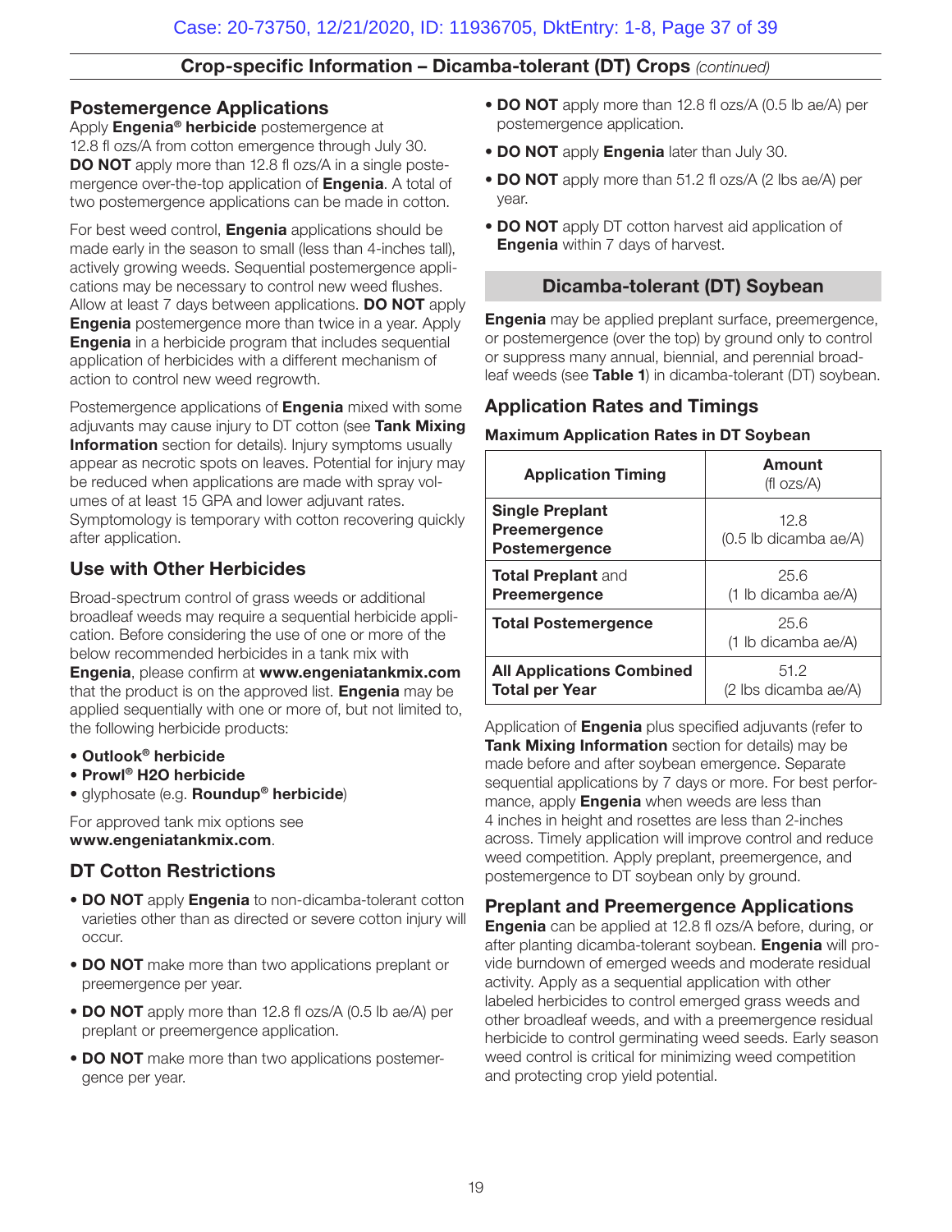## Crop-specific Information – Dicamba-tolerant (DT) Crops *(continued)*

### Postemergence Applications

Apply **Engenia® herbicide** postemergence at 12.8 fl ozs/A from cotton emergence through July 30. **DO NOT** apply more than 12.8 fl ozs/A in a single postemergence over-the-top application of **Engenia**. A total of two postemergence applications can be made in cotton.

For best weed control, **Engenia** applications should be made early in the season to small (less than 4-inches tall), actively growing weeds. Sequential postemergence applications may be necessary to control new weed flushes. Allow at least 7 days between applications. **DO NOT** apply **Engenia** postemergence more than twice in a year. Apply **Engenia** in a herbicide program that includes sequential application of herbicides with a different mechanism of action to control new weed regrowth.

Postemergence applications of **Engenia** mixed with some adjuvants may cause injury to DT cotton (see **Tank Mixing Information** section for details). Injury symptoms usually appear as necrotic spots on leaves. Potential for injury may be reduced when applications are made with spray volumes of at least 15 GPA and lower adjuvant rates. Symptomology is temporary with cotton recovering quickly after application.

### Use with Other Herbicides

Broad-spectrum control of grass weeds or additional broadleaf weeds may require a sequential herbicide application. Before considering the use of one or more of the below recommended herbicides in a tank mix with **Engenia**, please confirm at **www.engeniatankmix.com** that the product is on the approved list. **Engenia** may be applied sequentially with one or more of, but not limited to, the following herbicide products:

- **Outlook® herbicide**
- **Prowl® H2O herbicide**
- glyphosate (e.g. **Roundup® herbicide**)

For approved tank mix options see **www.engeniatankmix.com**.

### DT Cotton Restrictions

- **DO NOT** apply **Engenia** to non-dicamba-tolerant cotton varieties other than as directed or severe cotton injury will occur.
- **DO NOT** make more than two applications preplant or preemergence per year.
- **DO NOT** apply more than 12.8 fl ozs/A (0.5 lb ae/A) per preplant or preemergence application.
- **DO NOT** make more than two applications postemergence per year.
- **DO NOT** apply more than 12.8 fl ozs/A (0.5 lb ae/A) per postemergence application.
- **DO NOT** apply **Engenia** later than July 30.
- **DO NOT** apply more than 51.2 fl ozs/A (2 lbs ae/A) per year.
- **DO NOT** apply DT cotton harvest aid application of **Engenia** within 7 days of harvest.

## Dicamba-tolerant (DT) Soybean

**Engenia** may be applied preplant surface, preemergence, or postemergence (over the top) by ground only to control or suppress many annual, biennial, and perennial broadleaf weeds (see **Table 1**) in dicamba-tolerant (DT) soybean.

### Application Rates and Timings

**Maximum Application Rates in DT Soybean**

| Application Timing | Amount (fl ozs/A) |
|---|---|
| **Single Preplant Preemergence Postemergence** | 12.8 (0.5 lb dicamba ae/A) |
| **Total Preplant** and **Preemergence** | 25.6 (1 lb dicamba ae/A) |
| **Total Postemergence** | 25.6 (1 lb dicamba ae/A) |
| **All Applications Combined Total per Year** | 51.2 (2 lbs dicamba ae/A) |

Application of **Engenia** plus specified adjuvants (refer to **Tank Mixing Information** section for details) may be made before and after soybean emergence. Separate sequential applications by 7 days or more. For best performance, apply **Engenia** when weeds are less than 4 inches in height and rosettes are less than 2-inches across. Timely application will improve control and reduce weed competition. Apply preplant, preemergence, and postemergence to DT soybean only by ground.

### Preplant and Preemergence Applications

**Engenia** can be applied at 12.8 fl ozs/A before, during, or after planting dicamba-tolerant soybean. **Engenia** will provide burndown of emerged weeds and moderate residual activity. Apply as a sequential application with other labeled herbicides to control emerged grass weeds and other broadleaf weeds, and with a preemergence residual herbicide to control germinating weed seeds. Early season weed control is critical for minimizing weed competition and protecting crop yield potential.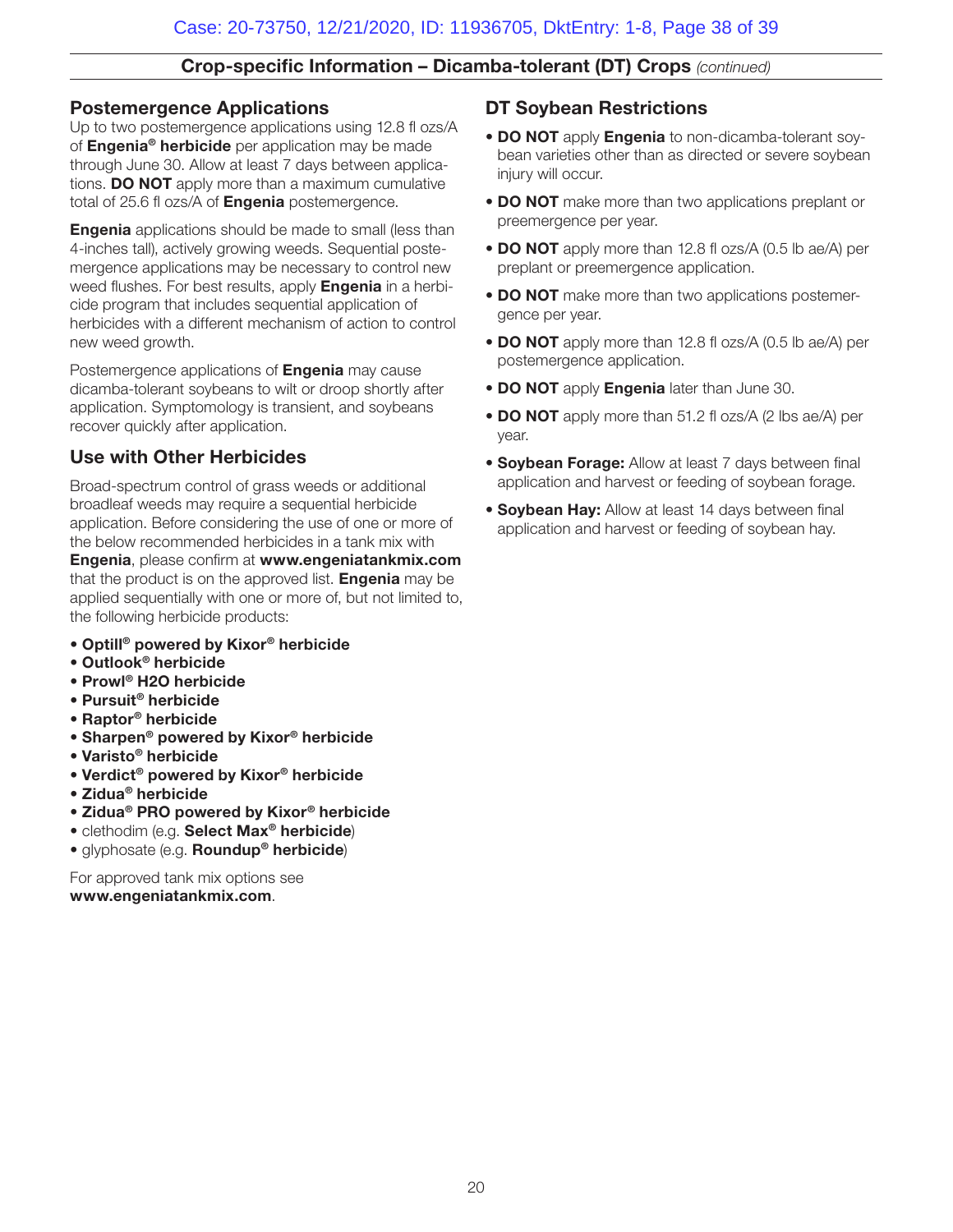## Crop-specific Information – Dicamba-tolerant (DT) Crops *(continued)*

### Postemergence Applications

Up to two postemergence applications using 12.8 fl ozs/A of **Engenia® herbicide** per application may be made through June 30. Allow at least 7 days between applications. **DO NOT** apply more than a maximum cumulative total of 25.6 fl ozs/A of **Engenia** postemergence.

**Engenia** applications should be made to small (less than 4-inches tall), actively growing weeds. Sequential postemergence applications may be necessary to control new weed flushes. For best results, apply **Engenia** in a herbicide program that includes sequential application of herbicides with a different mechanism of action to control new weed growth.

Postemergence applications of **Engenia** may cause dicamba-tolerant soybeans to wilt or droop shortly after application. Symptomology is transient, and soybeans recover quickly after application.

### Use with Other Herbicides

Broad-spectrum control of grass weeds or additional broadleaf weeds may require a sequential herbicide application. Before considering the use of one or more of the below recommended herbicides in a tank mix with **Engenia**, please confirm at **www.engeniatankmix.com** that the product is on the approved list. **Engenia** may be applied sequentially with one or more of, but not limited to, the following herbicide products:

- **Optill® powered by Kixor® herbicide**
- **Outlook® herbicide**
- **Prowl® H2O herbicide**
- **Pursuit® herbicide**
- **Raptor® herbicide**
- **Sharpen® powered by Kixor® herbicide**
- **Varisto® herbicide**
- **Verdict® powered by Kixor® herbicide**
- **Zidua® herbicide**
- **Zidua® PRO powered by Kixor® herbicide**
- clethodim (e.g. **Select Max® herbicide**)
- glyphosate (e.g. **Roundup® herbicide**)

For approved tank mix options see **www.engeniatankmix.com**.

### DT Soybean Restrictions

- **DO NOT** apply **Engenia** to non-dicamba-tolerant soybean varieties other than as directed or severe soybean injury will occur.
- **DO NOT** make more than two applications preplant or preemergence per year.
- **DO NOT** apply more than 12.8 fl ozs/A (0.5 lb ae/A) per preplant or preemergence application.
- **DO NOT** make more than two applications postemergence per year.
- **DO NOT** apply more than 12.8 fl ozs/A (0.5 lb ae/A) per postemergence application.
- **DO NOT** apply **Engenia** later than June 30.
- **DO NOT** apply more than 51.2 fl ozs/A (2 lbs ae/A) per year.
- **Soybean Forage:** Allow at least 7 days between final application and harvest or feeding of soybean forage.
- **Soybean Hay:** Allow at least 14 days between final application and harvest or feeding of soybean hay.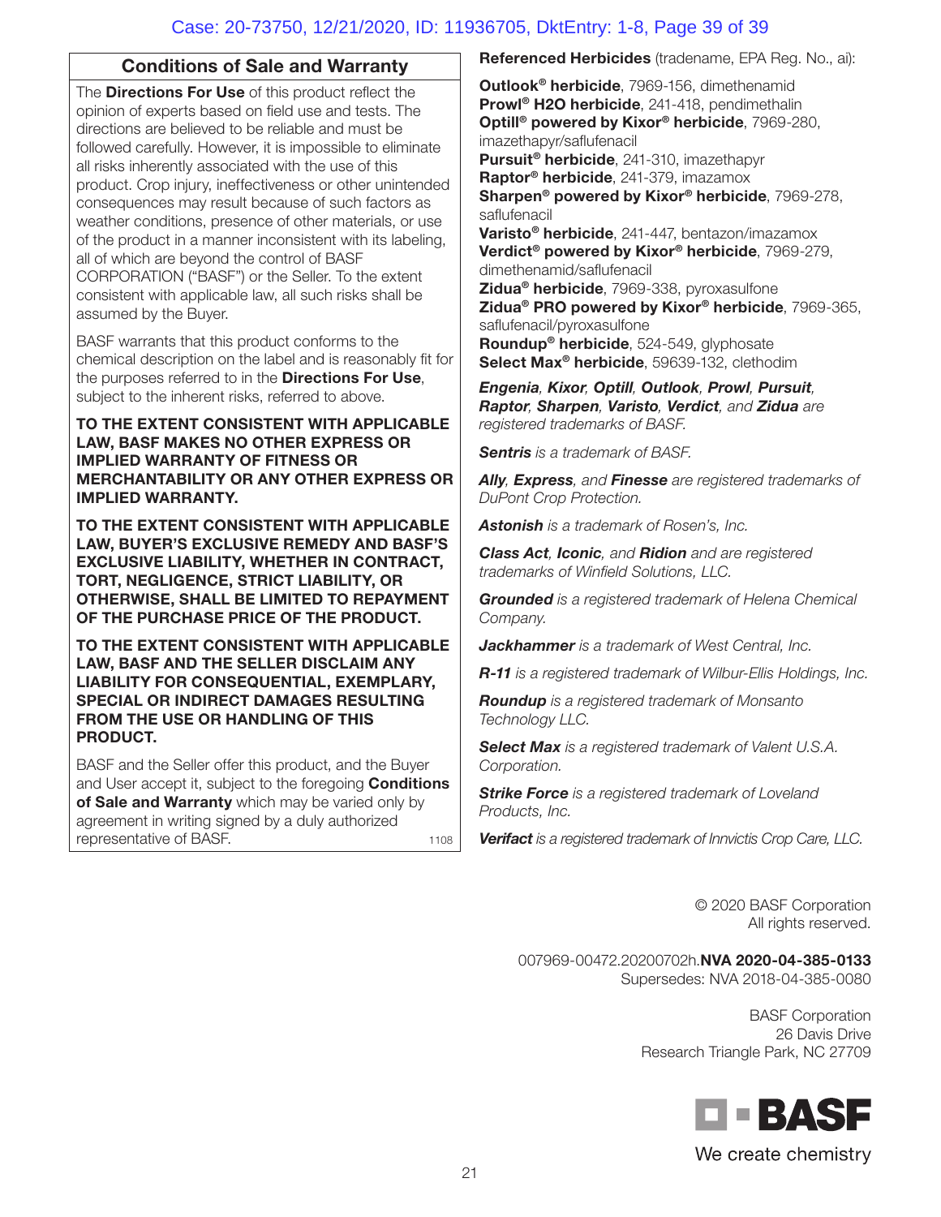## Conditions of Sale and Warranty

The **Directions For Use** of this product reflect the opinion of experts based on field use and tests. The directions are believed to be reliable and must be followed carefully. However, it is impossible to eliminate all risks inherently associated with the use of this product. Crop injury, ineffectiveness or other unintended consequences may result because of such factors as weather conditions, presence of other materials, or use of the product in a manner inconsistent with its labeling, all of which are beyond the control of BASF CORPORATION ("BASF") or the Seller. To the extent consistent with applicable law, all such risks shall be assumed by the Buyer.

BASF warrants that this product conforms to the chemical description on the label and is reasonably fit for the purposes referred to in the **Directions For Use**, subject to the inherent risks, referred to above.

**TO THE EXTENT CONSISTENT WITH APPLICABLE LAW, BASF MAKES NO OTHER EXPRESS OR IMPLIED WARRANTY OF FITNESS OR MERCHANTABILITY OR ANY OTHER EXPRESS OR IMPLIED WARRANTY.**

**TO THE EXTENT CONSISTENT WITH APPLICABLE LAW, BUYER'S EXCLUSIVE REMEDY AND BASF'S EXCLUSIVE LIABILITY, WHETHER IN CONTRACT, TORT, NEGLIGENCE, STRICT LIABILITY, OR OTHERWISE, SHALL BE LIMITED TO REPAYMENT OF THE PURCHASE PRICE OF THE PRODUCT.**

**TO THE EXTENT CONSISTENT WITH APPLICABLE LAW, BASF AND THE SELLER DISCLAIM ANY LIABILITY FOR CONSEQUENTIAL, EXEMPLARY, SPECIAL OR INDIRECT DAMAGES RESULTING FROM THE USE OR HANDLING OF THIS PRODUCT.**

BASF and the Seller offer this product, and the Buyer and User accept it, subject to the foregoing **Conditions of Sale and Warranty** which may be varied only by agreement in writing signed by a duly authorized representative of BASF. 1108

**Referenced Herbicides** (tradename, EPA Reg. No., ai):

**Outlook® herbicide**, 7969-156, dimethenamid
**Prowl® H2O herbicide**, 241-418, pendimethalin
**Optill® powered by Kixor® herbicide**, 7969-280, imazethapyr/saflufenacil
**Pursuit® herbicide**, 241-310, imazethapyr
**Raptor® herbicide**, 241-379, imazamox
**Sharpen® powered by Kixor® herbicide**, 7969-278, saflufenacil
**Varisto® herbicide**, 241-447, bentazon/imazamox
**Verdict® powered by Kixor® herbicide**, 7969-279, dimethenamid/saflufenacil
**Zidua® herbicide**, 7969-338, pyroxasulfone
**Zidua® PRO powered by Kixor® herbicide**, 7969-365, saflufenacil/pyroxasulfone
**Roundup® herbicide**, 524-549, glyphosate
**Select Max® herbicide**, 59639-132, clethodim

***Engenia***, ***Kixor***, ***Optill***, ***Outlook***, ***Prowl***, ***Pursuit***, ***Raptor***, ***Sharpen***, ***Varisto***, ***Verdict***, *and* ***Zidua*** *are registered trademarks of BASF.*

***Sentris*** *is a trademark of BASF.*

***Ally***, ***Express***, *and* ***Finesse*** *are registered trademarks of DuPont Crop Protection.*

***Astonish*** *is a trademark of Rosen's, Inc.*

***Class Act***, ***Iconic***, *and* ***Ridion*** *and are registered trademarks of Winfield Solutions, LLC.*

***Grounded*** *is a registered trademark of Helena Chemical Company.*

***Jackhammer*** *is a trademark of West Central, Inc.*

***R-11*** *is a registered trademark of Wilbur-Ellis Holdings, Inc.*

***Roundup*** *is a registered trademark of Monsanto Technology LLC.*

***Select Max*** *is a registered trademark of Valent U.S.A. Corporation.*

***Strike Force*** *is a registered trademark of Loveland Products, Inc.*

***Verifact*** *is a registered trademark of Innvictis Crop Care, LLC.*

© 2020 BASF Corporation
All rights reserved.

007969-00472.20200702h.**NVA 2020-04-385-0133**
Supersedes: NVA 2018-04-385-0080

BASF Corporation
26 Davis Drive
Research Triangle Park, NC 27709

BASF
We create chemistry